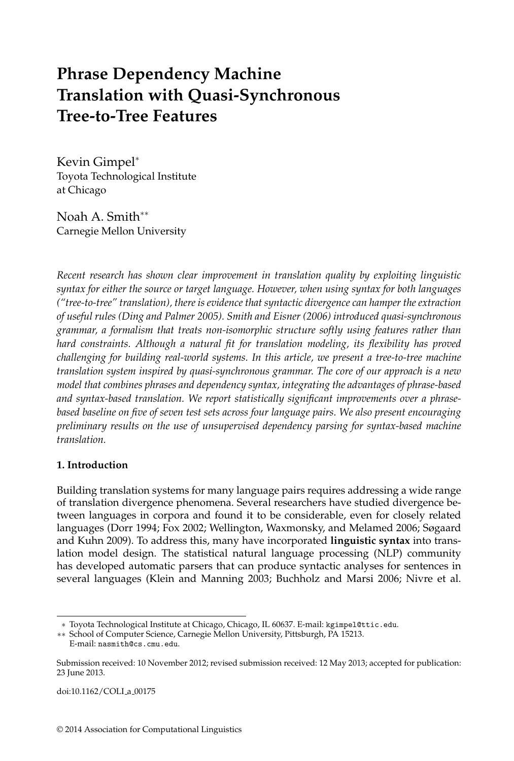# Phrase Dependency Machine Translation with Quasi-Synchronous Tree-to-Tree Features

Kevin Gimpel*
Toyota Technological Institute at Chicago

Noah A. Smith**
Carnegie Mellon University

*Recent research has shown clear improvement in translation quality by exploiting linguistic syntax for either the source or target language. However, when using syntax for both languages ("tree-to-tree" translation), there is evidence that syntactic divergence can hamper the extraction of useful rules (Ding and Palmer 2005). Smith and Eisner (2006) introduced quasi-synchronous grammar, a formalism that treats non-isomorphic structure softly using features rather than hard constraints. Although a natural fit for translation modeling, its flexibility has proved challenging for building real-world systems. In this article, we present a tree-to-tree machine translation system inspired by quasi-synchronous grammar. The core of our approach is a new model that combines phrases and dependency syntax, integrating the advantages of phrase-based and syntax-based translation. We report statistically significant improvements over a phrase-based baseline on five of seven test sets across four language pairs. We also present encouraging preliminary results on the use of unsupervised dependency parsing for syntax-based machine translation.*

## 1. Introduction

Building translation systems for many language pairs requires addressing a wide range of translation divergence phenomena. Several researchers have studied divergence between languages in corpora and found it to be considerable, even for closely related languages (Dorr 1994; Fox 2002; Wellington, Waxmonsky, and Melamed 2006; Søgaard and Kuhn 2009). To address this, many have incorporated **linguistic syntax** into translation model design. The statistical natural language processing (NLP) community has developed automatic parsers that can produce syntactic analyses for sentences in several languages (Klein and Manning 2003; Buchholz and Marsi 2006; Nivre et al.

* Toyota Technological Institute at Chicago, Chicago, IL 60637. E-mail: kgimpel@ttic.edu.

** School of Computer Science, Carnegie Mellon University, Pittsburgh, PA 15213. E-mail: nasmith@cs.cmu.edu.

Submission received: 10 November 2012; revised submission received: 12 May 2013; accepted for publication: 23 June 2013.

doi:10.1162/COLI_a_00175

© 2014 Association for Computational Linguistics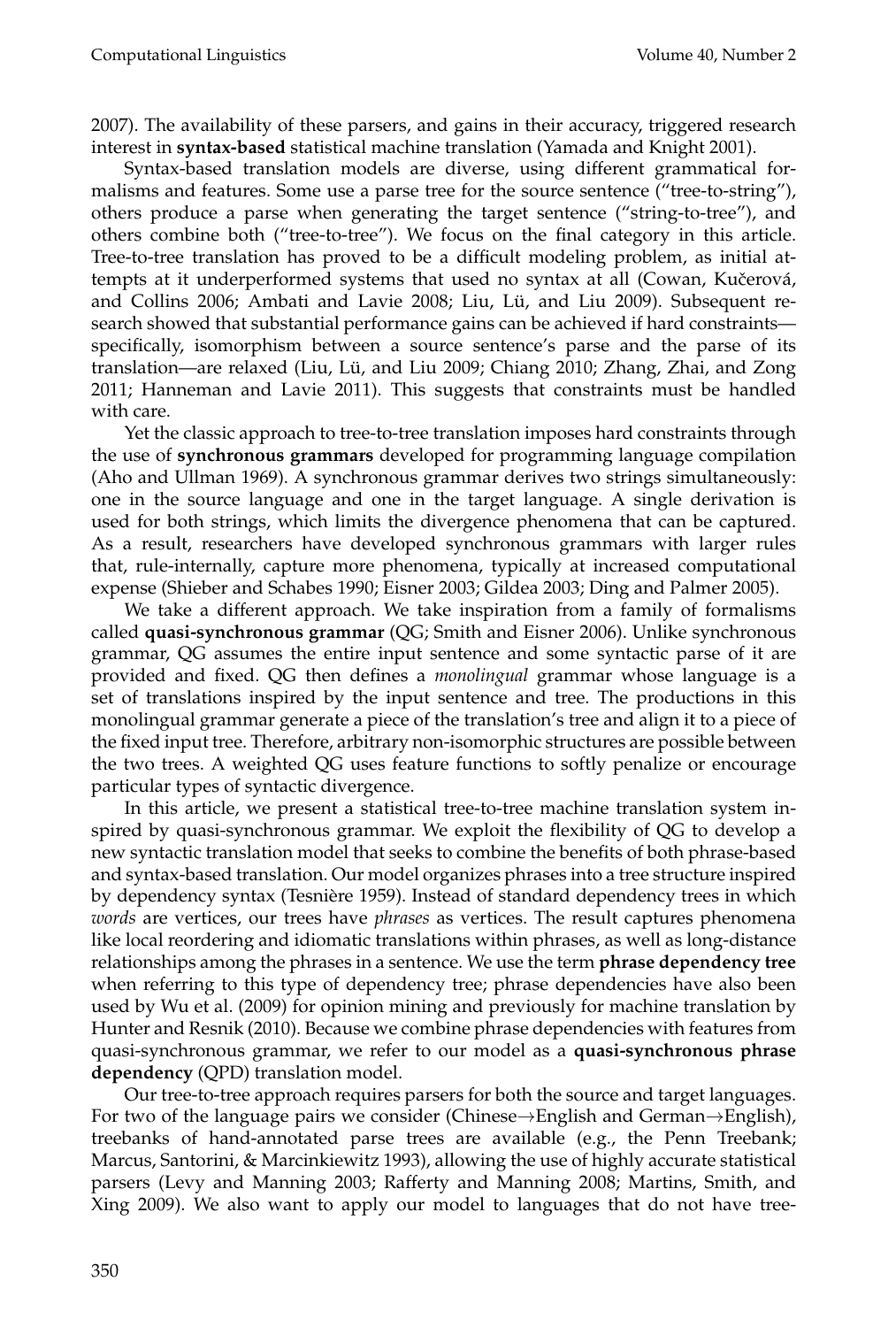2007). The availability of these parsers, and gains in their accuracy, triggered research interest in **syntax-based** statistical machine translation (Yamada and Knight 2001).

Syntax-based translation models are diverse, using different grammatical formalisms and features. Some use a parse tree for the source sentence ("tree-to-string"), others produce a parse when generating the target sentence ("string-to-tree"), and others combine both ("tree-to-tree"). We focus on the final category in this article. Tree-to-tree translation has proved to be a difficult modeling problem, as initial attempts at it underperformed systems that used no syntax at all (Cowan, Kučerová, and Collins 2006; Ambati and Lavie 2008; Liu, Lü, and Liu 2009). Subsequent research showed that substantial performance gains can be achieved if hard constraints—specifically, isomorphism between a source sentence's parse and the parse of its translation—are relaxed (Liu, Lü, and Liu 2009; Chiang 2010; Zhang, Zhai, and Zong 2011; Hanneman and Lavie 2011). This suggests that constraints must be handled with care.

Yet the classic approach to tree-to-tree translation imposes hard constraints through the use of **synchronous grammars** developed for programming language compilation (Aho and Ullman 1969). A synchronous grammar derives two strings simultaneously: one in the source language and one in the target language. A single derivation is used for both strings, which limits the divergence phenomena that can be captured. As a result, researchers have developed synchronous grammars with larger rules that, rule-internally, capture more phenomena, typically at increased computational expense (Shieber and Schabes 1990; Eisner 2003; Gildea 2003; Ding and Palmer 2005).

We take a different approach. We take inspiration from a family of formalisms called **quasi-synchronous grammar** (QG; Smith and Eisner 2006). Unlike synchronous grammar, QG assumes the entire input sentence and some syntactic parse of it are provided and fixed. QG then defines a *monolingual* grammar whose language is a set of translations inspired by the input sentence and tree. The productions in this monolingual grammar generate a piece of the translation's tree and align it to a piece of the fixed input tree. Therefore, arbitrary non-isomorphic structures are possible between the two trees. A weighted QG uses feature functions to softly penalize or encourage particular types of syntactic divergence.

In this article, we present a statistical tree-to-tree machine translation system inspired by quasi-synchronous grammar. We exploit the flexibility of QG to develop a new syntactic translation model that seeks to combine the benefits of both phrase-based and syntax-based translation. Our model organizes phrases into a tree structure inspired by dependency syntax (Tesnière 1959). Instead of standard dependency trees in which *words* are vertices, our trees have *phrases* as vertices. The result captures phenomena like local reordering and idiomatic translations within phrases, as well as long-distance relationships among the phrases in a sentence. We use the term **phrase dependency tree** when referring to this type of dependency tree; phrase dependencies have also been used by Wu et al. (2009) for opinion mining and previously for machine translation by Hunter and Resnik (2010). Because we combine phrase dependencies with features from quasi-synchronous grammar, we refer to our model as a **quasi-synchronous phrase dependency** (QPD) translation model.

Our tree-to-tree approach requires parsers for both the source and target languages. For two of the language pairs we consider (Chinese→English and German→English), treebanks of hand-annotated parse trees are available (e.g., the Penn Treebank; Marcus, Santorini, & Marcinkiewitz 1993), allowing the use of highly accurate statistical parsers (Levy and Manning 2003; Rafferty and Manning 2008; Martins, Smith, and Xing 2009). We also want to apply our model to languages that do not have tree-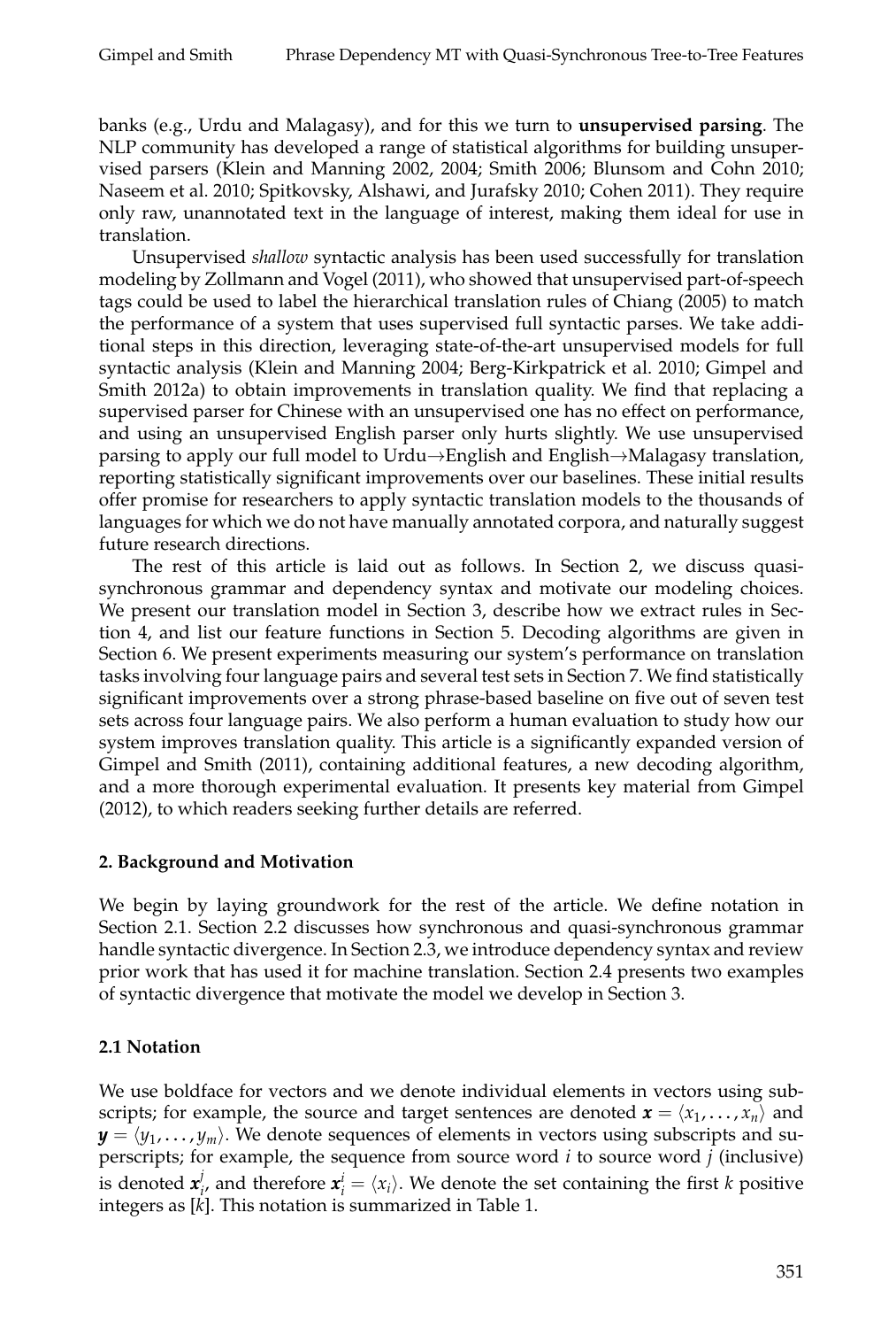banks (e.g., Urdu and Malagasy), and for this we turn to **unsupervised parsing**. The NLP community has developed a range of statistical algorithms for building unsupervised parsers (Klein and Manning 2002, 2004; Smith 2006; Blunsom and Cohn 2010; Naseem et al. 2010; Spitkovsky, Alshawi, and Jurafsky 2010; Cohen 2011). They require only raw, unannotated text in the language of interest, making them ideal for use in translation.

Unsupervised *shallow* syntactic analysis has been used successfully for translation modeling by Zollmann and Vogel (2011), who showed that unsupervised part-of-speech tags could be used to label the hierarchical translation rules of Chiang (2005) to match the performance of a system that uses supervised full syntactic parses. We take additional steps in this direction, leveraging state-of-the-art unsupervised models for full syntactic analysis (Klein and Manning 2004; Berg-Kirkpatrick et al. 2010; Gimpel and Smith 2012a) to obtain improvements in translation quality. We find that replacing a supervised parser for Chinese with an unsupervised one has no effect on performance, and using an unsupervised English parser only hurts slightly. We use unsupervised parsing to apply our full model to Urdu→English and English→Malagasy translation, reporting statistically significant improvements over our baselines. These initial results offer promise for researchers to apply syntactic translation models to the thousands of languages for which we do not have manually annotated corpora, and naturally suggest future research directions.

The rest of this article is laid out as follows. In Section 2, we discuss quasi-synchronous grammar and dependency syntax and motivate our modeling choices. We present our translation model in Section 3, describe how we extract rules in Section 4, and list our feature functions in Section 5. Decoding algorithms are given in Section 6. We present experiments measuring our system's performance on translation tasks involving four language pairs and several test sets in Section 7. We find statistically significant improvements over a strong phrase-based baseline on five out of seven test sets across four language pairs. We also perform a human evaluation to study how our system improves translation quality. This article is a significantly expanded version of Gimpel and Smith (2011), containing additional features, a new decoding algorithm, and a more thorough experimental evaluation. It presents key material from Gimpel (2012), to which readers seeking further details are referred.

## 2. Background and Motivation

We begin by laying groundwork for the rest of the article. We define notation in Section 2.1. Section 2.2 discusses how synchronous and quasi-synchronous grammar handle syntactic divergence. In Section 2.3, we introduce dependency syntax and review prior work that has used it for machine translation. Section 2.4 presents two examples of syntactic divergence that motivate the model we develop in Section 3.

### 2.1 Notation

We use boldface for vectors and we denote individual elements in vectors using subscripts; for example, the source and target sentences are denoted $\boldsymbol{x} = \langle x_1, \ldots, x_n \rangle$ and $\boldsymbol{y} = \langle y_1, \ldots, y_m \rangle$. We denote sequences of elements in vectors using subscripts and superscripts; for example, the sequence from source word $i$ to source word $j$ (inclusive) is denoted $\boldsymbol{x}_i^j$, and therefore $\boldsymbol{x}_i^i = \langle x_i \rangle$. We denote the set containing the first $k$ positive integers as $[k]$. This notation is summarized in Table 1.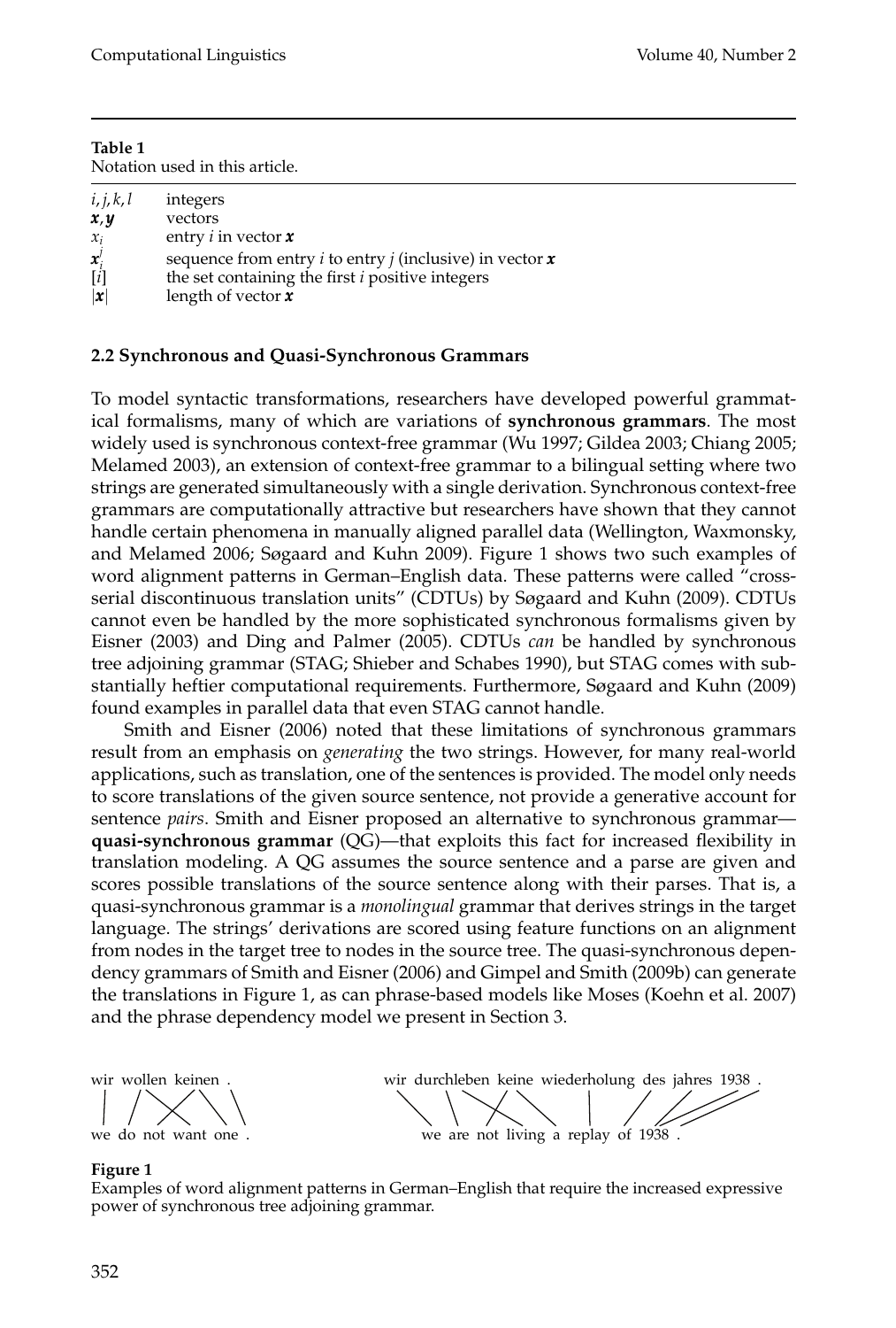**Table 1**
Notation used in this article.

| | |
|---|---|
| $i, j, k, l$ | integers |
| $\boldsymbol{x}, \boldsymbol{y}$ | vectors |
| $x_i$ | entry $i$ in vector $\boldsymbol{x}$ |
| $\boldsymbol{x}_i^j$ | sequence from entry $i$ to entry $j$ (inclusive) in vector $\boldsymbol{x}$ |
| $[i]$ | the set containing the first $i$ positive integers |
| $\lvert\boldsymbol{x}\rvert$ | length of vector $\boldsymbol{x}$ |

### 2.2 Synchronous and Quasi-Synchronous Grammars

To model syntactic transformations, researchers have developed powerful grammatical formalisms, many of which are variations of **synchronous grammars**. The most widely used is synchronous context-free grammar (Wu 1997; Gildea 2003; Chiang 2005; Melamed 2003), an extension of context-free grammar to a bilingual setting where two strings are generated simultaneously with a single derivation. Synchronous context-free grammars are computationally attractive but researchers have shown that they cannot handle certain phenomena in manually aligned parallel data (Wellington, Waxmonsky, and Melamed 2006; Søgaard and Kuhn 2009). Figure 1 shows two such examples of word alignment patterns in German–English data. These patterns were called "cross-serial discontinuous translation units" (CDTUs) by Søgaard and Kuhn (2009). CDTUs cannot even be handled by the more sophisticated synchronous formalisms given by Eisner (2003) and Ding and Palmer (2005). CDTUs *can* be handled by synchronous tree adjoining grammar (STAG; Shieber and Schabes 1990), but STAG comes with substantially heftier computational requirements. Furthermore, Søgaard and Kuhn (2009) found examples in parallel data that even STAG cannot handle.

Smith and Eisner (2006) noted that these limitations of synchronous grammars result from an emphasis on *generating* the two strings. However, for many real-world applications, such as translation, one of the sentences is provided. The model only needs to score translations of the given source sentence, not provide a generative account for sentence *pairs*. Smith and Eisner proposed an alternative to synchronous grammar—**quasi-synchronous grammar** (QG)—that exploits this fact for increased flexibility in translation modeling. A QG assumes the source sentence and a parse are given and scores possible translations of the source sentence along with their parses. That is, a quasi-synchronous grammar is a *monolingual* grammar that derives strings in the target language. The strings' derivations are scored using feature functions on an alignment from nodes in the target tree to nodes in the source tree. The quasi-synchronous dependency grammars of Smith and Eisner (2006) and Gimpel and Smith (2009b) can generate the translations in Figure 1, as can phrase-based models like Moses (Koehn et al. 2007) and the phrase dependency model we present in Section 3.

wir wollen keinen .
we do not want one .

wir durchleben keine wiederholung des jahres 1938 .
we are not living a replay of 1938 .

**Figure 1**
Examples of word alignment patterns in German–English that require the increased expressive power of synchronous tree adjoining grammar.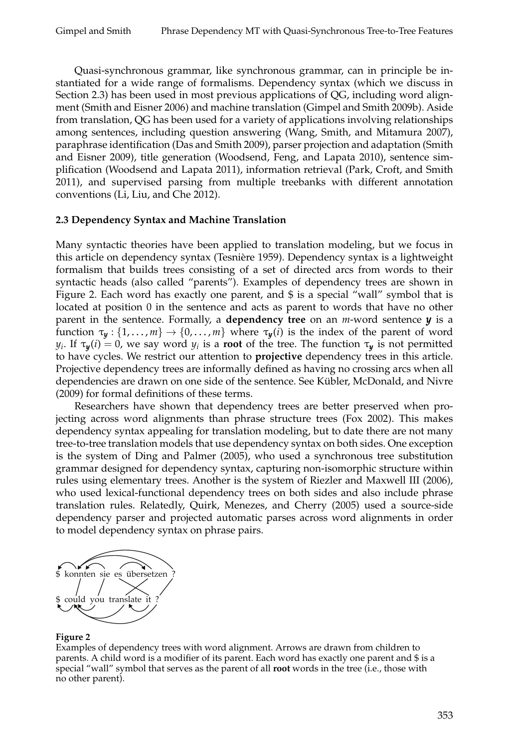Quasi-synchronous grammar, like synchronous grammar, can in principle be instantiated for a wide range of formalisms. Dependency syntax (which we discuss in Section 2.3) has been used in most previous applications of QG, including word alignment (Smith and Eisner 2006) and machine translation (Gimpel and Smith 2009b). Aside from translation, QG has been used for a variety of applications involving relationships among sentences, including question answering (Wang, Smith, and Mitamura 2007), paraphrase identification (Das and Smith 2009), parser projection and adaptation (Smith and Eisner 2009), title generation (Woodsend, Feng, and Lapata 2010), sentence simplification (Woodsend and Lapata 2011), information retrieval (Park, Croft, and Smith 2011), and supervised parsing from multiple treebanks with different annotation conventions (Li, Liu, and Che 2012).

### 2.3 Dependency Syntax and Machine Translation

Many syntactic theories have been applied to translation modeling, but we focus in this article on dependency syntax (Tesnière 1959). Dependency syntax is a lightweight formalism that builds trees consisting of a set of directed arcs from words to their syntactic heads (also called "parents"). Examples of dependency trees are shown in Figure 2. Each word has exactly one parent, and \$ is a special "wall" symbol that is located at position 0 in the sentence and acts as parent to words that have no other parent in the sentence. Formally, a **dependency tree** on an $m$-word sentence $\boldsymbol{y}$ is a function $\tau_{\boldsymbol{y}} : \{1, \ldots, m\} \rightarrow \{0, \ldots, m\}$ where $\tau_{\boldsymbol{y}}(i)$ is the index of the parent of word $y_i$. If $\tau_{\boldsymbol{y}}(i) = 0$, we say word $y_i$ is a **root** of the tree. The function $\tau_{\boldsymbol{y}}$ is not permitted to have cycles. We restrict our attention to **projective** dependency trees in this article. Projective dependency trees are informally defined as having no crossing arcs when all dependencies are drawn on one side of the sentence. See Kübler, McDonald, and Nivre (2009) for formal definitions of these terms.

Researchers have shown that dependency trees are better preserved when projecting across word alignments than phrase structure trees (Fox 2002). This makes dependency syntax appealing for translation modeling, but to date there are not many tree-to-tree translation models that use dependency syntax on both sides. One exception is the system of Ding and Palmer (2005), who used a synchronous tree substitution grammar designed for dependency syntax, capturing non-isomorphic structure within rules using elementary trees. Another is the system of Riezler and Maxwell III (2006), who used lexical-functional dependency trees on both sides and also include phrase translation rules. Relatedly, Quirk, Menezes, and Cherry (2005) used a source-side dependency parser and projected automatic parses across word alignments in order to model dependency syntax on phrase pairs.

\$ konnten sie es übersetzen ?

\$ could you translate it ?

**Figure 2**
Examples of dependency trees with word alignment. Arrows are drawn from children to parents. A child word is a modifier of its parent. Each word has exactly one parent and \$ is a special "wall" symbol that serves as the parent of all **root** words in the tree (i.e., those with no other parent).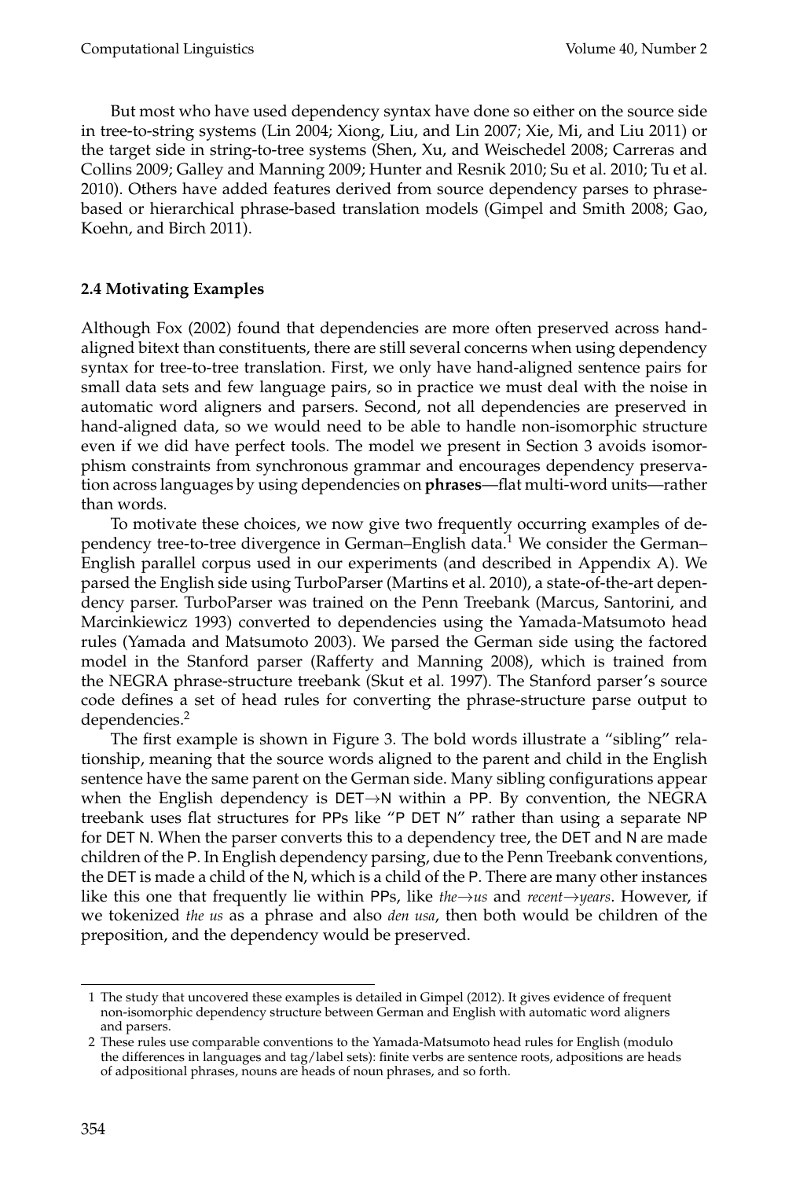But most who have used dependency syntax have done so either on the source side in tree-to-string systems (Lin 2004; Xiong, Liu, and Lin 2007; Xie, Mi, and Liu 2011) or the target side in string-to-tree systems (Shen, Xu, and Weischedel 2008; Carreras and Collins 2009; Galley and Manning 2009; Hunter and Resnik 2010; Su et al. 2010; Tu et al. 2010). Others have added features derived from source dependency parses to phrase-based or hierarchical phrase-based translation models (Gimpel and Smith 2008; Gao, Koehn, and Birch 2011).

### 2.4 Motivating Examples

Although Fox (2002) found that dependencies are more often preserved across hand-aligned bitext than constituents, there are still several concerns when using dependency syntax for tree-to-tree translation. First, we only have hand-aligned sentence pairs for small data sets and few language pairs, so in practice we must deal with the noise in automatic word aligners and parsers. Second, not all dependencies are preserved in hand-aligned data, so we would need to be able to handle non-isomorphic structure even if we did have perfect tools. The model we present in Section 3 avoids isomorphism constraints from synchronous grammar and encourages dependency preservation across languages by using dependencies on **phrases**—flat multi-word units—rather than words.

To motivate these choices, we now give two frequently occurring examples of dependency tree-to-tree divergence in German–English data.[1] We consider the German–English parallel corpus used in our experiments (and described in Appendix A). We parsed the English side using TurboParser (Martins et al. 2010), a state-of-the-art dependency parser. TurboParser was trained on the Penn Treebank (Marcus, Santorini, and Marcinkiewicz 1993) converted to dependencies using the Yamada-Matsumoto head rules (Yamada and Matsumoto 2003). We parsed the German side using the factored model in the Stanford parser (Rafferty and Manning 2008), which is trained from the NEGRA phrase-structure treebank (Skut et al. 1997). The Stanford parser's source code defines a set of head rules for converting the phrase-structure parse output to dependencies.[2]

The first example is shown in Figure 3. The bold words illustrate a "sibling" relationship, meaning that the source words aligned to the parent and child in the English sentence have the same parent on the German side. Many sibling configurations appear when the English dependency is DET→N within a PP. By convention, the NEGRA treebank uses flat structures for PPs like "P DET N" rather than using a separate NP for DET N. When the parser converts this to a dependency tree, the DET and N are made children of the P. In English dependency parsing, due to the Penn Treebank conventions, the DET is made a child of the N, which is a child of the P. There are many other instances like this one that frequently lie within PPs, like *the*→*us* and *recent*→*years*. However, if we tokenized *the us* as a phrase and also *den usa*, then both would be children of the preposition, and the dependency would be preserved.

---

1 The study that uncovered these examples is detailed in Gimpel (2012). It gives evidence of frequent non-isomorphic dependency structure between German and English with automatic word aligners and parsers.

2 These rules use comparable conventions to the Yamada-Matsumoto head rules for English (modulo the differences in languages and tag/label sets): finite verbs are sentence roots, adpositions are heads of adpositional phrases, nouns are heads of noun phrases, and so forth.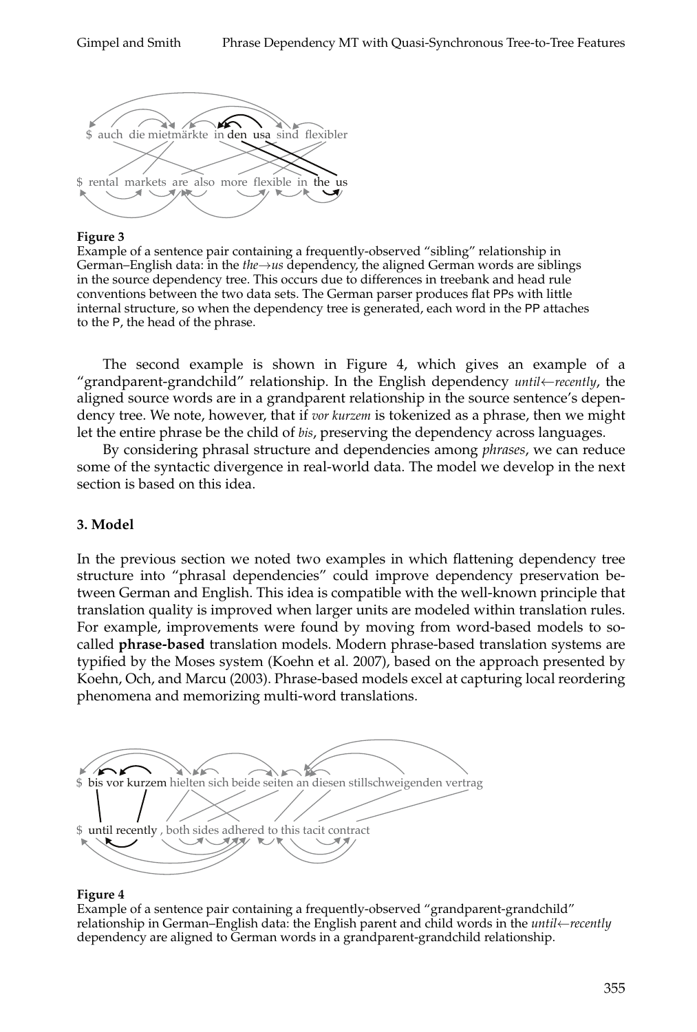$ auch die mietmärkte in den usa sind flexibler

$ rental markets are also more flexible in the us

**Figure 3**
Example of a sentence pair containing a frequently-observed "sibling" relationship in German–English data: in the *the*→*us* dependency, the aligned German words are siblings in the source dependency tree. This occurs due to differences in treebank and head rule conventions between the two data sets. The German parser produces flat PPs with little internal structure, so when the dependency tree is generated, each word in the PP attaches to the P, the head of the phrase.

The second example is shown in Figure 4, which gives an example of a "grandparent-grandchild" relationship. In the English dependency *until*←*recently*, the aligned source words are in a grandparent relationship in the source sentence's dependency tree. We note, however, that if *vor kurzem* is tokenized as a phrase, then we might let the entire phrase be the child of *bis*, preserving the dependency across languages.

By considering phrasal structure and dependencies among *phrases*, we can reduce some of the syntactic divergence in real-world data. The model we develop in the next section is based on this idea.

### 3. Model

In the previous section we noted two examples in which flattening dependency tree structure into "phrasal dependencies" could improve dependency preservation between German and English. This idea is compatible with the well-known principle that translation quality is improved when larger units are modeled within translation rules. For example, improvements were found by moving from word-based models to so-called **phrase-based** translation models. Modern phrase-based translation systems are typified by the Moses system (Koehn et al. 2007), based on the approach presented by Koehn, Och, and Marcu (2003). Phrase-based models excel at capturing local reordering phenomena and memorizing multi-word translations.

$ bis vor kurzem hielten sich beide seiten an diesen stillschweigenden vertrag

$ until recently , both sides adhered to this tacit contract

**Figure 4**
Example of a sentence pair containing a frequently-observed "grandparent-grandchild" relationship in German–English data: the English parent and child words in the *until*←*recently* dependency are aligned to German words in a grandparent-grandchild relationship.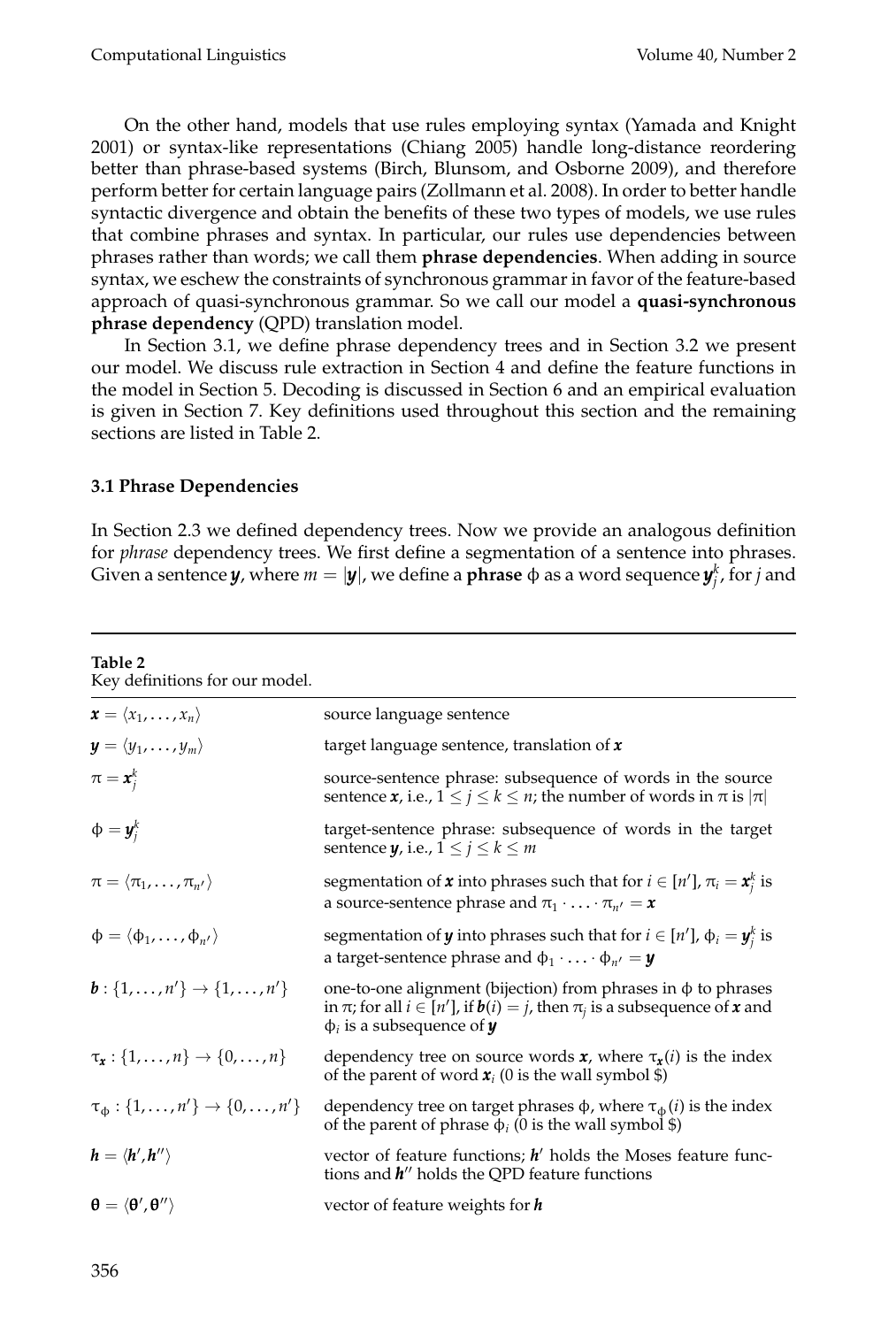On the other hand, models that use rules employing syntax (Yamada and Knight 2001) or syntax-like representations (Chiang 2005) handle long-distance reordering better than phrase-based systems (Birch, Blunsom, and Osborne 2009), and therefore perform better for certain language pairs (Zollmann et al. 2008). In order to better handle syntactic divergence and obtain the benefits of these two types of models, we use rules that combine phrases and syntax. In particular, our rules use dependencies between phrases rather than words; we call them **phrase dependencies**. When adding in source syntax, we eschew the constraints of synchronous grammar in favor of the feature-based approach of quasi-synchronous grammar. So we call our model a **quasi-synchronous phrase dependency** (QPD) translation model.

In Section 3.1, we define phrase dependency trees and in Section 3.2 we present our model. We discuss rule extraction in Section 4 and define the feature functions in the model in Section 5. Decoding is discussed in Section 6 and an empirical evaluation is given in Section 7. Key definitions used throughout this section and the remaining sections are listed in Table 2.

### 3.1 Phrase Dependencies

In Section 2.3 we defined dependency trees. Now we provide an analogous definition for *phrase* dependency trees. We first define a segmentation of a sentence into phrases. Given a sentence $\boldsymbol{y}$, where $m = |\boldsymbol{y}|$, we define a **phrase** $\phi$ as a word sequence $\boldsymbol{y}_j^k$, for $j$ and

**Table 2**
Key definitions for our model.

| | |
|---|---|
| $\boldsymbol{x} = \langle x_1, \ldots, x_n \rangle$ | source language sentence |
| $\boldsymbol{y} = \langle y_1, \ldots, y_m \rangle$ | target language sentence, translation of $\boldsymbol{x}$ |
| $\pi = \boldsymbol{x}_j^k$ | source-sentence phrase: subsequence of words in the source sentence $\boldsymbol{x}$, i.e., $1 \leq j \leq k \leq n$; the number of words in $\pi$ is $\lvert\pi\rvert$ |
| $\phi = \boldsymbol{y}_j^k$ | target-sentence phrase: subsequence of words in the target sentence $\boldsymbol{y}$, i.e., $1 \leq j \leq k \leq m$ |
| $\pi = \langle \pi_1, \ldots, \pi_{n'} \rangle$ | segmentation of $\boldsymbol{x}$ into phrases such that for $i \in [n']$, $\pi_i = \boldsymbol{x}_j^k$ is a source-sentence phrase and $\pi_1 \cdot \ldots \cdot \pi_{n'} = \boldsymbol{x}$ |
| $\phi = \langle \phi_1, \ldots, \phi_{n'} \rangle$ | segmentation of $\boldsymbol{y}$ into phrases such that for $i \in [n']$, $\phi_i = \boldsymbol{y}_j^k$ is a target-sentence phrase and $\phi_1 \cdot \ldots \cdot \phi_{n'} = \boldsymbol{y}$ |
| $\boldsymbol{b} : \{1, \ldots, n'\} \rightarrow \{1, \ldots, n'\}$ | one-to-one alignment (bijection) from phrases in $\phi$ to phrases in $\pi$; for all $i \in [n']$, if $\boldsymbol{b}(i) = j$, then $\pi_j$ is a subsequence of $\boldsymbol{x}$ and $\phi_i$ is a subsequence of $\boldsymbol{y}$ |
| $\tau_{\boldsymbol{x}} : \{1, \ldots, n\} \rightarrow \{0, \ldots, n\}$ | dependency tree on source words $\boldsymbol{x}$, where $\tau_{\boldsymbol{x}}(i)$ is the index of the parent of word $\boldsymbol{x}_i$ (0 is the wall symbol \$) |
| $\tau_{\phi} : \{1, \ldots, n'\} \rightarrow \{0, \ldots, n'\}$ | dependency tree on target phrases $\phi$, where $\tau_{\phi}(i)$ is the index of the parent of phrase $\phi_i$ (0 is the wall symbol \$) |
| $\boldsymbol{h} = \langle \boldsymbol{h}', \boldsymbol{h}'' \rangle$ | vector of feature functions; $\boldsymbol{h}'$ holds the Moses feature functions and $\boldsymbol{h}''$ holds the QPD feature functions |
| $\boldsymbol{\theta} = \langle \boldsymbol{\theta}', \boldsymbol{\theta}'' \rangle$ | vector of feature weights for $\boldsymbol{h}$ |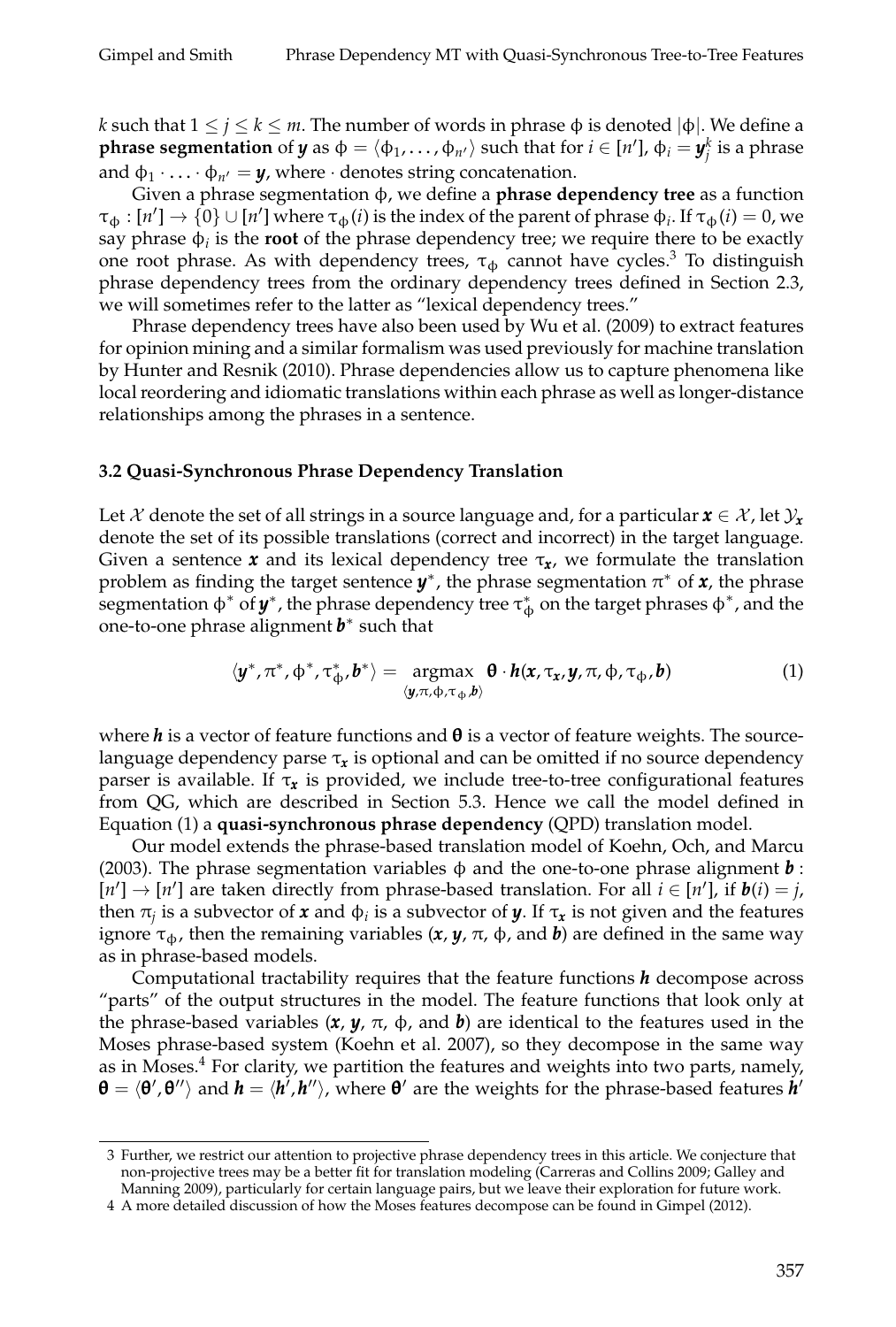$k$ such that $1 \leq j \leq k \leq m$. The number of words in phrase $\phi$ is denoted $|\phi|$. We define a **phrase segmentation** of $\boldsymbol{y}$ as $\phi = \langle \phi_1, \ldots, \phi_{n'} \rangle$ such that for $i \in [n']$, $\phi_i = \boldsymbol{y}_j^k$ is a phrase and $\phi_1 \cdot \ldots \cdot \phi_{n'} = \boldsymbol{y}$, where $\cdot$ denotes string concatenation.

Given a phrase segmentation $\phi$, we define a **phrase dependency tree** as a function $\tau_\phi : [n'] \rightarrow \{0\} \cup [n']$ where $\tau_\phi(i)$ is the index of the parent of phrase $\phi_i$. If $\tau_\phi(i) = 0$, we say phrase $\phi_i$ is the **root** of the phrase dependency tree; we require there to be exactly one root phrase. As with dependency trees, $\tau_\phi$ cannot have cycles.[3] To distinguish phrase dependency trees from the ordinary dependency trees defined in Section 2.3, we will sometimes refer to the latter as "lexical dependency trees."

Phrase dependency trees have also been used by Wu et al. (2009) to extract features for opinion mining and a similar formalism was used previously for machine translation by Hunter and Resnik (2010). Phrase dependencies allow us to capture phenomena like local reordering and idiomatic translations within each phrase as well as longer-distance relationships among the phrases in a sentence.

### 3.2 Quasi-Synchronous Phrase Dependency Translation

Let $\mathcal{X}$ denote the set of all strings in a source language and, for a particular $\boldsymbol{x} \in \mathcal{X}$, let $\mathcal{Y}_{\boldsymbol{x}}$ denote the set of its possible translations (correct and incorrect) in the target language. Given a sentence $\boldsymbol{x}$ and its lexical dependency tree $\tau_{\boldsymbol{x}}$, we formulate the translation problem as finding the target sentence $\boldsymbol{y}^*$, the phrase segmentation $\pi^*$ of $\boldsymbol{x}$, the phrase segmentation $\phi^*$ of $\boldsymbol{y}^*$, the phrase dependency tree $\tau_\phi^*$ on the target phrases $\phi^*$, and the one-to-one phrase alignment $\boldsymbol{b}^*$ such that

$$\langle \boldsymbol{y}^*, \pi^*, \phi^*, \tau_\phi^*, \boldsymbol{b}^* \rangle = \underset{\langle \boldsymbol{y}, \pi, \phi, \tau_\phi, \boldsymbol{b} \rangle}{\operatorname{argmax}} \; \boldsymbol{\theta} \cdot \boldsymbol{h}(\boldsymbol{x}, \tau_{\boldsymbol{x}}, \boldsymbol{y}, \pi, \phi, \tau_\phi, \boldsymbol{b}) \tag{1}$$

where $\boldsymbol{h}$ is a vector of feature functions and $\boldsymbol{\theta}$ is a vector of feature weights. The source-language dependency parse $\tau_{\boldsymbol{x}}$ is optional and can be omitted if no source dependency parser is available. If $\tau_{\boldsymbol{x}}$ is provided, we include tree-to-tree configurational features from QG, which are described in Section 5.3. Hence we call the model defined in Equation (1) a **quasi-synchronous phrase dependency** (QPD) translation model.

Our model extends the phrase-based translation model of Koehn, Och, and Marcu (2003). The phrase segmentation variables $\phi$ and the one-to-one phrase alignment $\boldsymbol{b} : [n'] \rightarrow [n']$ are taken directly from phrase-based translation. For all $i \in [n']$, if $\boldsymbol{b}(i) = j$, then $\pi_j$ is a subvector of $\boldsymbol{x}$ and $\phi_i$ is a subvector of $\boldsymbol{y}$. If $\tau_{\boldsymbol{x}}$ is not given and the features ignore $\tau_\phi$, then the remaining variables ($\boldsymbol{x}$, $\boldsymbol{y}$, $\pi$, $\phi$, and $\boldsymbol{b}$) are defined in the same way as in phrase-based models.

Computational tractability requires that the feature functions $\boldsymbol{h}$ decompose across "parts" of the output structures in the model. The feature functions that look only at the phrase-based variables ($\boldsymbol{x}$, $\boldsymbol{y}$, $\pi$, $\phi$, and $\boldsymbol{b}$) are identical to the features used in the Moses phrase-based system (Koehn et al. 2007), so they decompose in the same way as in Moses.[4] For clarity, we partition the features and weights into two parts, namely, $\boldsymbol{\theta} = \langle \boldsymbol{\theta}', \boldsymbol{\theta}'' \rangle$ and $\boldsymbol{h} = \langle \boldsymbol{h}', \boldsymbol{h}'' \rangle$, where $\boldsymbol{\theta}'$ are the weights for the phrase-based features $\boldsymbol{h}'$

---

3 Further, we restrict our attention to projective phrase dependency trees in this article. We conjecture that non-projective trees may be a better fit for translation modeling (Carreras and Collins 2009; Galley and Manning 2009), particularly for certain language pairs, but we leave their exploration for future work.

4 A more detailed discussion of how the Moses features decompose can be found in Gimpel (2012).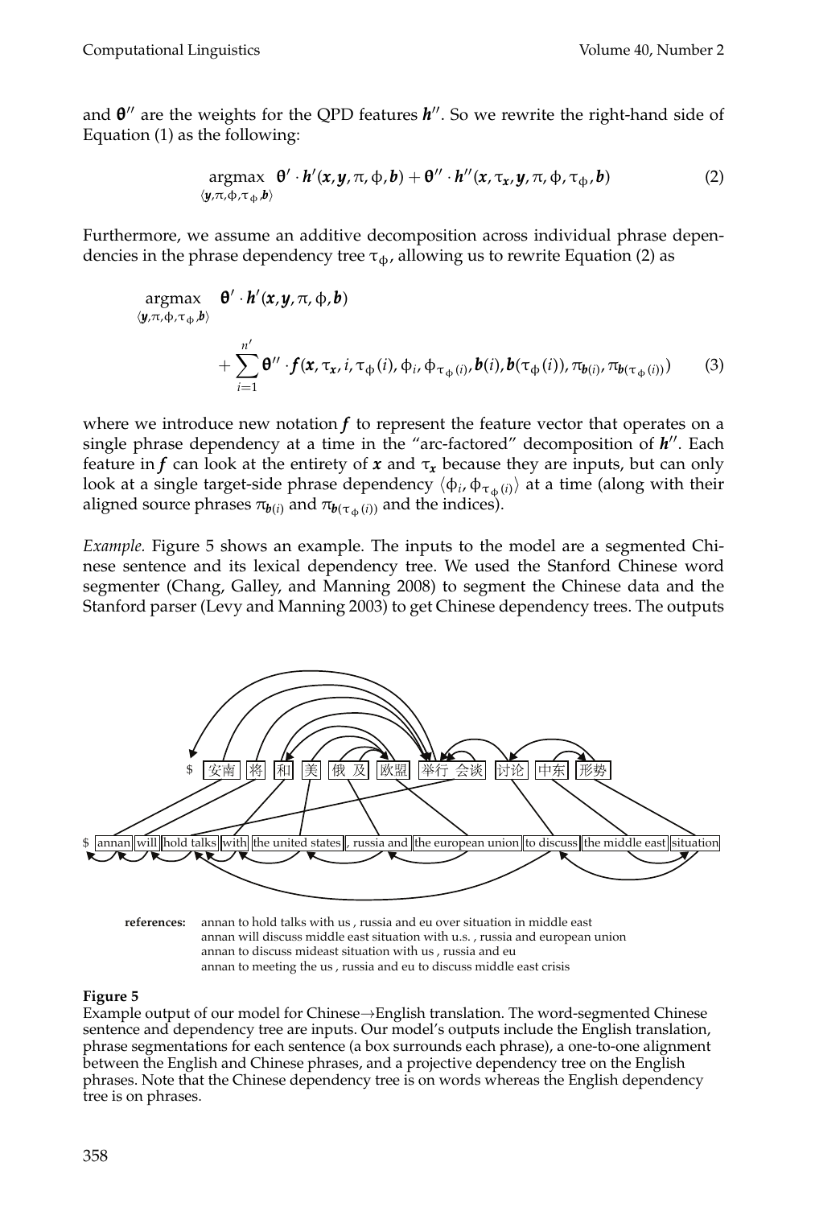and $\boldsymbol{\theta}''$ are the weights for the QPD features $\boldsymbol{h}''$. So we rewrite the right-hand side of Equation (1) as the following:

$$\operatorname*{argmax}_{\langle \boldsymbol{y}, \pi, \phi, \tau_\phi, \boldsymbol{b} \rangle} \boldsymbol{\theta}' \cdot \boldsymbol{h}'(\boldsymbol{x}, \boldsymbol{y}, \pi, \phi, \boldsymbol{b}) + \boldsymbol{\theta}'' \cdot \boldsymbol{h}''(\boldsymbol{x}, \tau_{\boldsymbol{x}}, \boldsymbol{y}, \pi, \phi, \tau_\phi, \boldsymbol{b}) \tag{2}$$

Furthermore, we assume an additive decomposition across individual phrase dependencies in the phrase dependency tree $\tau_\phi$, allowing us to rewrite Equation (2) as

$$\operatorname*{argmax}_{\langle \boldsymbol{y}, \pi, \phi, \tau_\phi, \boldsymbol{b} \rangle} \boldsymbol{\theta}' \cdot \boldsymbol{h}'(\boldsymbol{x}, \boldsymbol{y}, \pi, \phi, \boldsymbol{b}) + \sum_{i=1}^{n'} \boldsymbol{\theta}'' \cdot \boldsymbol{f}(\boldsymbol{x}, \tau_{\boldsymbol{x}}, i, \tau_\phi(i), \phi_i, \phi_{\tau_\phi(i)}, \boldsymbol{b}(i), \boldsymbol{b}(\tau_\phi(i)), \pi_{\boldsymbol{b}(i)}, \pi_{\boldsymbol{b}(\tau_\phi(i))}) \tag{3}$$

where we introduce new notation $\boldsymbol{f}$ to represent the feature vector that operates on a single phrase dependency at a time in the "arc-factored" decomposition of $\boldsymbol{h}''$. Each feature in $\boldsymbol{f}$ can look at the entirety of $\boldsymbol{x}$ and $\tau_{\boldsymbol{x}}$ because they are inputs, but can only look at a single target-side phrase dependency $\langle \phi_i, \phi_{\tau_\phi(i)} \rangle$ at a time (along with their aligned source phrases $\pi_{\boldsymbol{b}(i)}$ and $\pi_{\boldsymbol{b}(\tau_\phi(i))}$ and the indices).

*Example.* Figure 5 shows an example. The inputs to the model are a segmented Chinese sentence and its lexical dependency tree. We used the Stanford Chinese word segmenter (Chang, Galley, and Manning 2008) to segment the Chinese data and the Stanford parser (Levy and Manning 2003) to get Chinese dependency trees. The outputs

$ 安南 将 和 美 俄 及 欧盟 举行 会谈 讨论 中东 形势

$ annan | will | hold talks | with | the united states | , russia and | the european union | to discuss | the middle east | situation

**references:** annan to hold talks with us , russia and eu over situation in middle east
annan will discuss middle east situation with u.s. , russia and european union
annan to discuss mideast situation with us , russia and eu
annan to meeting the us , russia and eu to discuss middle east crisis

**Figure 5**
Example output of our model for Chinese→English translation. The word-segmented Chinese sentence and dependency tree are inputs. Our model's outputs include the English translation, phrase segmentations for each sentence (a box surrounds each phrase), a one-to-one alignment between the English and Chinese phrases, and a projective dependency tree on the English phrases. Note that the Chinese dependency tree is on words whereas the English dependency tree is on phrases.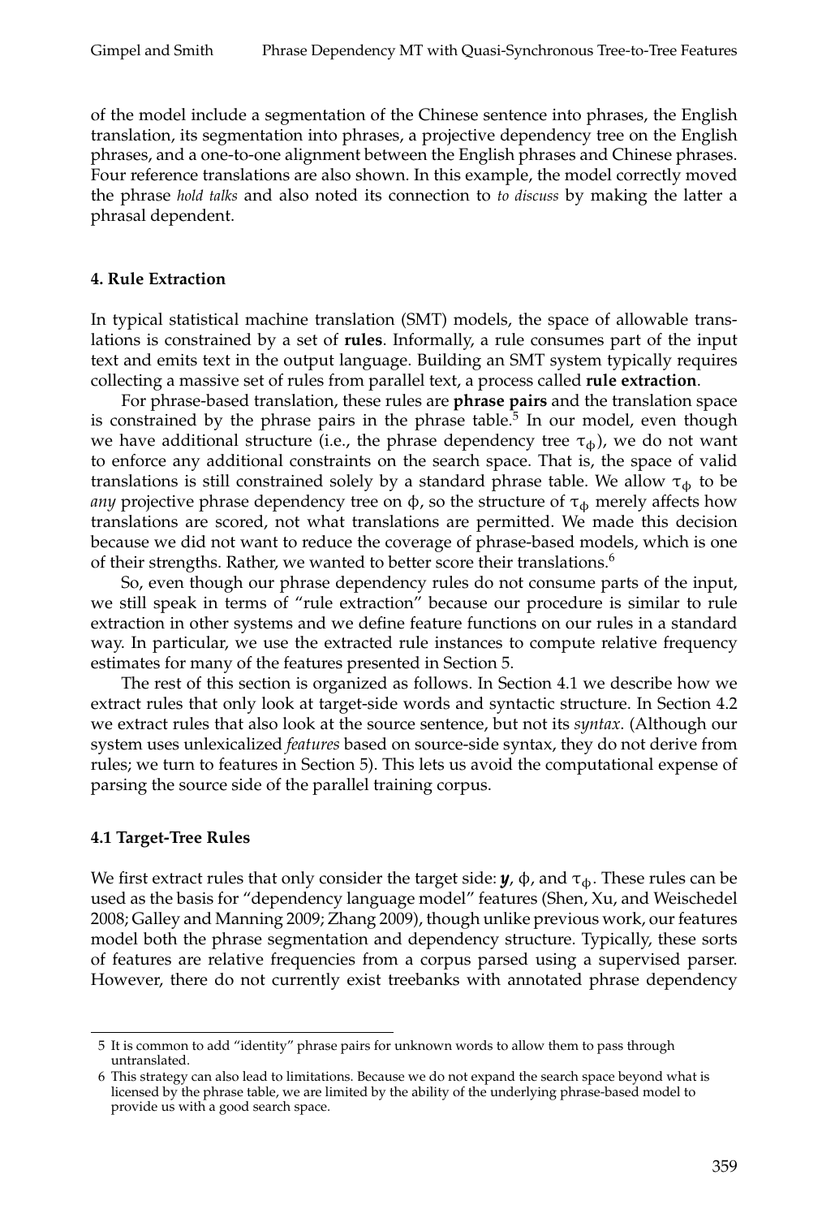of the model include a segmentation of the Chinese sentence into phrases, the English translation, its segmentation into phrases, a projective dependency tree on the English phrases, and a one-to-one alignment between the English phrases and Chinese phrases. Four reference translations are also shown. In this example, the model correctly moved the phrase *hold talks* and also noted its connection to *to discuss* by making the latter a phrasal dependent.

## 4. Rule Extraction

In typical statistical machine translation (SMT) models, the space of allowable translations is constrained by a set of **rules**. Informally, a rule consumes part of the input text and emits text in the output language. Building an SMT system typically requires collecting a massive set of rules from parallel text, a process called **rule extraction**.

For phrase-based translation, these rules are **phrase pairs** and the translation space is constrained by the phrase pairs in the phrase table.[5] In our model, even though we have additional structure (i.e., the phrase dependency tree $\tau_\phi$), we do not want to enforce any additional constraints on the search space. That is, the space of valid translations is still constrained solely by a standard phrase table. We allow $\tau_\phi$ to be *any* projective phrase dependency tree on $\phi$, so the structure of $\tau_\phi$ merely affects how translations are scored, not what translations are permitted. We made this decision because we did not want to reduce the coverage of phrase-based models, which is one of their strengths. Rather, we wanted to better score their translations.[6]

So, even though our phrase dependency rules do not consume parts of the input, we still speak in terms of "rule extraction" because our procedure is similar to rule extraction in other systems and we define feature functions on our rules in a standard way. In particular, we use the extracted rule instances to compute relative frequency estimates for many of the features presented in Section 5.

The rest of this section is organized as follows. In Section 4.1 we describe how we extract rules that only look at target-side words and syntactic structure. In Section 4.2 we extract rules that also look at the source sentence, but not its *syntax*. (Although our system uses unlexicalized *features* based on source-side syntax, they do not derive from rules; we turn to features in Section 5). This lets us avoid the computational expense of parsing the source side of the parallel training corpus.

### 4.1 Target-Tree Rules

We first extract rules that only consider the target side: $\boldsymbol{y}$, $\phi$, and $\tau_\phi$. These rules can be used as the basis for "dependency language model" features (Shen, Xu, and Weischedel 2008; Galley and Manning 2009; Zhang 2009), though unlike previous work, our features model both the phrase segmentation and dependency structure. Typically, these sorts of features are relative frequencies from a corpus parsed using a supervised parser. However, there do not currently exist treebanks with annotated phrase dependency

---

5 It is common to add "identity" phrase pairs for unknown words to allow them to pass through untranslated.

6 This strategy can also lead to limitations. Because we do not expand the search space beyond what is licensed by the phrase table, we are limited by the ability of the underlying phrase-based model to provide us with a good search space.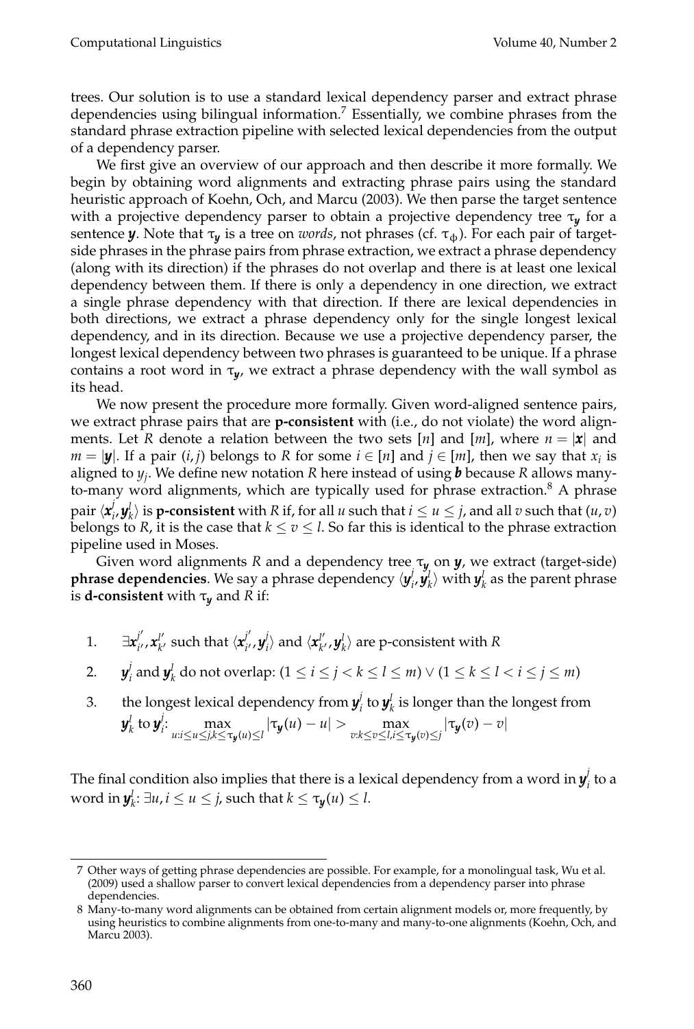trees. Our solution is to use a standard lexical dependency parser and extract phrase dependencies using bilingual information.[7] Essentially, we combine phrases from the standard phrase extraction pipeline with selected lexical dependencies from the output of a dependency parser.

We first give an overview of our approach and then describe it more formally. We begin by obtaining word alignments and extracting phrase pairs using the standard heuristic approach of Koehn, Och, and Marcu (2003). We then parse the target sentence with a projective dependency parser to obtain a projective dependency tree $\tau_{\boldsymbol{y}}$ for a sentence $\boldsymbol{y}$. Note that $\tau_{\boldsymbol{y}}$ is a tree on *words*, not phrases (cf. $\tau_{\phi}$). For each pair of target-side phrases in the phrase pairs from phrase extraction, we extract a phrase dependency (along with its direction) if the phrases do not overlap and there is at least one lexical dependency between them. If there is only a dependency in one direction, we extract a single phrase dependency with that direction. If there are lexical dependencies in both directions, we extract a phrase dependency only for the single longest lexical dependency, and in its direction. Because we use a projective dependency parser, the longest lexical dependency between two phrases is guaranteed to be unique. If a phrase contains a root word in $\tau_{\boldsymbol{y}}$, we extract a phrase dependency with the wall symbol as its head.

We now present the procedure more formally. Given word-aligned sentence pairs, we extract phrase pairs that are **p-consistent** with (i.e., do not violate) the word alignments. Let $R$ denote a relation between the two sets $[n]$ and $[m]$, where $n = |\boldsymbol{x}|$ and $m = |\boldsymbol{y}|$. If a pair $(i, j)$ belongs to $R$ for some $i \in [n]$ and $j \in [m]$, then we say that $x_i$ is aligned to $y_j$. We define new notation $R$ here instead of using $\boldsymbol{b}$ because $R$ allows many-to-many word alignments, which are typically used for phrase extraction.[8] A phrase pair $\langle \boldsymbol{x}_i^j, \boldsymbol{y}_k^l \rangle$ is **p-consistent** with $R$ if, for all $u$ such that $i \leq u \leq j$, and all $v$ such that $(u, v)$ belongs to $R$, it is the case that $k \leq v \leq l$. So far this is identical to the phrase extraction pipeline used in Moses.

Given word alignments $R$ and a dependency tree $\tau_{\boldsymbol{y}}$ on $\boldsymbol{y}$, we extract (target-side) **phrase dependencies**. We say a phrase dependency $\langle \boldsymbol{y}_i^j, \boldsymbol{y}_k^l \rangle$ with $\boldsymbol{y}_k^l$ as the parent phrase is **d-consistent** with $\tau_{\boldsymbol{y}}$ and $R$ if:

1. $\exists \boldsymbol{x}_{i'}^{j'}, \boldsymbol{x}_{k'}^{l'}$ such that $\langle \boldsymbol{x}_{i'}^{j'}, \boldsymbol{y}_i^j \rangle$ and $\langle \boldsymbol{x}_{k'}^{l'}, \boldsymbol{y}_k^l \rangle$ are p-consistent with $R$
2. $\boldsymbol{y}_i^j$ and $\boldsymbol{y}_k^l$ do not overlap: $(1 \leq i \leq j < k \leq l \leq m) \vee (1 \leq k \leq l < i \leq j \leq m)$
3. the longest lexical dependency from $\boldsymbol{y}_i^j$ to $\boldsymbol{y}_k^l$ is longer than the longest from $\boldsymbol{y}_k^l$ to $\boldsymbol{y}_i^j$: $\max_{u: i \leq u \leq j, k \leq \tau_{\boldsymbol{y}}(u) \leq l} |\tau_{\boldsymbol{y}}(u) - u| > \max_{v: k \leq v \leq l, i \leq \tau_{\boldsymbol{y}}(v) \leq j} |\tau_{\boldsymbol{y}}(v) - v|$

The final condition also implies that there is a lexical dependency from a word in $\boldsymbol{y}_i^j$ to a word in $\boldsymbol{y}_k^l$: $\exists u, i \leq u \leq j$, such that $k \leq \tau_{\boldsymbol{y}}(u) \leq l$.

---

7 Other ways of getting phrase dependencies are possible. For example, for a monolingual task, Wu et al. (2009) used a shallow parser to convert lexical dependencies from a dependency parser into phrase dependencies.

8 Many-to-many word alignments can be obtained from certain alignment models or, more frequently, by using heuristics to combine alignments from one-to-many and many-to-one alignments (Koehn, Och, and Marcu 2003).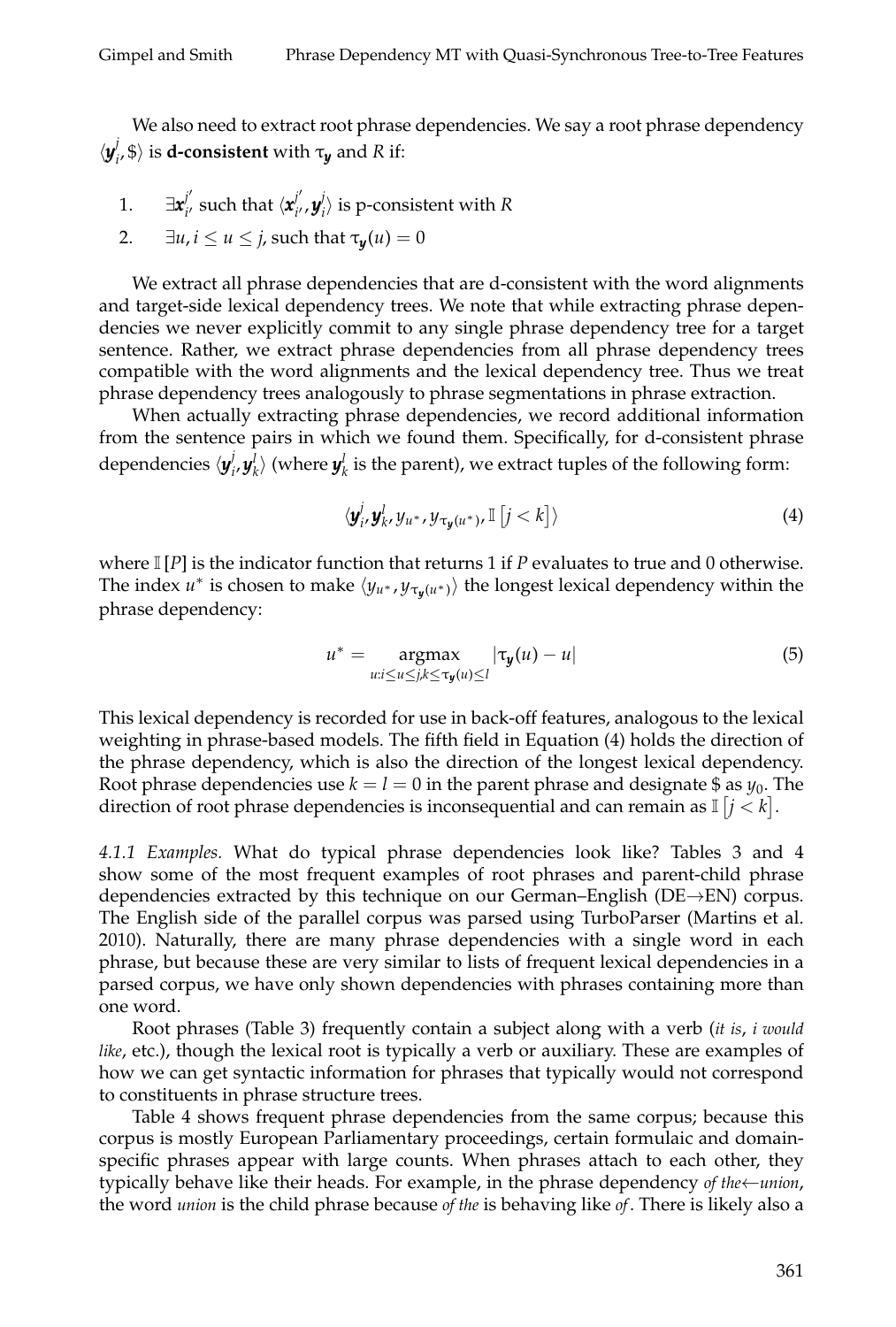We also need to extract root phrase dependencies. We say a root phrase dependency $\langle \boldsymbol{y}_i^j, \$\rangle$ is **d-consistent** with $\tau_{\boldsymbol{y}}$ and $R$ if:

1. $\exists \boldsymbol{x}_{i'}^{j'}$ such that $\langle \boldsymbol{x}_{i'}^{j'}, \boldsymbol{y}_i^j \rangle$ is p-consistent with $R$
2. $\exists u, i \leq u \leq j$, such that $\tau_{\boldsymbol{y}}(u) = 0$

We extract all phrase dependencies that are d-consistent with the word alignments and target-side lexical dependency trees. We note that while extracting phrase dependencies we never explicitly commit to any single phrase dependency tree for a target sentence. Rather, we extract phrase dependencies from all phrase dependency trees compatible with the word alignments and the lexical dependency tree. Thus we treat phrase dependency trees analogously to phrase segmentations in phrase extraction.

When actually extracting phrase dependencies, we record additional information from the sentence pairs in which we found them. Specifically, for d-consistent phrase dependencies $\langle \boldsymbol{y}_i^j, \boldsymbol{y}_k^l \rangle$ (where $\boldsymbol{y}_k^l$ is the parent), we extract tuples of the following form:

$$\langle \boldsymbol{y}_i^j, \boldsymbol{y}_k^l, y_{u^*}, y_{\tau_{\boldsymbol{y}}(u^*)}, \mathbb{I}\left[j < k\right] \rangle \tag{4}$$

where $\mathbb{I}[P]$ is the indicator function that returns 1 if $P$ evaluates to true and 0 otherwise. The index $u^*$ is chosen to make $\langle y_{u^*}, y_{\tau_{\boldsymbol{y}}(u^*)} \rangle$ the longest lexical dependency within the phrase dependency:

$$u^* = \underset{u: i \leq u \leq j, k \leq \tau_{\boldsymbol{y}}(u) \leq l}{\operatorname{argmax}} |\tau_{\boldsymbol{y}}(u) - u| \tag{5}$$

This lexical dependency is recorded for use in back-off features, analogous to the lexical weighting in phrase-based models. The fifth field in Equation (4) holds the direction of the phrase dependency, which is also the direction of the longest lexical dependency. Root phrase dependencies use $k = l = 0$ in the parent phrase and designate \$ as $y_0$. The direction of root phrase dependencies is inconsequential and can remain as $\mathbb{I}\left[j < k\right]$.

*4.1.1 Examples.* What do typical phrase dependencies look like? Tables 3 and 4 show some of the most frequent examples of root phrases and parent-child phrase dependencies extracted by this technique on our German–English (DE→EN) corpus. The English side of the parallel corpus was parsed using TurboParser (Martins et al. 2010). Naturally, there are many phrase dependencies with a single word in each phrase, but because these are very similar to lists of frequent lexical dependencies in a parsed corpus, we have only shown dependencies with phrases containing more than one word.

Root phrases (Table 3) frequently contain a subject along with a verb (*it is*, *i would like*, etc.), though the lexical root is typically a verb or auxiliary. These are examples of how we can get syntactic information for phrases that typically would not correspond to constituents in phrase structure trees.

Table 4 shows frequent phrase dependencies from the same corpus; because this corpus is mostly European Parliamentary proceedings, certain formulaic and domain-specific phrases appear with large counts. When phrases attach to each other, they typically behave like their heads. For example, in the phrase dependency *of the*←*union*, the word *union* is the child phrase because *of the* is behaving like *of*. There is likely also a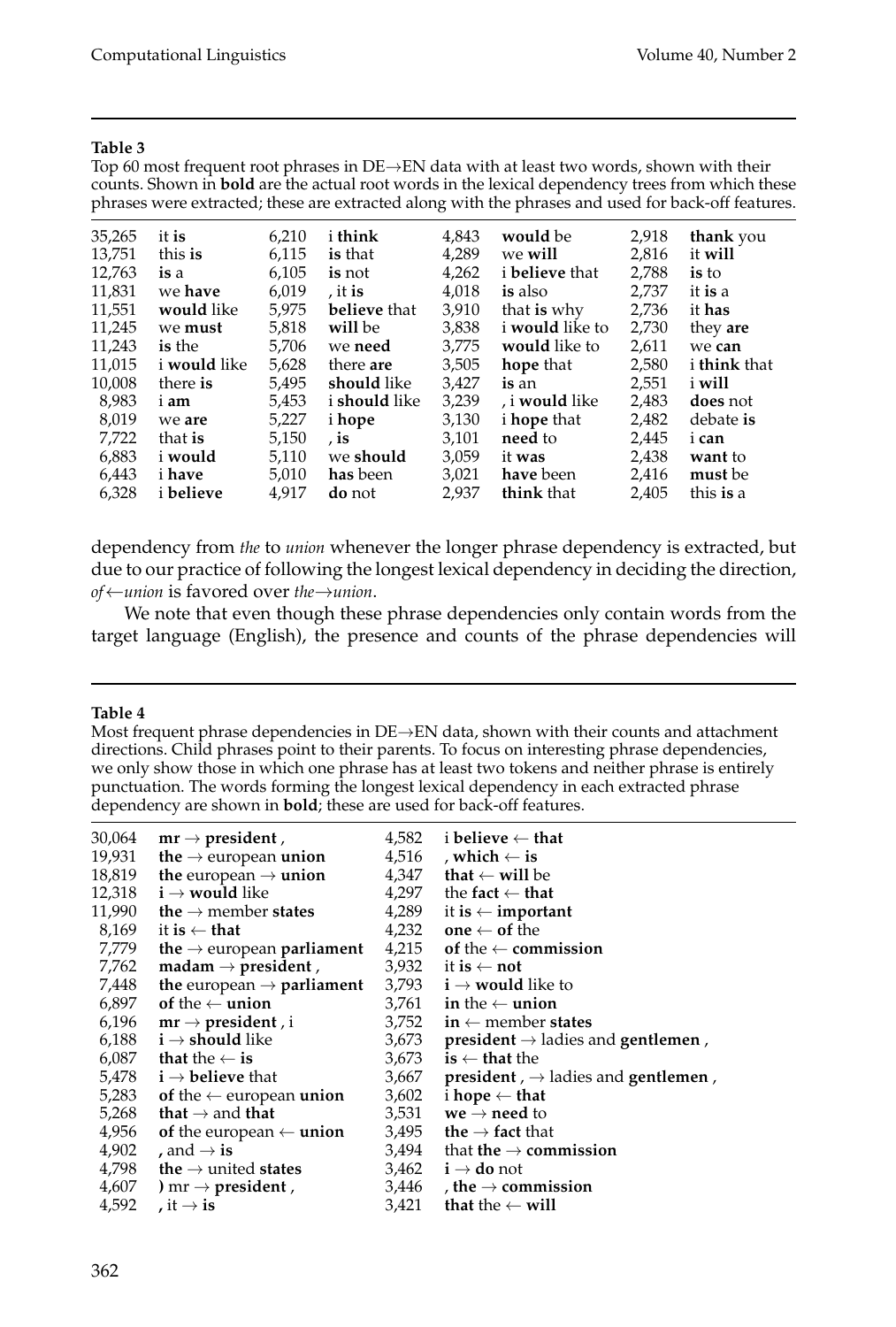**Table 3**
Top 60 most frequent root phrases in DE→EN data with at least two words, shown with their counts. Shown in **bold** are the actual root words in the lexical dependency trees from which these phrases were extracted; these are extracted along with the phrases and used for back-off features.

| | | | | | | | |
|---|---|---|---|---|---|---|---|
| 35,265 | it **is** | 6,210 | i **think** | 4,843 | **would** be | 2,918 | **thank** you |
| 13,751 | this **is** | 6,115 | **is** that | 4,289 | we **will** | 2,816 | it **will** |
| 12,763 | **is** a | 6,105 | **is** not | 4,262 | i **believe** that | 2,788 | **is** to |
| 11,831 | we **have** | 6,019 | , it **is** | 4,018 | **is** also | 2,737 | it **is** a |
| 11,551 | **would** like | 5,975 | **believe** that | 3,910 | that **is** why | 2,736 | it **has** |
| 11,245 | we **must** | 5,818 | **will** be | 3,838 | i **would** like to | 2,730 | they **are** |
| 11,243 | **is** the | 5,706 | we **need** | 3,775 | **would** like to | 2,611 | we **can** |
| 11,015 | i **would** like | 5,628 | there **are** | 3,505 | **hope** that | 2,580 | i **think** that |
| 10,008 | there **is** | 5,495 | **should** like | 3,427 | **is** an | 2,551 | i **will** |
| 8,983 | i **am** | 5,453 | i **should** like | 3,239 | , i **would** like | 2,483 | **does** not |
| 8,019 | we **are** | 5,227 | i **hope** | 3,130 | i **hope** that | 2,482 | debate **is** |
| 7,722 | that **is** | 5,150 | , **is** | 3,101 | **need** to | 2,445 | i **can** |
| 6,883 | i **would** | 5,110 | we **should** | 3,059 | it **was** | 2,438 | **want** to |
| 6,443 | i **have** | 5,010 | **has** been | 3,021 | **have** been | 2,416 | **must** be |
| 6,328 | i **believe** | 4,917 | **do** not | 2,937 | **think** that | 2,405 | this **is** a |

dependency from *the* to *union* whenever the longer phrase dependency is extracted, but due to our practice of following the longest lexical dependency in deciding the direction, *of*←*union* is favored over *the*→*union*.

We note that even though these phrase dependencies only contain words from the target language (English), the presence and counts of the phrase dependencies will

**Table 4**
Most frequent phrase dependencies in DE→EN data, shown with their counts and attachment directions. Child phrases point to their parents. To focus on interesting phrase dependencies, we only show those in which one phrase has at least two tokens and neither phrase is entirely punctuation. The words forming the longest lexical dependency in each extracted phrase dependency are shown in **bold**; these are used for back-off features.

| | | | |
|---|---|---|---|
| 30,064 | **mr** → **president** , | 4,582 | i **believe** ← **that** |
| 19,931 | **the** → european **union** | 4,516 | , **which** ← **is** |
| 18,819 | **the** european → **union** | 4,347 | **that** ← **will** be |
| 12,318 | **i** → **would** like | 4,297 | the **fact** ← **that** |
| 11,990 | **the** → member **states** | 4,289 | it **is** ← **important** |
| 8,169 | it **is** ← **that** | 4,232 | **one** ← **of** the |
| 7,779 | **the** → european **parliament** | 4,215 | **of** the ← **commission** |
| 7,762 | **madam** → **president** , | 3,932 | it **is** ← **not** |
| 7,448 | **the** european → **parliament** | 3,793 | **i** → **would** like to |
| 6,897 | **of** the ← **union** | 3,761 | **in** the ← **union** |
| 6,196 | **mr** → **president** , i | 3,752 | **in** ← member **states** |
| 6,188 | **i** → **should** like | 3,673 | **president** → ladies and **gentlemen** , |
| 6,087 | **that** the ← **is** | 3,673 | **is** ← **that** the |
| 5,478 | **i** → **believe** that | 3,667 | **president** , → ladies and **gentlemen** , |
| 5,283 | **of** the ← european **union** | 3,602 | i **hope** ← **that** |
| 5,268 | **that** → and **that** | 3,531 | **we** → **need** to |
| 4,956 | **of** the european ← **union** | 3,495 | **the** → **fact** that |
| 4,902 | **,** and → **is** | 3,494 | that **the** → **commission** |
| 4,798 | **the** → united **states** | 3,462 | **i** → **do** not |
| 4,607 | **)** mr → **president** , | 3,446 | , **the** → **commission** |
| 4,592 | **,** it → **is** | 3,421 | **that** the ← **will** |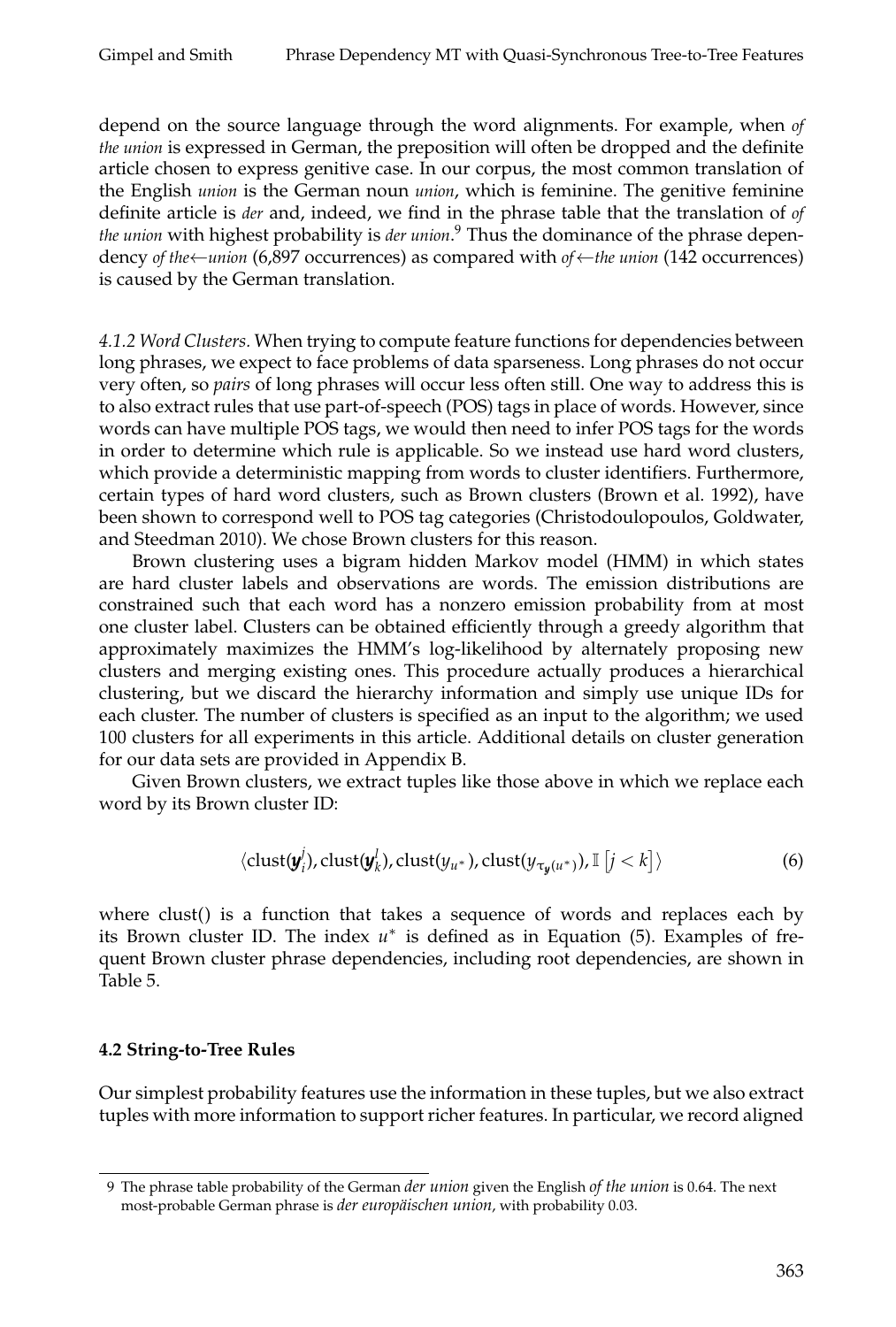depend on the source language through the word alignments. For example, when *of the union* is expressed in German, the preposition will often be dropped and the definite article chosen to express genitive case. In our corpus, the most common translation of the English *union* is the German noun *union*, which is feminine. The genitive feminine definite article is *der* and, indeed, we find in the phrase table that the translation of *of the union* with highest probability is *der union*.[9] Thus the dominance of the phrase dependency *of the*←*union* (6,897 occurrences) as compared with *of*←*the union* (142 occurrences) is caused by the German translation.

*4.1.2 Word Clusters.* When trying to compute feature functions for dependencies between long phrases, we expect to face problems of data sparseness. Long phrases do not occur very often, so *pairs* of long phrases will occur less often still. One way to address this is to also extract rules that use part-of-speech (POS) tags in place of words. However, since words can have multiple POS tags, we would then need to infer POS tags for the words in order to determine which rule is applicable. So we instead use hard word clusters, which provide a deterministic mapping from words to cluster identifiers. Furthermore, certain types of hard word clusters, such as Brown clusters (Brown et al. 1992), have been shown to correspond well to POS tag categories (Christodoulopoulos, Goldwater, and Steedman 2010). We chose Brown clusters for this reason.

Brown clustering uses a bigram hidden Markov model (HMM) in which states are hard cluster labels and observations are words. The emission distributions are constrained such that each word has a nonzero emission probability from at most one cluster label. Clusters can be obtained efficiently through a greedy algorithm that approximately maximizes the HMM's log-likelihood by alternately proposing new clusters and merging existing ones. This procedure actually produces a hierarchical clustering, but we discard the hierarchy information and simply use unique IDs for each cluster. The number of clusters is specified as an input to the algorithm; we used 100 clusters for all experiments in this article. Additional details on cluster generation for our data sets are provided in Appendix B.

Given Brown clusters, we extract tuples like those above in which we replace each word by its Brown cluster ID:

$$\langle \text{clust}(\boldsymbol{y}_i^j), \text{clust}(\boldsymbol{y}_k^l), \text{clust}(y_{u^*}), \text{clust}(y_{\tau_{\boldsymbol{y}}(u^*)}), \mathbb{I}\left[j < k\right] \rangle \tag{6}$$

where clust() is a function that takes a sequence of words and replaces each by its Brown cluster ID. The index $u^*$ is defined as in Equation (5). Examples of frequent Brown cluster phrase dependencies, including root dependencies, are shown in Table 5.

### 4.2 String-to-Tree Rules

Our simplest probability features use the information in these tuples, but we also extract tuples with more information to support richer features. In particular, we record aligned

9 The phrase table probability of the German *der union* given the English *of the union* is 0.64. The next most-probable German phrase is *der europäischen union*, with probability 0.03.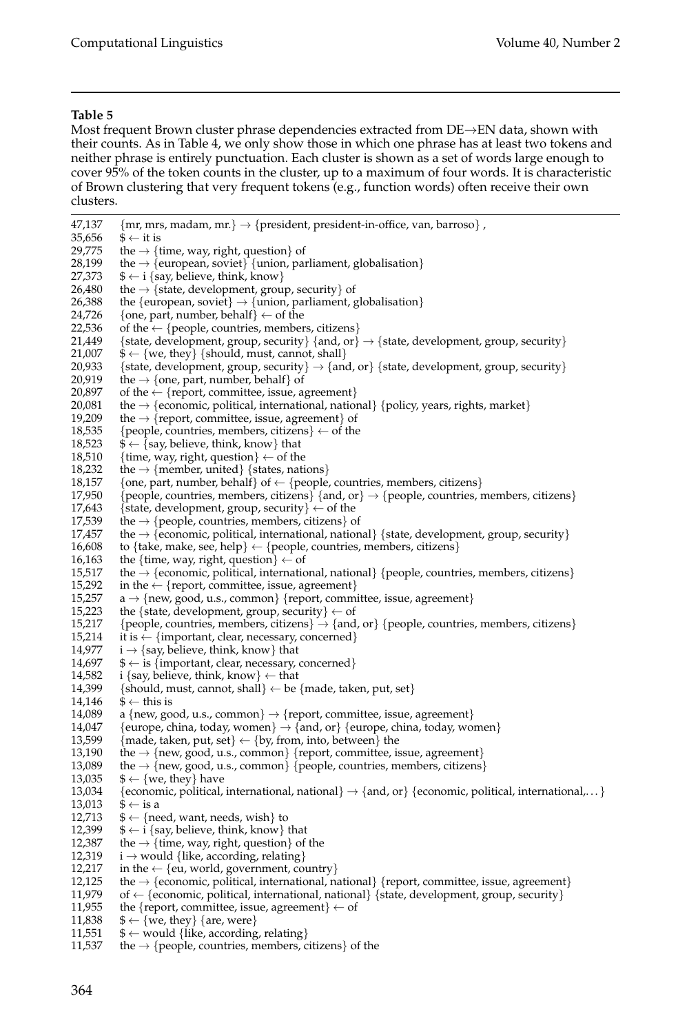**Table 5**

Most frequent Brown cluster phrase dependencies extracted from DE→EN data, shown with their counts. As in Table 4, we only show those in which one phrase has at least two tokens and neither phrase is entirely punctuation. Each cluster is shown as a set of words large enough to cover 95% of the token counts in the cluster, up to a maximum of four words. It is characteristic of Brown clustering that very frequent tokens (e.g., function words) often receive their own clusters.

| | |
|---|---|
| 47,137 | {mr, mrs, madam, mr.} → {president, president-in-office, van, barroso} , |
| 35,656 | $ ← it is |
| 29,775 | the → {time, way, right, question} of |
| 28,199 | the → {european, soviet} {union, parliament, globalisation} |
| 27,373 | $ ← i {say, believe, think, know} |
| 26,480 | the → {state, development, group, security} of |
| 26,388 | the {european, soviet} → {union, parliament, globalisation} |
| 24,726 | {one, part, number, behalf} ← of the |
| 22,536 | of the ← {people, countries, members, citizens} |
| 21,449 | {state, development, group, security} {and, or} → {state, development, group, security} |
| 21,007 | $ ← {we, they} {should, must, cannot, shall} |
| 20,933 | {state, development, group, security} → {and, or} {state, development, group, security} |
| 20,919 | the → {one, part, number, behalf} of |
| 20,897 | of the ← {report, committee, issue, agreement} |
| 20,081 | the → {economic, political, international, national} {policy, years, rights, market} |
| 19,209 | the → {report, committee, issue, agreement} of |
| 18,535 | {people, countries, members, citizens} ← of the |
| 18,523 | $ ← {say, believe, think, know} that |
| 18,510 | {time, way, right, question} ← of the |
| 18,232 | the → {member, united} {states, nations} |
| 18,157 | {one, part, number, behalf} of ← {people, countries, members, citizens} |
| 17,950 | {people, countries, members, citizens} {and, or} → {people, countries, members, citizens} |
| 17,643 | {state, development, group, security} ← of the |
| 17,539 | the → {people, countries, members, citizens} of |
| 17,457 | the → {economic, political, international, national} {state, development, group, security} |
| 16,608 | to {take, make, see, help} ← {people, countries, members, citizens} |
| 16,163 | the {time, way, right, question} ← of |
| 15,517 | the → {economic, political, international, national} {people, countries, members, citizens} |
| 15,292 | in the ← {report, committee, issue, agreement} |
| 15,257 | a → {new, good, u.s., common} {report, committee, issue, agreement} |
| 15,223 | the {state, development, group, security} ← of |
| 15,217 | {people, countries, members, citizens} → {and, or} {people, countries, members, citizens} |
| 15,214 | it is ← {important, clear, necessary, concerned} |
| 14,977 | i → {say, believe, think, know} that |
| 14,697 | $ ← is {important, clear, necessary, concerned} |
| 14,582 | i {say, believe, think, know} ← that |
| 14,399 | {should, must, cannot, shall} ← be {made, taken, put, set} |
| 14,146 | $ ← this is |
| 14,089 | a {new, good, u.s., common} → {report, committee, issue, agreement} |
| 14,047 | {europe, china, today, women} → {and, or} {europe, china, today, women} |
| 13,599 | {made, taken, put, set} ← {by, from, into, between} the |
| 13,190 | the → {new, good, u.s., common} {report, committee, issue, agreement} |
| 13,089 | the → {new, good, u.s., common} {people, countries, members, citizens} |
| 13,035 | $ ← {we, they} have |
| 13,034 | {economic, political, international, national} → {and, or} {economic, political, international,...} |
| 13,013 | $ ← is a |
| 12,713 | $ ← {need, want, needs, wish} to |
| 12,399 | $ ← i {say, believe, think, know} that |
| 12,387 | the → {time, way, right, question} of the |
| 12,319 | i → would {like, according, relating} |
| 12,217 | in the ← {eu, world, government, country} |
| 12,125 | the → {economic, political, international, national} {report, committee, issue, agreement} |
| 11,979 | of ← {economic, political, international, national} {state, development, group, security} |
| 11,955 | the {report, committee, issue, agreement} ← of |
| 11,838 | $ ← {we, they} {are, were} |
| 11,551 | $ ← would {like, according, relating} |
| 11,537 | the → {people, countries, members, citizens} of the |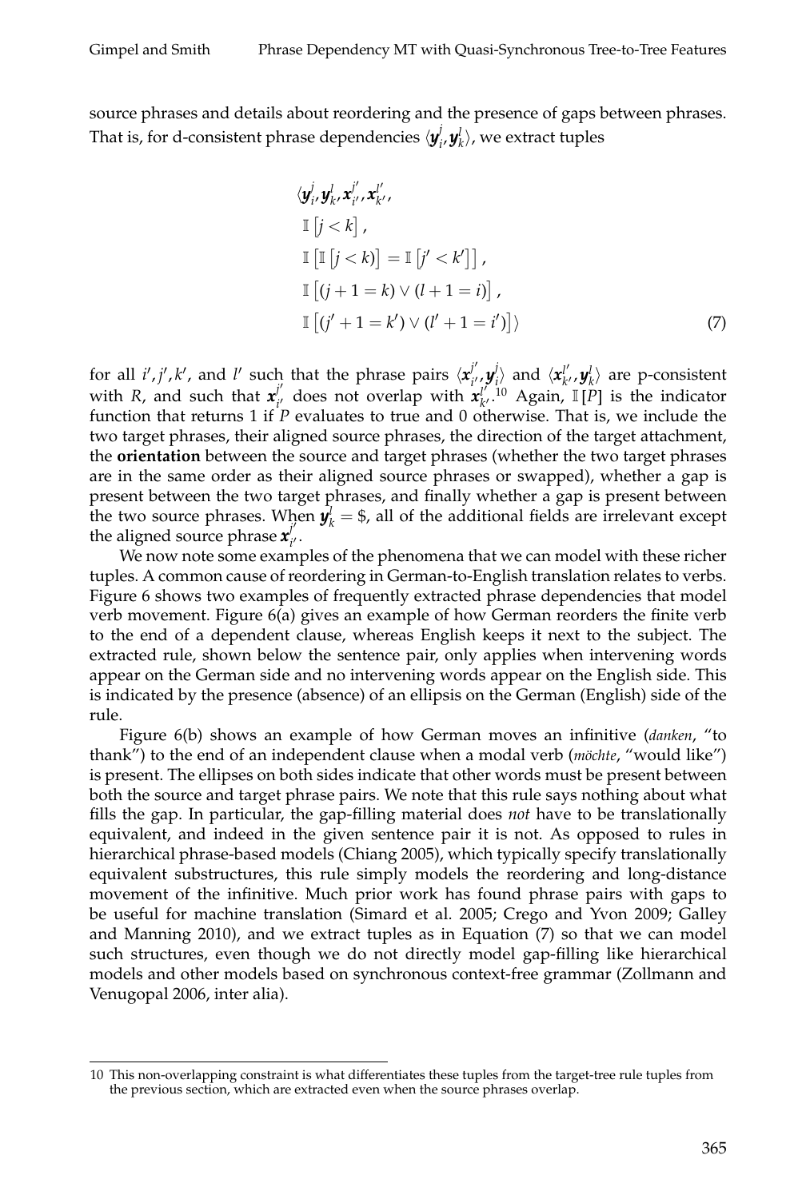source phrases and details about reordering and the presence of gaps between phrases. That is, for d-consistent phrase dependencies $\langle \boldsymbol{y}_i^j, \boldsymbol{y}_k^l \rangle$, we extract tuples

$$
\begin{aligned}
&\langle \boldsymbol{y}_i^j, \boldsymbol{y}_k^l, \boldsymbol{x}_{i'}^{j'}, \boldsymbol{x}_{k'}^{l'}, \\
&\mathbb{I}\left[j < k\right], \\
&\mathbb{I}\left[\mathbb{I}\left[j < k\right)\right] = \mathbb{I}\left[j' < k'\right]\right], \\
&\mathbb{I}\left[(j + 1 = k) \vee (l + 1 = i)\right], \\
&\mathbb{I}\left[(j' + 1 = k') \vee (l' + 1 = i')\right] \rangle
\end{aligned} \tag{7}
$$

for all $i', j', k'$, and $l'$ such that the phrase pairs $\langle \boldsymbol{x}_{i'}^{j'}, \boldsymbol{y}_i^j \rangle$ and $\langle \boldsymbol{x}_{k'}^{l'}, \boldsymbol{y}_k^l \rangle$ are p-consistent with $R$, and such that $\boldsymbol{x}_{i'}^{j'}$ does not overlap with $\boldsymbol{x}_{k'}^{l'}$.[10] Again, $\mathbb{I}[P]$ is the indicator function that returns 1 if $P$ evaluates to true and 0 otherwise. That is, we include the two target phrases, their aligned source phrases, the direction of the target attachment, the **orientation** between the source and target phrases (whether the two target phrases are in the same order as their aligned source phrases or swapped), whether a gap is present between the two target phrases, and finally whether a gap is present between the two source phrases. When $\boldsymbol{y}_k^l = \$$, all of the additional fields are irrelevant except the aligned source phrase $\boldsymbol{x}_{i'}^{j'}$.

We now note some examples of the phenomena that we can model with these richer tuples. A common cause of reordering in German-to-English translation relates to verbs. Figure 6 shows two examples of frequently extracted phrase dependencies that model verb movement. Figure 6(a) gives an example of how German reorders the finite verb to the end of a dependent clause, whereas English keeps it next to the subject. The extracted rule, shown below the sentence pair, only applies when intervening words appear on the German side and no intervening words appear on the English side. This is indicated by the presence (absence) of an ellipsis on the German (English) side of the rule.

Figure 6(b) shows an example of how German moves an infinitive (*danken*, "to thank") to the end of an independent clause when a modal verb (*möchte*, "would like") is present. The ellipses on both sides indicate that other words must be present between both the source and target phrase pairs. We note that this rule says nothing about what fills the gap. In particular, the gap-filling material does *not* have to be translationally equivalent, and indeed in the given sentence pair it is not. As opposed to rules in hierarchical phrase-based models (Chiang 2005), which typically specify translationally equivalent substructures, this rule simply models the reordering and long-distance movement of the infinitive. Much prior work has found phrase pairs with gaps to be useful for machine translation (Simard et al. 2005; Crego and Yvon 2009; Galley and Manning 2010), and we extract tuples as in Equation (7) so that we can model such structures, even though we do not directly model gap-filling like hierarchical models and other models based on synchronous context-free grammar (Zollmann and Venugopal 2006, inter alia).

---

10 This non-overlapping constraint is what differentiates these tuples from the target-tree rule tuples from the previous section, which are extracted even when the source phrases overlap.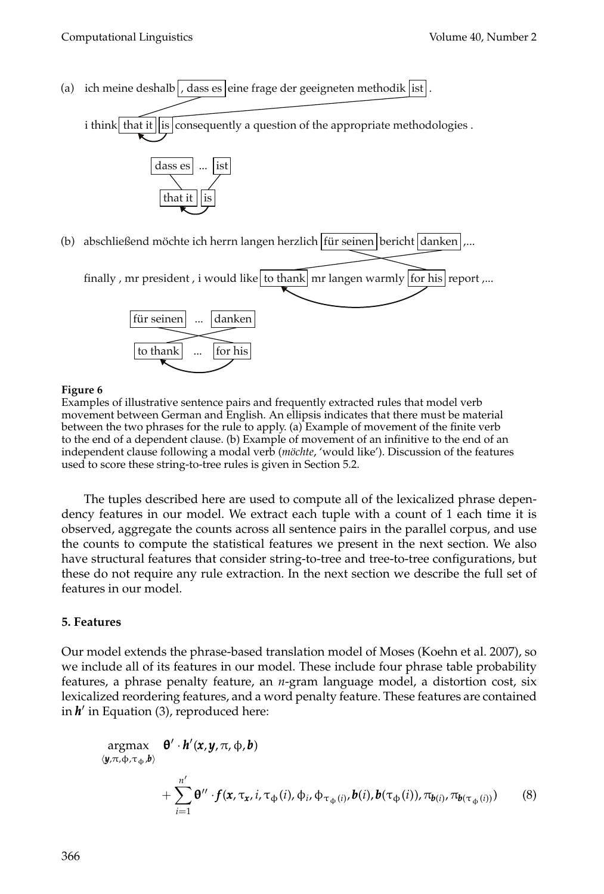(a) ich meine deshalb , dass es eine frage der geeigneten methodik ist .

i think that it is consequently a question of the appropriate methodologies .

dass es ... ist

that it is

(b) abschließend möchte ich herrn langen herzlich für seinen bericht danken ,...

finally , mr president , i would like to thank mr langen warmly for his report ,...

für seinen ... danken

to thank ... for his

**Figure 6**
Examples of illustrative sentence pairs and frequently extracted rules that model verb movement between German and English. An ellipsis indicates that there must be material between the two phrases for the rule to apply. (a) Example of movement of the finite verb to the end of a dependent clause. (b) Example of movement of an infinitive to the end of an independent clause following a modal verb (*möchte*, 'would like'). Discussion of the features used to score these string-to-tree rules is given in Section 5.2.

The tuples described here are used to compute all of the lexicalized phrase dependency features in our model. We extract each tuple with a count of 1 each time it is observed, aggregate the counts across all sentence pairs in the parallel corpus, and use the counts to compute the statistical features we present in the next section. We also have structural features that consider string-to-tree and tree-to-tree configurations, but these do not require any rule extraction. In the next section we describe the full set of features in our model.

## 5. Features

Our model extends the phrase-based translation model of Moses (Koehn et al. 2007), so we include all of its features in our model. These include four phrase table probability features, a phrase penalty feature, an *n*-gram language model, a distortion cost, six lexicalized reordering features, and a word penalty feature. These features are contained in $\boldsymbol{h}'$ in Equation (3), reproduced here:

$$\underset{\langle \boldsymbol{y}, \pi, \phi, \tau_\phi, \boldsymbol{b} \rangle}{\operatorname{argmax}} \quad \boldsymbol{\theta}' \cdot \boldsymbol{h}'(\boldsymbol{x}, \boldsymbol{y}, \pi, \phi, \boldsymbol{b}) + \sum_{i=1}^{n'} \boldsymbol{\theta}'' \cdot \boldsymbol{f}(\boldsymbol{x}, \tau_{\boldsymbol{x}}, i, \tau_\phi(i), \phi_i, \phi_{\tau_\phi(i)}, \boldsymbol{b}(i), \boldsymbol{b}(\tau_\phi(i)), \pi_{\boldsymbol{b}(i)}, \pi_{\boldsymbol{b}(\tau_\phi(i))}) \tag{8}$$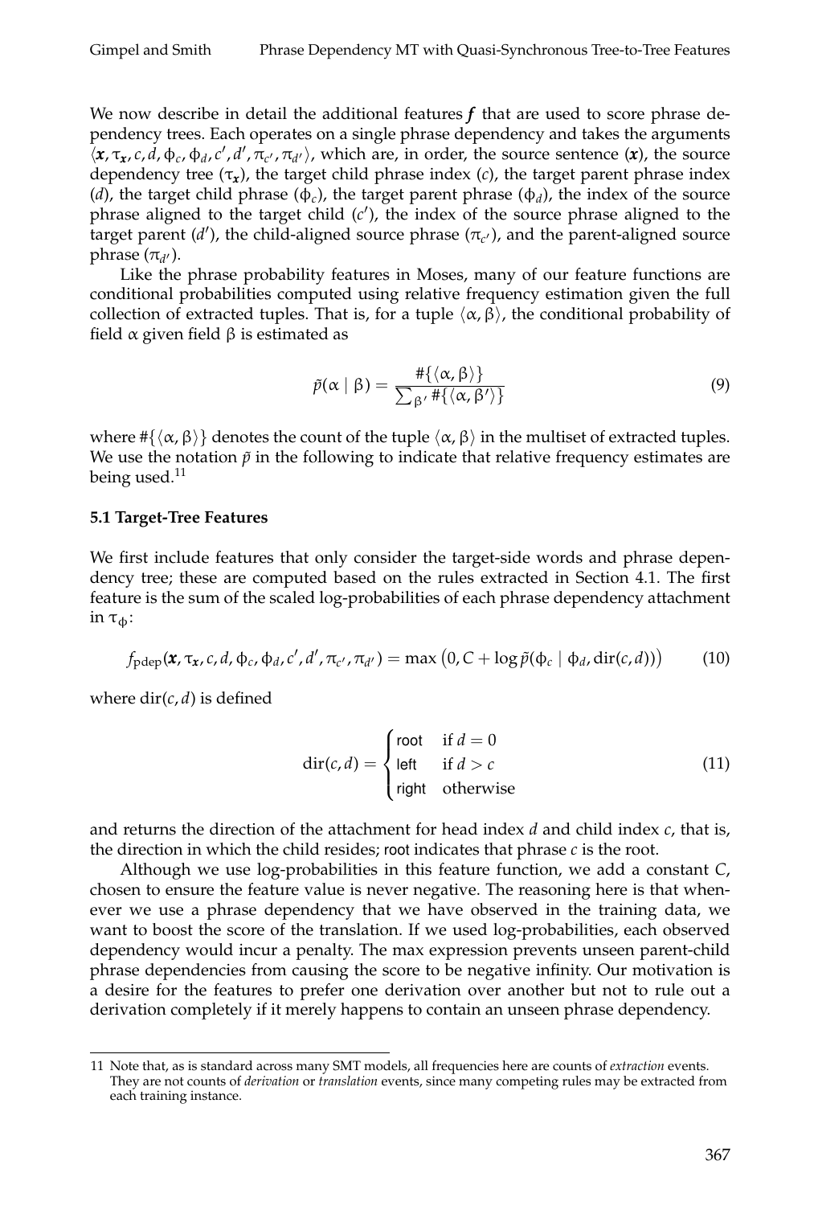We now describe in detail the additional features $\boldsymbol{f}$ that are used to score phrase dependency trees. Each operates on a single phrase dependency and takes the arguments $\langle \boldsymbol{x}, \tau_{\boldsymbol{x}}, c, d, \phi_c, \phi_d, c', d', \pi_{c'}, \pi_{d'} \rangle$, which are, in order, the source sentence ($\boldsymbol{x}$), the source dependency tree ($\tau_{\boldsymbol{x}}$), the target child phrase index ($c$), the target parent phrase index ($d$), the target child phrase ($\phi_c$), the target parent phrase ($\phi_d$), the index of the source phrase aligned to the target child ($c'$), the index of the source phrase aligned to the target parent ($d'$), the child-aligned source phrase ($\pi_{c'}$), and the parent-aligned source phrase ($\pi_{d'}$).

Like the phrase probability features in Moses, many of our feature functions are conditional probabilities computed using relative frequency estimation given the full collection of extracted tuples. That is, for a tuple $\langle \alpha, \beta \rangle$, the conditional probability of field $\alpha$ given field $\beta$ is estimated as

$$\tilde{p}(\alpha \mid \beta) = \frac{\#\{\langle \alpha, \beta \rangle\}}{\sum_{\beta'} \#\{\langle \alpha, \beta' \rangle\}} \tag{9}$$

where $\#\{\langle \alpha, \beta \rangle\}$ denotes the count of the tuple $\langle \alpha, \beta \rangle$ in the multiset of extracted tuples. We use the notation $\tilde{p}$ in the following to indicate that relative frequency estimates are being used.[11]

**5.1 Target-Tree Features**

We first include features that only consider the target-side words and phrase dependency tree; these are computed based on the rules extracted in Section 4.1. The first feature is the sum of the scaled log-probabilities of each phrase dependency attachment in $\tau_{\phi}$:

$$f_{\text{pdep}}(\boldsymbol{x}, \tau_{\boldsymbol{x}}, c, d, \phi_c, \phi_d, c', d', \pi_{c'}, \pi_{d'}) = \max\left(0, C + \log \tilde{p}(\phi_c \mid \phi_d, \text{dir}(c, d))\right) \tag{10}$$

where $\text{dir}(c, d)$ is defined

$$\text{dir}(c, d) = \begin{cases} \textsf{root} & \text{if } d = 0 \\ \textsf{left} & \text{if } d > c \\ \textsf{right} & \text{otherwise} \end{cases} \tag{11}$$

and returns the direction of the attachment for head index $d$ and child index $c$, that is, the direction in which the child resides; root indicates that phrase $c$ is the root.

Although we use log-probabilities in this feature function, we add a constant $C$, chosen to ensure the feature value is never negative. The reasoning here is that whenever we use a phrase dependency that we have observed in the training data, we want to boost the score of the translation. If we used log-probabilities, each observed dependency would incur a penalty. The max expression prevents unseen parent-child phrase dependencies from causing the score to be negative infinity. Our motivation is a desire for the features to prefer one derivation over another but not to rule out a derivation completely if it merely happens to contain an unseen phrase dependency.

[11] Note that, as is standard across many SMT models, all frequencies here are counts of *extraction* events. They are not counts of *derivation* or *translation* events, since many competing rules may be extracted from each training instance.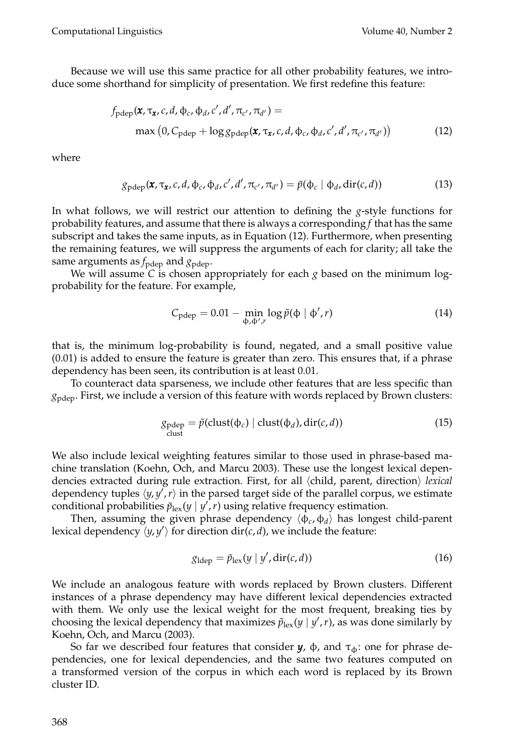Because we will use this same practice for all other probability features, we introduce some shorthand for simplicity of presentation. We first redefine this feature:

$$f_{\text{pdep}}(\boldsymbol{x}, \tau_{\boldsymbol{x}}, c, d, \phi_c, \phi_d, c', d', \pi_{c'}, \pi_{d'}) = \max\left(0, C_{\text{pdep}} + \log g_{\text{pdep}}(\boldsymbol{x}, \tau_{\boldsymbol{x}}, c, d, \phi_c, \phi_d, c', d', \pi_{c'}, \pi_{d'})\right) \tag{12}$$

where

$$g_{\text{pdep}}(\boldsymbol{x}, \tau_{\boldsymbol{x}}, c, d, \phi_c, \phi_d, c', d', \pi_{c'}, \pi_{d'}) = \tilde{p}(\phi_c \mid \phi_d, \text{dir}(c, d)) \tag{13}$$

In what follows, we will restrict our attention to defining the $g$-style functions for probability features, and assume that there is always a corresponding $f$ that has the same subscript and takes the same inputs, as in Equation (12). Furthermore, when presenting the remaining features, we will suppress the arguments of each for clarity; all take the same arguments as $f_{\text{pdep}}$ and $g_{\text{pdep}}$.

We will assume $C$ is chosen appropriately for each $g$ based on the minimum log-probability for the feature. For example,

$$C_{\text{pdep}} = 0.01 - \min_{\phi, \phi', r} \log \tilde{p}(\phi \mid \phi', r) \tag{14}$$

that is, the minimum log-probability is found, negated, and a small positive value (0.01) is added to ensure the feature is greater than zero. This ensures that, if a phrase dependency has been seen, its contribution is at least 0.01.

To counteract data sparseness, we include other features that are less specific than $g_{\text{pdep}}$. First, we include a version of this feature with words replaced by Brown clusters:

$$g_{\substack{\text{pdep}\\\text{clust}}} = \tilde{p}(\text{clust}(\phi_c) \mid \text{clust}(\phi_d), \text{dir}(c, d)) \tag{15}$$

We also include lexical weighting features similar to those used in phrase-based machine translation (Koehn, Och, and Marcu 2003). These use the longest lexical dependencies extracted during rule extraction. First, for all $\langle$child, parent, direction$\rangle$ *lexical* dependency tuples $\langle y, y', r\rangle$ in the parsed target side of the parallel corpus, we estimate conditional probabilities $\tilde{p}_{\text{lex}}(y \mid y', r)$ using relative frequency estimation.

Then, assuming the given phrase dependency $\langle \phi_c, \phi_d\rangle$ has longest child-parent lexical dependency $\langle y, y'\rangle$ for direction $\text{dir}(c, d)$, we include the feature:

$$g_{\text{ldep}} = \tilde{p}_{\text{lex}}(y \mid y', \text{dir}(c, d)) \tag{16}$$

We include an analogous feature with words replaced by Brown clusters. Different instances of a phrase dependency may have different lexical dependencies extracted with them. We only use the lexical weight for the most frequent, breaking ties by choosing the lexical dependency that maximizes $\tilde{p}_{\text{lex}}(y \mid y', r)$, as was done similarly by Koehn, Och, and Marcu (2003).

So far we described four features that consider $\boldsymbol{y}$, $\phi$, and $\tau_\phi$: one for phrase dependencies, one for lexical dependencies, and the same two features computed on a transformed version of the corpus in which each word is replaced by its Brown cluster ID.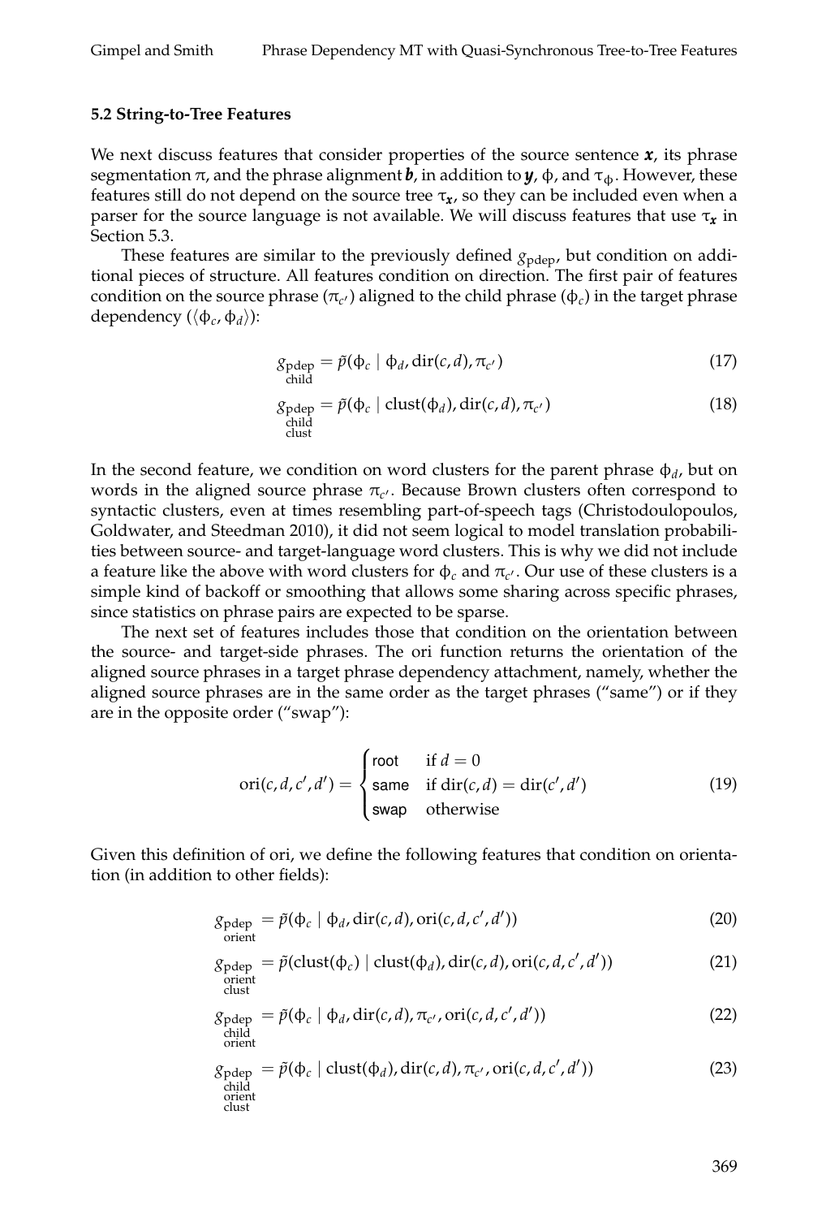### 5.2 String-to-Tree Features

We next discuss features that consider properties of the source sentence $\boldsymbol{x}$, its phrase segmentation $\pi$, and the phrase alignment $\boldsymbol{b}$, in addition to $\boldsymbol{y}$, $\phi$, and $\tau_{\phi}$. However, these features still do not depend on the source tree $\tau_{\boldsymbol{x}}$, so they can be included even when a parser for the source language is not available. We will discuss features that use $\tau_{\boldsymbol{x}}$ in Section 5.3.

These features are similar to the previously defined $g_{\text{pdep}}$, but condition on additional pieces of structure. All features condition on direction. The first pair of features condition on the source phrase ($\pi_{c'}$) aligned to the child phrase ($\phi_c$) in the target phrase dependency ($\langle \phi_c, \phi_d \rangle$):

$$g_{\substack{\text{pdep}\\\text{child}}} = \tilde{p}(\phi_c \mid \phi_d, \text{dir}(c, d), \pi_{c'}) \tag{17}$$

$$g_{\substack{\text{pdep}\\\text{child}\\\text{clust}}} = \tilde{p}(\phi_c \mid \text{clust}(\phi_d), \text{dir}(c, d), \pi_{c'}) \tag{18}$$

In the second feature, we condition on word clusters for the parent phrase $\phi_d$, but on words in the aligned source phrase $\pi_{c'}$. Because Brown clusters often correspond to syntactic clusters, even at times resembling part-of-speech tags (Christodoulopoulos, Goldwater, and Steedman 2010), it did not seem logical to model translation probabilities between source- and target-language word clusters. This is why we did not include a feature like the above with word clusters for $\phi_c$ and $\pi_{c'}$. Our use of these clusters is a simple kind of backoff or smoothing that allows some sharing across specific phrases, since statistics on phrase pairs are expected to be sparse.

The next set of features includes those that condition on the orientation between the source- and target-side phrases. The ori function returns the orientation of the aligned source phrases in a target phrase dependency attachment, namely, whether the aligned source phrases are in the same order as the target phrases ("same") or if they are in the opposite order ("swap"):

$$\text{ori}(c, d, c', d') = \begin{cases} \mathsf{root} & \text{if } d = 0 \\ \mathsf{same} & \text{if } \text{dir}(c, d) = \text{dir}(c', d') \\ \mathsf{swap} & \text{otherwise} \end{cases} \tag{19}$$

Given this definition of ori, we define the following features that condition on orientation (in addition to other fields):

$$g_{\substack{\text{pdep}\\\text{orient}}} = \tilde{p}(\phi_c \mid \phi_d, \text{dir}(c, d), \text{ori}(c, d, c', d')) \tag{20}$$

$$g_{\substack{\text{pdep}\\\text{orient}\\\text{clust}}} = \tilde{p}(\text{clust}(\phi_c) \mid \text{clust}(\phi_d), \text{dir}(c, d), \text{ori}(c, d, c', d')) \tag{21}$$

$$g_{\substack{\text{pdep}\\\text{child}\\\text{orient}}} = \tilde{p}(\phi_c \mid \phi_d, \text{dir}(c, d), \pi_{c'}, \text{ori}(c, d, c', d')) \tag{22}$$

$$g_{\substack{\text{pdep}\\\text{child}\\\text{orient}\\\text{clust}}} = \tilde{p}(\phi_c \mid \text{clust}(\phi_d), \text{dir}(c, d), \pi_{c'}, \text{ori}(c, d, c', d')) \tag{23}$$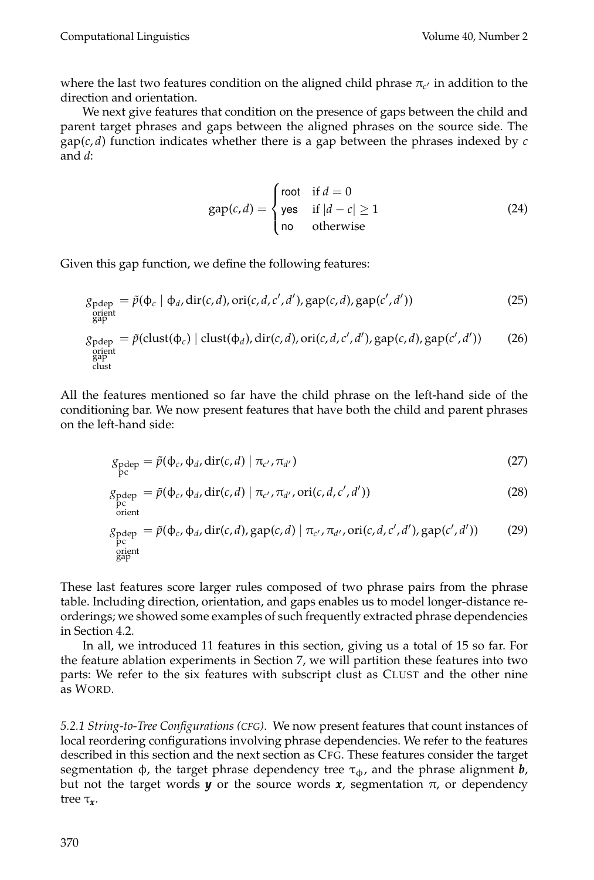where the last two features condition on the aligned child phrase $\pi_{c'}$ in addition to the direction and orientation.

We next give features that condition on the presence of gaps between the child and parent target phrases and gaps between the aligned phrases on the source side. The gap$(c, d)$ function indicates whether there is a gap between the phrases indexed by $c$ and $d$:

$$\text{gap}(c, d) = \begin{cases} \mathsf{root} & \text{if } d = 0 \\ \mathsf{yes} & \text{if } |d - c| \geq 1 \\ \mathsf{no} & \text{otherwise} \end{cases} \tag{24}$$

Given this gap function, we define the following features:

$$g_{\substack{\text{pdep}\\\text{orient}\\\text{gap}}} = \tilde{p}(\phi_c \mid \phi_d, \text{dir}(c, d), \text{ori}(c, d, c', d'), \text{gap}(c, d), \text{gap}(c', d')) \tag{25}$$

$$g_{\substack{\text{pdep}\\\text{orient}\\\text{gap}\\\text{clust}}} = \tilde{p}(\text{clust}(\phi_c) \mid \text{clust}(\phi_d), \text{dir}(c, d), \text{ori}(c, d, c', d'), \text{gap}(c, d), \text{gap}(c', d')) \tag{26}$$

All the features mentioned so far have the child phrase on the left-hand side of the conditioning bar. We now present features that have both the child and parent phrases on the left-hand side:

$$g_{\substack{\text{pdep}\\\text{pc}}} = \tilde{p}(\phi_c, \phi_d, \text{dir}(c, d) \mid \pi_{c'}, \pi_{d'}) \tag{27}$$

$$g_{\substack{\text{pdep}\\\text{pc}\\\text{orient}}} = \tilde{p}(\phi_c, \phi_d, \text{dir}(c, d) \mid \pi_{c'}, \pi_{d'}, \text{ori}(c, d, c', d')) \tag{28}$$

$$g_{\substack{\text{pdep}\\\text{pc}\\\text{orient}\\\text{gap}}} = \tilde{p}(\phi_c, \phi_d, \text{dir}(c, d), \text{gap}(c, d) \mid \pi_{c'}, \pi_{d'}, \text{ori}(c, d, c', d'), \text{gap}(c', d')) \tag{29}$$

These last features score larger rules composed of two phrase pairs from the phrase table. Including direction, orientation, and gaps enables us to model longer-distance reorderings; we showed some examples of such frequently extracted phrase dependencies in Section 4.2.

In all, we introduced 11 features in this section, giving us a total of 15 so far. For the feature ablation experiments in Section 7, we will partition these features into two parts: We refer to the six features with subscript clust as CLUST and the other nine as WORD.

*5.2.1 String-to-Tree Configurations (CFG).* We now present features that count instances of local reordering configurations involving phrase dependencies. We refer to the features described in this section and the next section as CFG. These features consider the target segmentation $\phi$, the target phrase dependency tree $\tau_\phi$, and the phrase alignment $\boldsymbol{b}$, but not the target words $\boldsymbol{y}$ or the source words $\boldsymbol{x}$, segmentation $\pi$, or dependency tree $\tau_{\boldsymbol{x}}$.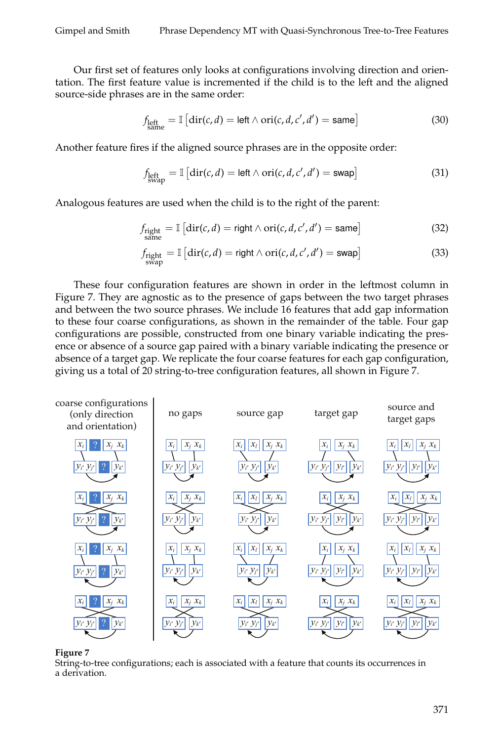Our first set of features only looks at configurations involving direction and orientation. The first feature value is incremented if the child is to the left and the aligned source-side phrases are in the same order:

$$f_{\substack{\text{left}\\\text{same}}} = \mathbb{I}\left[\text{dir}(c,d) = \textsf{left} \wedge \text{ori}(c,d,c',d') = \textsf{same}\right] \tag{30}$$

Another feature fires if the aligned source phrases are in the opposite order:

$$f_{\substack{\text{left}\\\text{swap}}} = \mathbb{I}\left[\text{dir}(c,d) = \textsf{left} \wedge \text{ori}(c,d,c',d') = \textsf{swap}\right] \tag{31}$$

Analogous features are used when the child is to the right of the parent:

$$f_{\substack{\text{right}\\\text{same}}} = \mathbb{I}\left[\text{dir}(c,d) = \textsf{right} \wedge \text{ori}(c,d,c',d') = \textsf{same}\right] \tag{32}$$

$$f_{\substack{\text{right}\\\text{swap}}} = \mathbb{I}\left[\text{dir}(c,d) = \textsf{right} \wedge \text{ori}(c,d,c',d') = \textsf{swap}\right] \tag{33}$$

These four configuration features are shown in order in the leftmost column in Figure 7. They are agnostic as to the presence of gaps between the two target phrases and between the two source phrases. We include 16 features that add gap information to these four coarse configurations, as shown in the remainder of the table. Four gap configurations are possible, constructed from one binary variable indicating the presence or absence of a source gap paired with a binary variable indicating the presence or absence of a target gap. We replicate the four coarse features for each gap configuration, giving us a total of 20 string-to-tree configuration features, all shown in Figure 7.

**Figure 7**
String-to-tree configurations; each is associated with a feature that counts its occurrences in a derivation.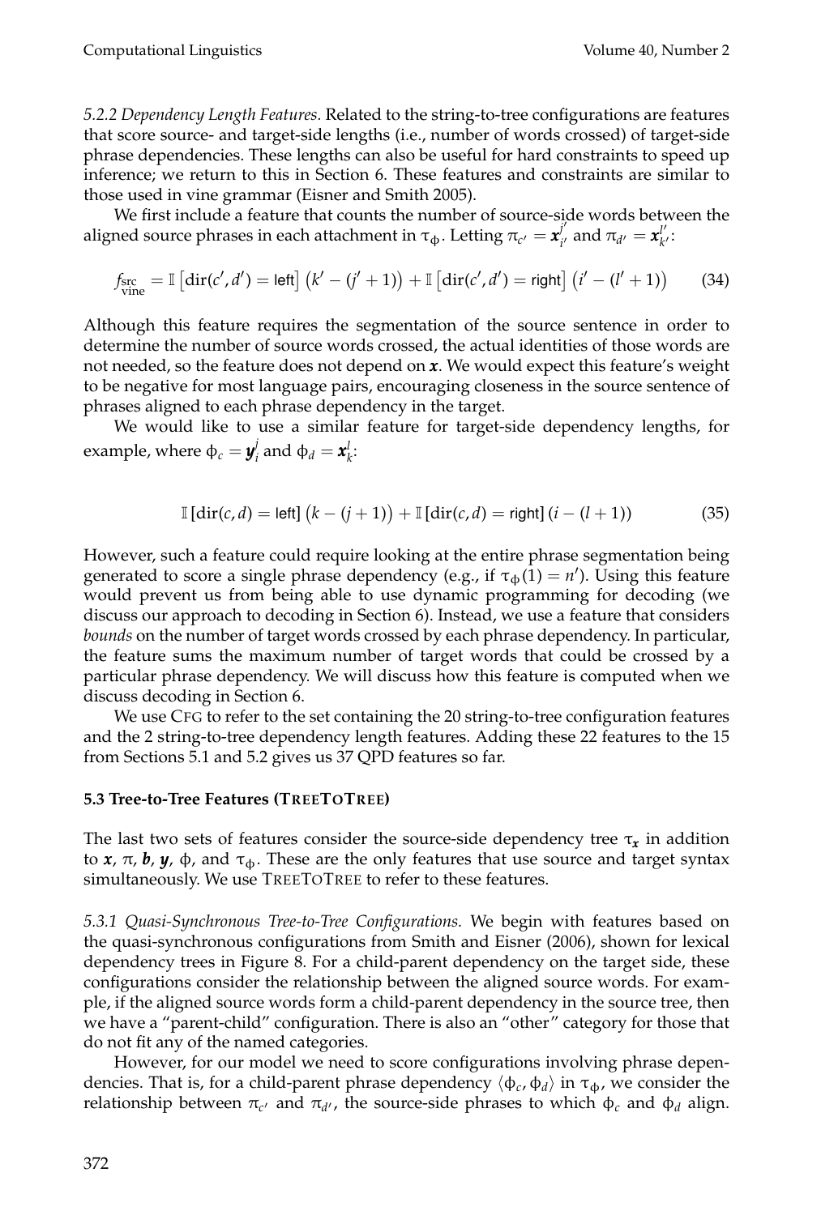*5.2.2 Dependency Length Features.* Related to the string-to-tree configurations are features that score source- and target-side lengths (i.e., number of words crossed) of target-side phrase dependencies. These lengths can also be useful for hard constraints to speed up inference; we return to this in Section 6. These features and constraints are similar to those used in vine grammar (Eisner and Smith 2005).

We first include a feature that counts the number of source-side words between the aligned source phrases in each attachment in $\tau_\phi$. Letting $\pi_{c'} = \boldsymbol{x}_{i'}^{j'}$ and $\pi_{d'} = \boldsymbol{x}_{k'}^{l'}$:

$$f_{\substack{\text{src}\\\text{vine}}} = \mathbb{I}\left[\text{dir}(c', d') = \mathsf{left}\right] \left(k' - (j' + 1)\right) + \mathbb{I}\left[\text{dir}(c', d') = \mathsf{right}\right] \left(i' - (l' + 1)\right) \tag{34}$$

Although this feature requires the segmentation of the source sentence in order to determine the number of source words crossed, the actual identities of those words are not needed, so the feature does not depend on $\boldsymbol{x}$. We would expect this feature's weight to be negative for most language pairs, encouraging closeness in the source sentence of phrases aligned to each phrase dependency in the target.

We would like to use a similar feature for target-side dependency lengths, for example, where $\phi_c = \boldsymbol{y}_i^j$ and $\phi_d = \boldsymbol{x}_k^l$:

$$\mathbb{I}\left[\text{dir}(c, d) = \mathsf{left}\right] \left(k - (j + 1)\right) + \mathbb{I}\left[\text{dir}(c, d) = \mathsf{right}\right] \left(i - (l + 1)\right) \tag{35}$$

However, such a feature could require looking at the entire phrase segmentation being generated to score a single phrase dependency (e.g., if $\tau_\phi(1) = n'$). Using this feature would prevent us from being able to use dynamic programming for decoding (we discuss our approach to decoding in Section 6). Instead, we use a feature that considers *bounds* on the number of target words crossed by each phrase dependency. In particular, the feature sums the maximum number of target words that could be crossed by a particular phrase dependency. We will discuss how this feature is computed when we discuss decoding in Section 6.

We use CFG to refer to the set containing the 20 string-to-tree configuration features and the 2 string-to-tree dependency length features. Adding these 22 features to the 15 from Sections 5.1 and 5.2 gives us 37 QPD features so far.

### 5.3 Tree-to-Tree Features (TREETOTREE)

The last two sets of features consider the source-side dependency tree $\tau_{\boldsymbol{x}}$ in addition to $\boldsymbol{x}$, $\pi$, $\boldsymbol{b}$, $\boldsymbol{y}$, $\phi$, and $\tau_\phi$. These are the only features that use source and target syntax simultaneously. We use TREETOTREE to refer to these features.

*5.3.1 Quasi-Synchronous Tree-to-Tree Configurations.* We begin with features based on the quasi-synchronous configurations from Smith and Eisner (2006), shown for lexical dependency trees in Figure 8. For a child-parent dependency on the target side, these configurations consider the relationship between the aligned source words. For example, if the aligned source words form a child-parent dependency in the source tree, then we have a "parent-child" configuration. There is also an "other" category for those that do not fit any of the named categories.

However, for our model we need to score configurations involving phrase dependencies. That is, for a child-parent phrase dependency $\langle \phi_c, \phi_d \rangle$ in $\tau_\phi$, we consider the relationship between $\pi_{c'}$ and $\pi_{d'}$, the source-side phrases to which $\phi_c$ and $\phi_d$ align.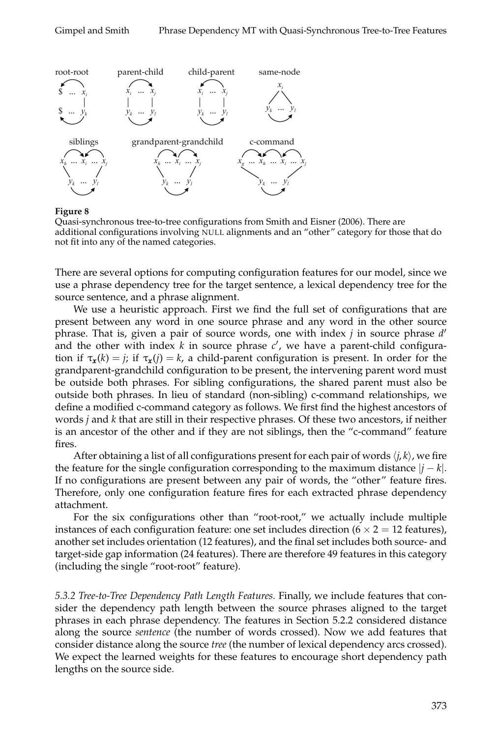**Figure 8**

Quasi-synchronous tree-to-tree configurations from Smith and Eisner (2006). There are additional configurations involving NULL alignments and an "other" category for those that do not fit into any of the named categories.

There are several options for computing configuration features for our model, since we use a phrase dependency tree for the target sentence, a lexical dependency tree for the source sentence, and a phrase alignment.

We use a heuristic approach. First we find the full set of configurations that are present between any word in one source phrase and any word in the other source phrase. That is, given a pair of source words, one with index $j$ in source phrase $d'$ and the other with index $k$ in source phrase $c'$, we have a parent-child configuration if $\tau_{\boldsymbol{x}}(k) = j$; if $\tau_{\boldsymbol{x}}(j) = k$, a child-parent configuration is present. In order for the grandparent-grandchild configuration to be present, the intervening parent word must be outside both phrases. For sibling configurations, the shared parent must also be outside both phrases. In lieu of standard (non-sibling) c-command relationships, we define a modified c-command category as follows. We first find the highest ancestors of words $j$ and $k$ that are still in their respective phrases. Of these two ancestors, if neither is an ancestor of the other and if they are not siblings, then the "c-command" feature fires.

After obtaining a list of all configurations present for each pair of words $\langle j, k\rangle$, we fire the feature for the single configuration corresponding to the maximum distance $|j - k|$. If no configurations are present between any pair of words, the "other" feature fires. Therefore, only one configuration feature fires for each extracted phrase dependency attachment.

For the six configurations other than "root-root," we actually include multiple instances of each configuration feature: one set includes direction ($6 \times 2 = 12$ features), another set includes orientation (12 features), and the final set includes both source- and target-side gap information (24 features). There are therefore 49 features in this category (including the single "root-root" feature).

*5.3.2 Tree-to-Tree Dependency Path Length Features.* Finally, we include features that consider the dependency path length between the source phrases aligned to the target phrases in each phrase dependency. The features in Section 5.2.2 considered distance along the source *sentence* (the number of words crossed). Now we add features that consider distance along the source *tree* (the number of lexical dependency arcs crossed). We expect the learned weights for these features to encourage short dependency path lengths on the source side.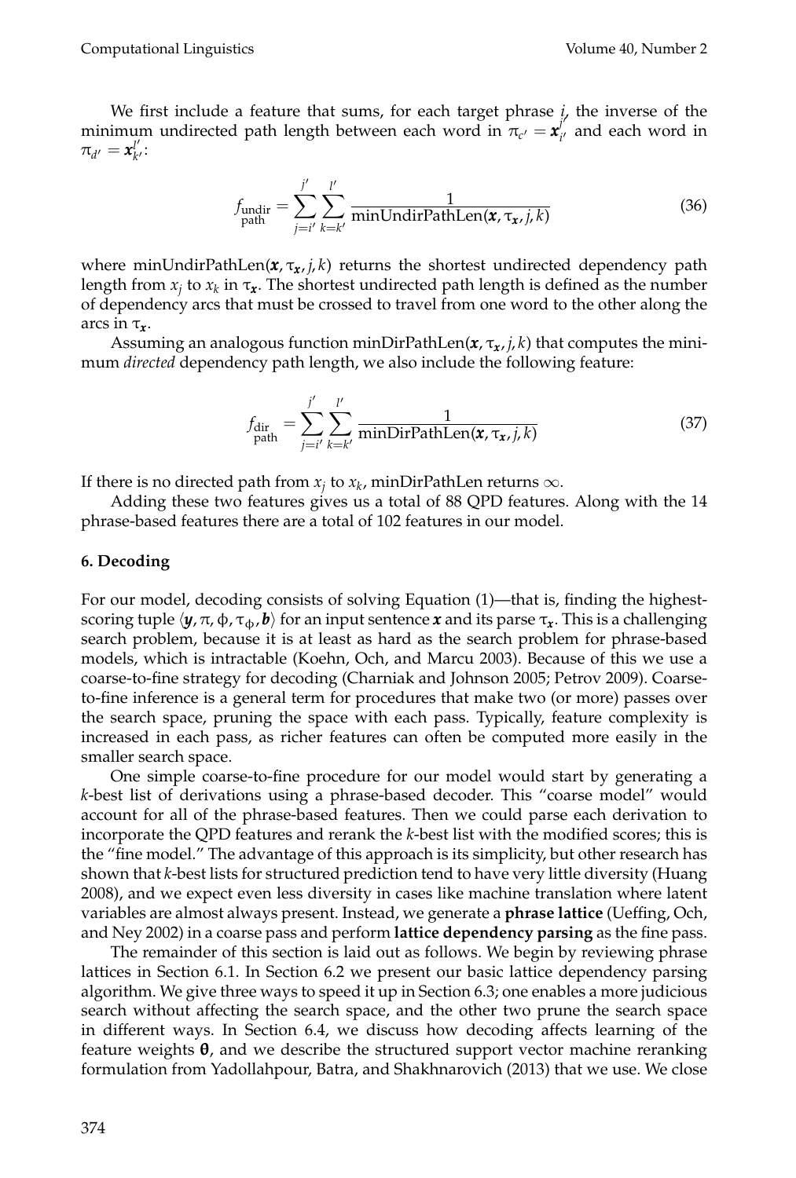We first include a feature that sums, for each target phrase $i$, the inverse of the minimum undirected path length between each word in $\pi_{c'} = \boldsymbol{x}_{i'}^{j'}$ and each word in $\pi_{d'} = \boldsymbol{x}_{k'}^{l'}$:

$$f_{\substack{\text{undir}\\\text{path}}} = \sum_{j=i'}^{j'} \sum_{k=k'}^{l'} \frac{1}{\text{minUndirPathLen}(\boldsymbol{x}, \tau_{\boldsymbol{x}}, j, k)} \tag{36}$$

where minUndirPathLen$(\boldsymbol{x}, \tau_{\boldsymbol{x}}, j, k)$ returns the shortest undirected dependency path length from $x_j$ to $x_k$ in $\tau_{\boldsymbol{x}}$. The shortest undirected path length is defined as the number of dependency arcs that must be crossed to travel from one word to the other along the arcs in $\tau_{\boldsymbol{x}}$.

Assuming an analogous function minDirPathLen$(\boldsymbol{x}, \tau_{\boldsymbol{x}}, j, k)$ that computes the minimum *directed* dependency path length, we also include the following feature:

$$f_{\substack{\text{dir}\\\text{path}}} = \sum_{j=i'}^{j'} \sum_{k=k'}^{l'} \frac{1}{\text{minDirPathLen}(\boldsymbol{x}, \tau_{\boldsymbol{x}}, j, k)} \tag{37}$$

If there is no directed path from $x_j$ to $x_k$, minDirPathLen returns $\infty$.

Adding these two features gives us a total of 88 QPD features. Along with the 14 phrase-based features there are a total of 102 features in our model.

## 6. Decoding

For our model, decoding consists of solving Equation (1)—that is, finding the highest-scoring tuple $\langle \boldsymbol{y}, \pi, \phi, \tau_\phi, \boldsymbol{b} \rangle$ for an input sentence $\boldsymbol{x}$ and its parse $\tau_{\boldsymbol{x}}$. This is a challenging search problem, because it is at least as hard as the search problem for phrase-based models, which is intractable (Koehn, Och, and Marcu 2003). Because of this we use a coarse-to-fine strategy for decoding (Charniak and Johnson 2005; Petrov 2009). Coarse-to-fine inference is a general term for procedures that make two (or more) passes over the search space, pruning the space with each pass. Typically, feature complexity is increased in each pass, as richer features can often be computed more easily in the smaller search space.

One simple coarse-to-fine procedure for our model would start by generating a $k$-best list of derivations using a phrase-based decoder. This "coarse model" would account for all of the phrase-based features. Then we could parse each derivation to incorporate the QPD features and rerank the $k$-best list with the modified scores; this is the "fine model." The advantage of this approach is its simplicity, but other research has shown that $k$-best lists for structured prediction tend to have very little diversity (Huang 2008), and we expect even less diversity in cases like machine translation where latent variables are almost always present. Instead, we generate a **phrase lattice** (Ueffing, Och, and Ney 2002) in a coarse pass and perform **lattice dependency parsing** as the fine pass.

The remainder of this section is laid out as follows. We begin by reviewing phrase lattices in Section 6.1. In Section 6.2 we present our basic lattice dependency parsing algorithm. We give three ways to speed it up in Section 6.3; one enables a more judicious search without affecting the search space, and the other two prune the search space in different ways. In Section 6.4, we discuss how decoding affects learning of the feature weights $\boldsymbol{\theta}$, and we describe the structured support vector machine reranking formulation from Yadollahpour, Batra, and Shakhnarovich (2013) that we use. We close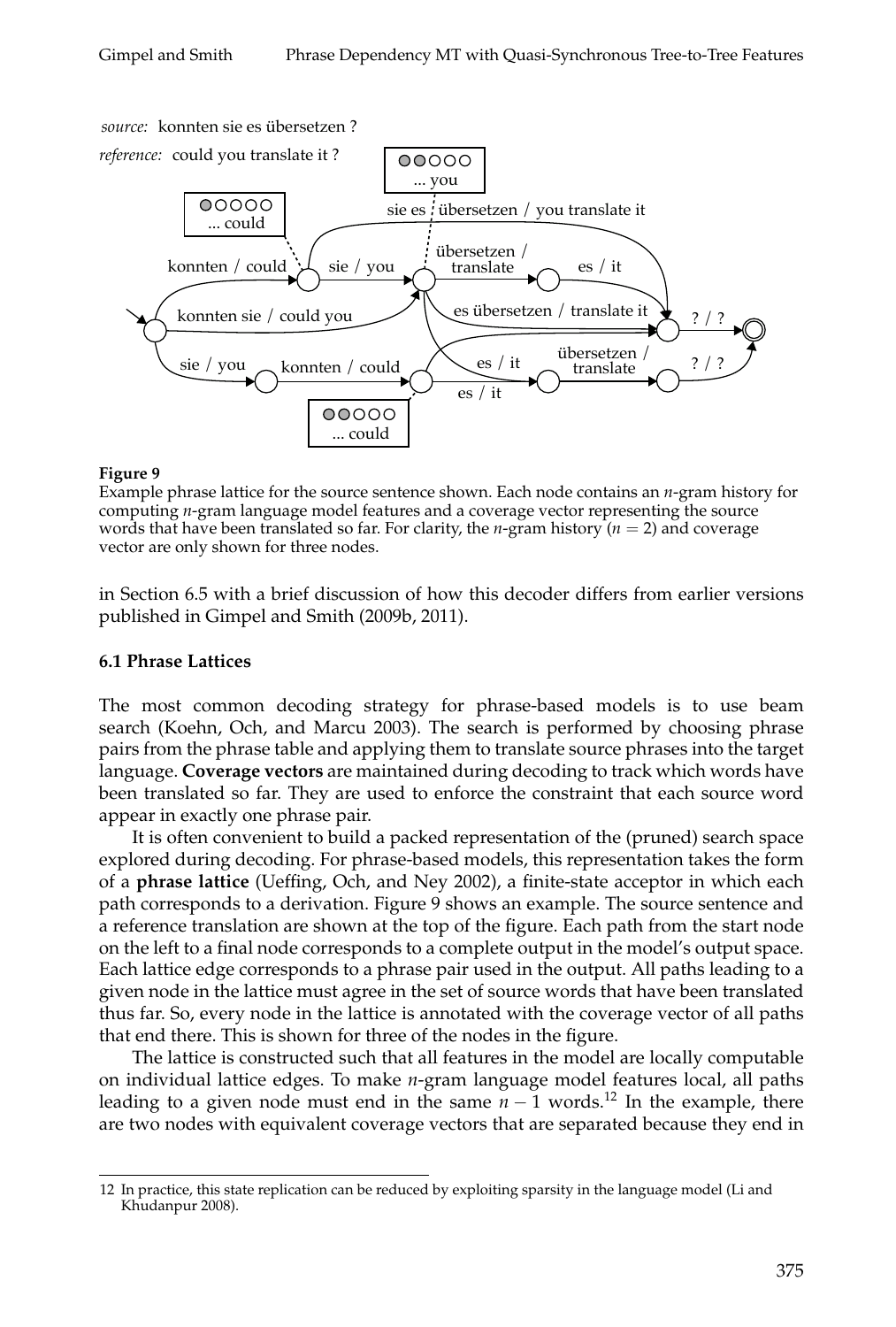**Figure 9**
Example phrase lattice for the source sentence shown. Each node contains an $n$-gram history for computing $n$-gram language model features and a coverage vector representing the source words that have been translated so far. For clarity, the $n$-gram history ($n = 2$) and coverage vector are only shown for three nodes.

in Section 6.5 with a brief discussion of how this decoder differs from earlier versions published in Gimpel and Smith (2009b, 2011).

### 6.1 Phrase Lattices

The most common decoding strategy for phrase-based models is to use beam search (Koehn, Och, and Marcu 2003). The search is performed by choosing phrase pairs from the phrase table and applying them to translate source phrases into the target language. **Coverage vectors** are maintained during decoding to track which words have been translated so far. They are used to enforce the constraint that each source word appear in exactly one phrase pair.

It is often convenient to build a packed representation of the (pruned) search space explored during decoding. For phrase-based models, this representation takes the form of a **phrase lattice** (Ueffing, Och, and Ney 2002), a finite-state acceptor in which each path corresponds to a derivation. Figure 9 shows an example. The source sentence and a reference translation are shown at the top of the figure. Each path from the start node on the left to a final node corresponds to a complete output in the model's output space. Each lattice edge corresponds to a phrase pair used in the output. All paths leading to a given node in the lattice must agree in the set of source words that have been translated thus far. So, every node in the lattice is annotated with the coverage vector of all paths that end there. This is shown for three of the nodes in the figure.

The lattice is constructed such that all features in the model are locally computable on individual lattice edges. To make $n$-gram language model features local, all paths leading to a given node must end in the same $n - 1$ words.[12] In the example, there are two nodes with equivalent coverage vectors that are separated because they end in

12 In practice, this state replication can be reduced by exploiting sparsity in the language model (Li and Khudanpur 2008).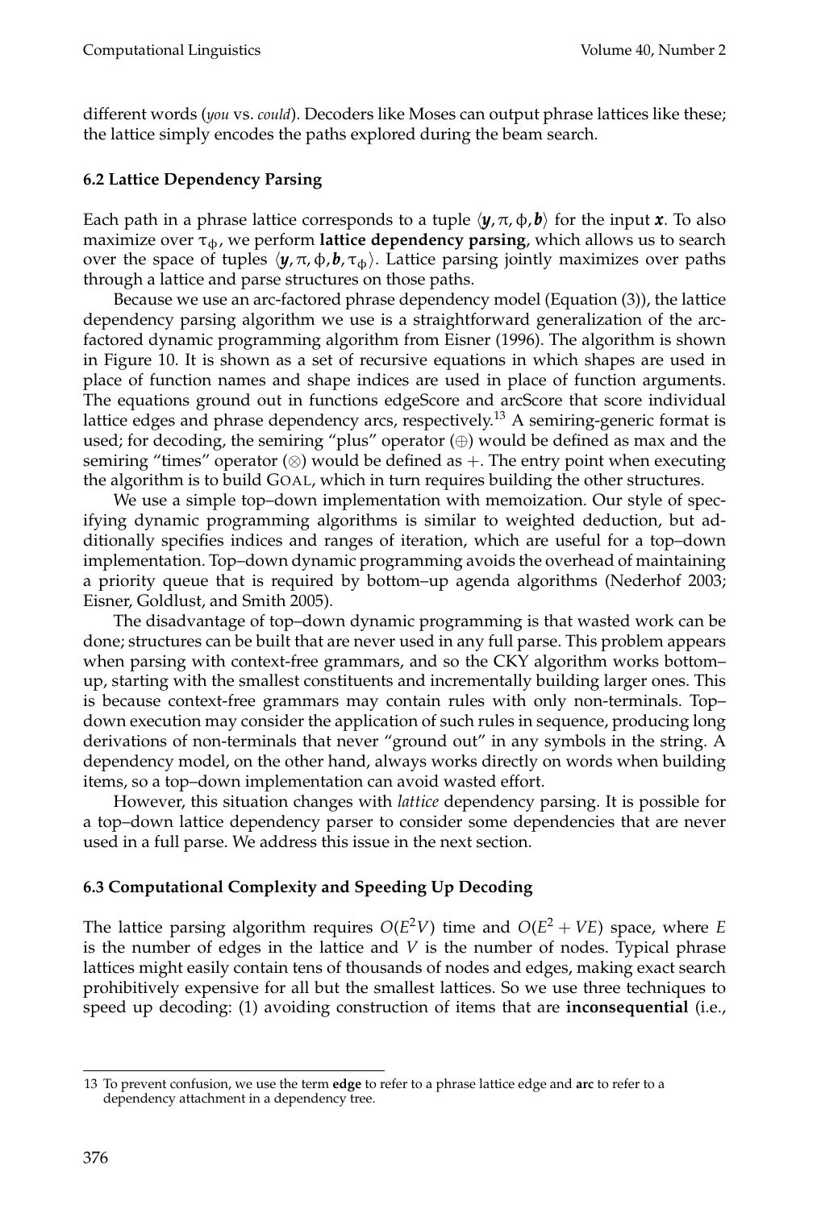different words (*you* vs. *could*). Decoders like Moses can output phrase lattices like these; the lattice simply encodes the paths explored during the beam search.

### 6.2 Lattice Dependency Parsing

Each path in a phrase lattice corresponds to a tuple $\langle \boldsymbol{y}, \pi, \phi, \boldsymbol{b} \rangle$ for the input $\boldsymbol{x}$. To also maximize over $\tau_\phi$, we perform **lattice dependency parsing**, which allows us to search over the space of tuples $\langle \boldsymbol{y}, \pi, \phi, \boldsymbol{b}, \tau_\phi \rangle$. Lattice parsing jointly maximizes over paths through a lattice and parse structures on those paths.

Because we use an arc-factored phrase dependency model (Equation (3)), the lattice dependency parsing algorithm we use is a straightforward generalization of the arc-factored dynamic programming algorithm from Eisner (1996). The algorithm is shown in Figure 10. It is shown as a set of recursive equations in which shapes are used in place of function names and shape indices are used in place of function arguments. The equations ground out in functions edgeScore and arcScore that score individual lattice edges and phrase dependency arcs, respectively.[13] A semiring-generic format is used; for decoding, the semiring "plus" operator ($\oplus$) would be defined as max and the semiring "times" operator ($\otimes$) would be defined as $+$. The entry point when executing the algorithm is to build GOAL, which in turn requires building the other structures.

We use a simple top–down implementation with memoization. Our style of specifying dynamic programming algorithms is similar to weighted deduction, but additionally specifies indices and ranges of iteration, which are useful for a top–down implementation. Top–down dynamic programming avoids the overhead of maintaining a priority queue that is required by bottom–up agenda algorithms (Nederhof 2003; Eisner, Goldlust, and Smith 2005).

The disadvantage of top–down dynamic programming is that wasted work can be done; structures can be built that are never used in any full parse. This problem appears when parsing with context-free grammars, and so the CKY algorithm works bottom–up, starting with the smallest constituents and incrementally building larger ones. This is because context-free grammars may contain rules with only non-terminals. Top–down execution may consider the application of such rules in sequence, producing long derivations of non-terminals that never "ground out" in any symbols in the string. A dependency model, on the other hand, always works directly on words when building items, so a top–down implementation can avoid wasted effort.

However, this situation changes with *lattice* dependency parsing. It is possible for a top–down lattice dependency parser to consider some dependencies that are never used in a full parse. We address this issue in the next section.

### 6.3 Computational Complexity and Speeding Up Decoding

The lattice parsing algorithm requires $O(E^2V)$ time and $O(E^2 + VE)$ space, where $E$ is the number of edges in the lattice and $V$ is the number of nodes. Typical phrase lattices might easily contain tens of thousands of nodes and edges, making exact search prohibitively expensive for all but the smallest lattices. So we use three techniques to speed up decoding: (1) avoiding construction of items that are **inconsequential** (i.e.,

[13] To prevent confusion, we use the term **edge** to refer to a phrase lattice edge and **arc** to refer to a dependency attachment in a dependency tree.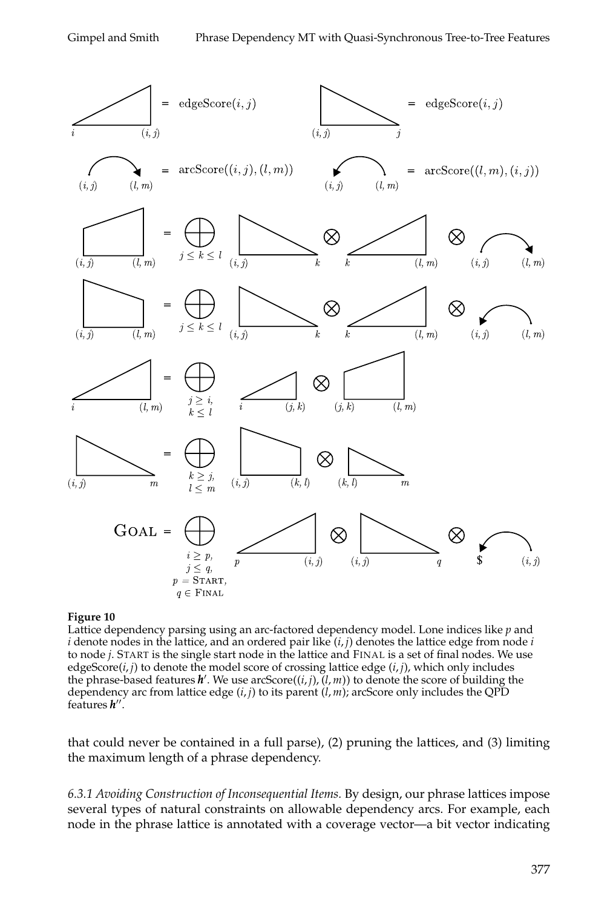**Figure 10**
Lattice dependency parsing using an arc-factored dependency model. Lone indices like $p$ and $i$ denote nodes in the lattice, and an ordered pair like $(i, j)$ denotes the lattice edge from node $i$ to node $j$. START is the single start node in the lattice and FINAL is a set of final nodes. We use edgeScore$(i, j)$ to denote the model score of crossing lattice edge $(i, j)$, which only includes the phrase-based features $\boldsymbol{h}'$. We use arcScore$((i, j), (l, m))$ to denote the score of building the dependency arc from lattice edge $(i, j)$ to its parent $(l, m)$; arcScore only includes the QPD features $\boldsymbol{h}''$.

that could never be contained in a full parse), (2) pruning the lattices, and (3) limiting the maximum length of a phrase dependency.

*6.3.1 Avoiding Construction of Inconsequential Items.* By design, our phrase lattices impose several types of natural constraints on allowable dependency arcs. For example, each node in the phrase lattice is annotated with a coverage vector—a bit vector indicating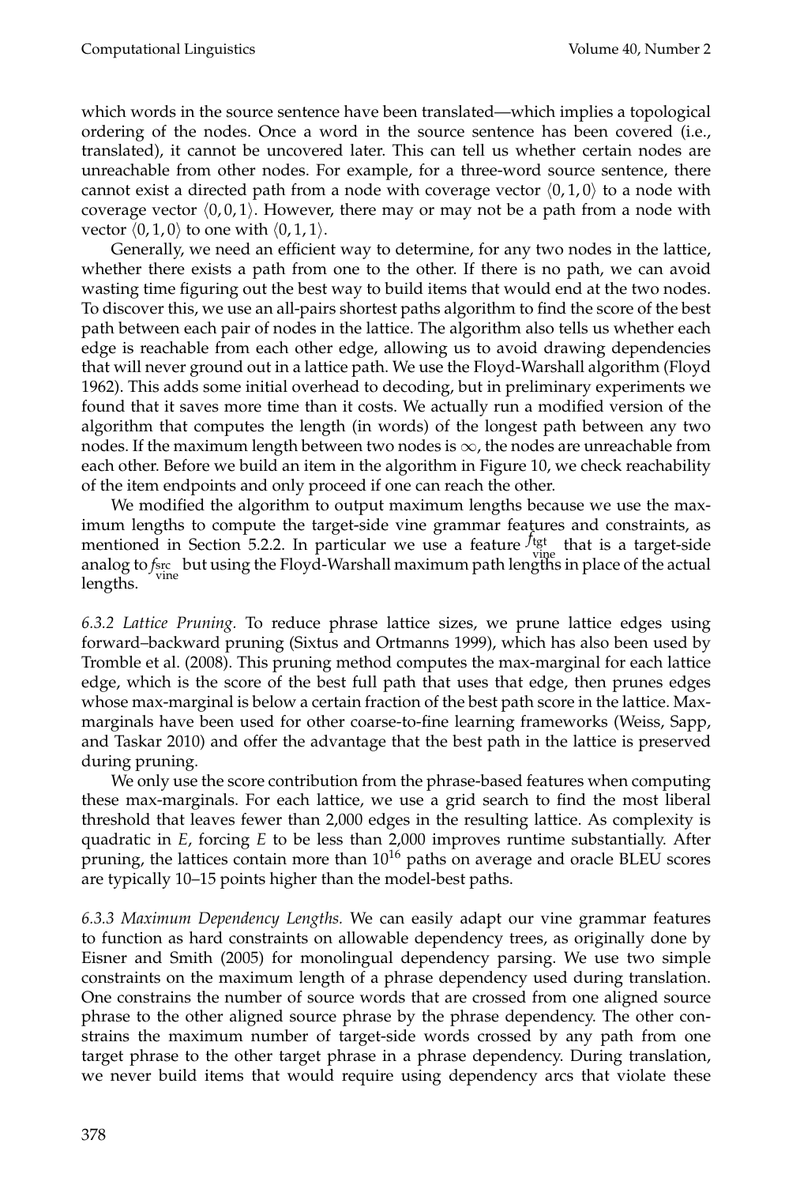which words in the source sentence have been translated—which implies a topological ordering of the nodes. Once a word in the source sentence has been covered (i.e., translated), it cannot be uncovered later. This can tell us whether certain nodes are unreachable from other nodes. For example, for a three-word source sentence, there cannot exist a directed path from a node with coverage vector $\langle 0, 1, 0 \rangle$ to a node with coverage vector $\langle 0, 0, 1 \rangle$. However, there may or may not be a path from a node with vector $\langle 0, 1, 0 \rangle$ to one with $\langle 0, 1, 1 \rangle$.

Generally, we need an efficient way to determine, for any two nodes in the lattice, whether there exists a path from one to the other. If there is no path, we can avoid wasting time figuring out the best way to build items that would end at the two nodes. To discover this, we use an all-pairs shortest paths algorithm to find the score of the best path between each pair of nodes in the lattice. The algorithm also tells us whether each edge is reachable from each other edge, allowing us to avoid drawing dependencies that will never ground out in a lattice path. We use the Floyd-Warshall algorithm (Floyd 1962). This adds some initial overhead to decoding, but in preliminary experiments we found that it saves more time than it costs. We actually run a modified version of the algorithm that computes the length (in words) of the longest path between any two nodes. If the maximum length between two nodes is $\infty$, the nodes are unreachable from each other. Before we build an item in the algorithm in Figure 10, we check reachability of the item endpoints and only proceed if one can reach the other.

We modified the algorithm to output maximum lengths because we use the maximum lengths to compute the target-side vine grammar features and constraints, as mentioned in Section 5.2.2. In particular we use a feature $f^{\text{tgt}}_{\text{vine}}$ that is a target-side analog to $f^{\text{src}}_{\text{vine}}$ but using the Floyd-Warshall maximum path lengths in place of the actual lengths.

*6.3.2 Lattice Pruning.* To reduce phrase lattice sizes, we prune lattice edges using forward–backward pruning (Sixtus and Ortmanns 1999), which has also been used by Tromble et al. (2008). This pruning method computes the max-marginal for each lattice edge, which is the score of the best full path that uses that edge, then prunes edges whose max-marginal is below a certain fraction of the best path score in the lattice. Max-marginals have been used for other coarse-to-fine learning frameworks (Weiss, Sapp, and Taskar 2010) and offer the advantage that the best path in the lattice is preserved during pruning.

We only use the score contribution from the phrase-based features when computing these max-marginals. For each lattice, we use a grid search to find the most liberal threshold that leaves fewer than 2,000 edges in the resulting lattice. As complexity is quadratic in $E$, forcing $E$ to be less than 2,000 improves runtime substantially. After pruning, the lattices contain more than $10^{16}$ paths on average and oracle BLEU scores are typically 10–15 points higher than the model-best paths.

*6.3.3 Maximum Dependency Lengths.* We can easily adapt our vine grammar features to function as hard constraints on allowable dependency trees, as originally done by Eisner and Smith (2005) for monolingual dependency parsing. We use two simple constraints on the maximum length of a phrase dependency used during translation. One constrains the number of source words that are crossed from one aligned source phrase to the other aligned source phrase by the phrase dependency. The other constrains the maximum number of target-side words crossed by any path from one target phrase to the other target phrase in a phrase dependency. During translation, we never build items that would require using dependency arcs that violate these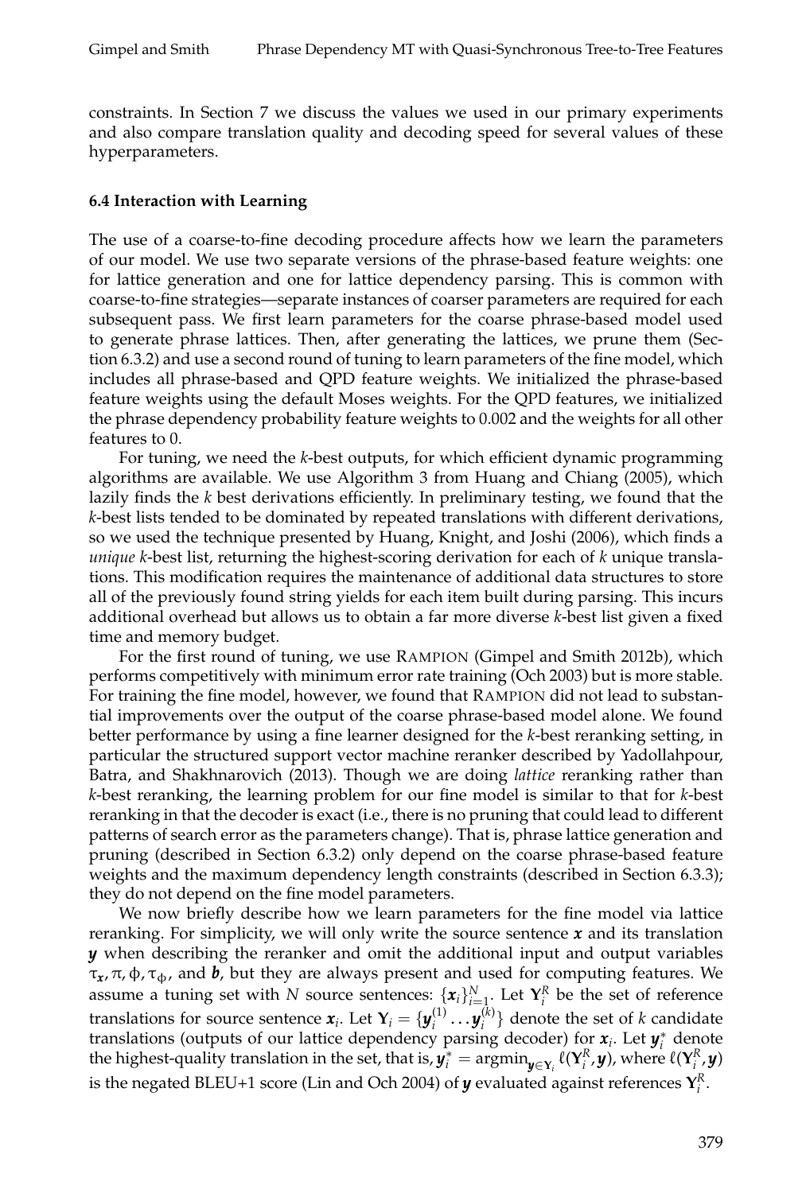constraints. In Section 7 we discuss the values we used in our primary experiments and also compare translation quality and decoding speed for several values of these hyperparameters.

### 6.4 Interaction with Learning

The use of a coarse-to-fine decoding procedure affects how we learn the parameters of our model. We use two separate versions of the phrase-based feature weights: one for lattice generation and one for lattice dependency parsing. This is common with coarse-to-fine strategies—separate instances of coarser parameters are required for each subsequent pass. We first learn parameters for the coarse phrase-based model used to generate phrase lattices. Then, after generating the lattices, we prune them (Section 6.3.2) and use a second round of tuning to learn parameters of the fine model, which includes all phrase-based and QPD feature weights. We initialized the phrase-based feature weights using the default Moses weights. For the QPD features, we initialized the phrase dependency probability feature weights to 0.002 and the weights for all other features to 0.

For tuning, we need the $k$-best outputs, for which efficient dynamic programming algorithms are available. We use Algorithm 3 from Huang and Chiang (2005), which lazily finds the $k$ best derivations efficiently. In preliminary testing, we found that the $k$-best lists tended to be dominated by repeated translations with different derivations, so we used the technique presented by Huang, Knight, and Joshi (2006), which finds a *unique* $k$-best list, returning the highest-scoring derivation for each of $k$ unique translations. This modification requires the maintenance of additional data structures to store all of the previously found string yields for each item built during parsing. This incurs additional overhead but allows us to obtain a far more diverse $k$-best list given a fixed time and memory budget.

For the first round of tuning, we use RAMPION (Gimpel and Smith 2012b), which performs competitively with minimum error rate training (Och 2003) but is more stable. For training the fine model, however, we found that RAMPION did not lead to substantial improvements over the output of the coarse phrase-based model alone. We found better performance by using a fine learner designed for the $k$-best reranking setting, in particular the structured support vector machine reranker described by Yadollahpour, Batra, and Shakhnarovich (2013). Though we are doing *lattice* reranking rather than $k$-best reranking, the learning problem for our fine model is similar to that for $k$-best reranking in that the decoder is exact (i.e., there is no pruning that could lead to different patterns of search error as the parameters change). That is, phrase lattice generation and pruning (described in Section 6.3.2) only depend on the coarse phrase-based feature weights and the maximum dependency length constraints (described in Section 6.3.3); they do not depend on the fine model parameters.

We now briefly describe how we learn parameters for the fine model via lattice reranking. For simplicity, we will only write the source sentence $\boldsymbol{x}$ and its translation $\boldsymbol{y}$ when describing the reranker and omit the additional input and output variables $\tau_{\boldsymbol{x}}, \pi, \phi, \tau_{\phi}$, and $\boldsymbol{b}$, but they are always present and used for computing features. We assume a tuning set with $N$ source sentences: $\{\boldsymbol{x}_i\}_{i=1}^{N}$. Let $\mathbf{Y}_i^R$ be the set of reference translations for source sentence $\boldsymbol{x}_i$. Let $\mathbf{Y}_i = \{\boldsymbol{y}_i^{(1)} \ldots \boldsymbol{y}_i^{(k)}\}$ denote the set of $k$ candidate translations (outputs of our lattice dependency parsing decoder) for $\boldsymbol{x}_i$. Let $\boldsymbol{y}_i^*$ denote the highest-quality translation in the set, that is, $\boldsymbol{y}_i^* = \operatorname{argmin}_{\boldsymbol{y} \in \mathbf{Y}_i} \ell(\mathbf{Y}_i^R, \boldsymbol{y})$, where $\ell(\mathbf{Y}_i^R, \boldsymbol{y})$ is the negated BLEU+1 score (Lin and Och 2004) of $\boldsymbol{y}$ evaluated against references $\mathbf{Y}_i^R$.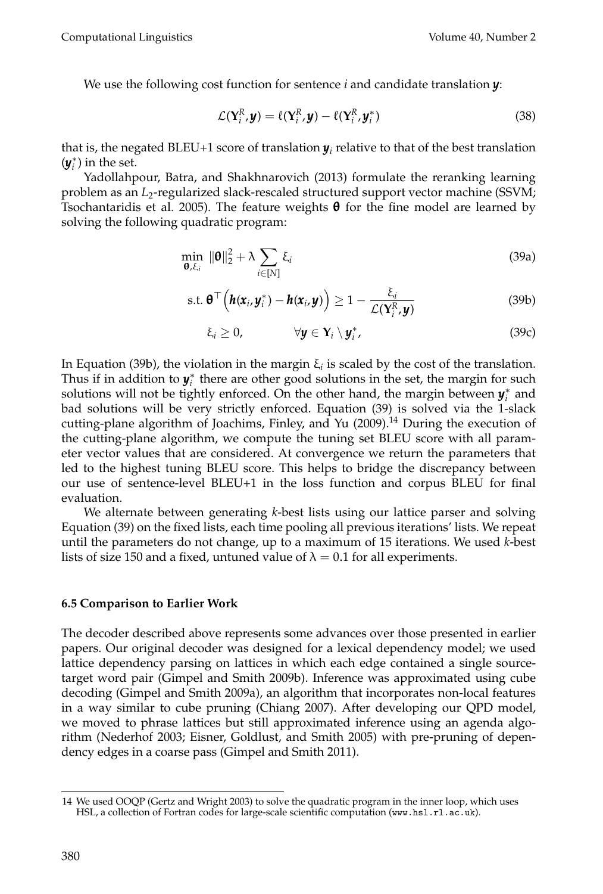We use the following cost function for sentence $i$ and candidate translation $\boldsymbol{y}$:

$$\mathcal{L}(\mathbf{Y}_i^R, \boldsymbol{y}) = \ell(\mathbf{Y}_i^R, \boldsymbol{y}) - \ell(\mathbf{Y}_i^R, \boldsymbol{y}_i^*) \tag{38}$$

that is, the negated BLEU+1 score of translation $\boldsymbol{y}_i$ relative to that of the best translation ($\boldsymbol{y}_i^*$) in the set.

Yadollahpour, Batra, and Shakhnarovich (2013) formulate the reranking learning problem as an $L_2$-regularized slack-rescaled structured support vector machine (SSVM; Tsochantaridis et al. 2005). The feature weights $\boldsymbol{\theta}$ for the fine model are learned by solving the following quadratic program:

$$\min_{\boldsymbol{\theta}, \xi_i} \; \|\boldsymbol{\theta}\|_2^2 + \lambda \sum_{i \in [N]} \xi_i \tag{39a}$$

$$\text{s.t. } \boldsymbol{\theta}^\top \Big( \boldsymbol{h}(\boldsymbol{x}_i, \boldsymbol{y}_i^*) - \boldsymbol{h}(\boldsymbol{x}_i, \boldsymbol{y}) \Big) \geq 1 - \frac{\xi_i}{\mathcal{L}(\mathbf{Y}_i^R, \boldsymbol{y})} \tag{39b}$$

$$\xi_i \geq 0, \qquad \forall \boldsymbol{y} \in \mathbf{Y}_i \setminus \boldsymbol{y}_i^*, \tag{39c}$$

In Equation (39b), the violation in the margin $\xi_i$ is scaled by the cost of the translation. Thus if in addition to $\boldsymbol{y}_i^*$ there are other good solutions in the set, the margin for such solutions will not be tightly enforced. On the other hand, the margin between $\boldsymbol{y}_i^*$ and bad solutions will be very strictly enforced. Equation (39) is solved via the 1-slack cutting-plane algorithm of Joachims, Finley, and Yu (2009).[14] During the execution of the cutting-plane algorithm, we compute the tuning set BLEU score with all parameter vector values that are considered. At convergence we return the parameters that led to the highest tuning BLEU score. This helps to bridge the discrepancy between our use of sentence-level BLEU+1 in the loss function and corpus BLEU for final evaluation.

We alternate between generating $k$-best lists using our lattice parser and solving Equation (39) on the fixed lists, each time pooling all previous iterations' lists. We repeat until the parameters do not change, up to a maximum of 15 iterations. We used $k$-best lists of size 150 and a fixed, untuned value of $\lambda = 0.1$ for all experiments.

### 6.5 Comparison to Earlier Work

The decoder described above represents some advances over those presented in earlier papers. Our original decoder was designed for a lexical dependency model; we used lattice dependency parsing on lattices in which each edge contained a single source-target word pair (Gimpel and Smith 2009b). Inference was approximated using cube decoding (Gimpel and Smith 2009a), an algorithm that incorporates non-local features in a way similar to cube pruning (Chiang 2007). After developing our QPD model, we moved to phrase lattices but still approximated inference using an agenda algorithm (Nederhof 2003; Eisner, Goldlust, and Smith 2005) with pre-pruning of dependency edges in a coarse pass (Gimpel and Smith 2011).

---

[14] We used OOQP (Gertz and Wright 2003) to solve the quadratic program in the inner loop, which uses HSL, a collection of Fortran codes for large-scale scientific computation (`www.hsl.rl.ac.uk`).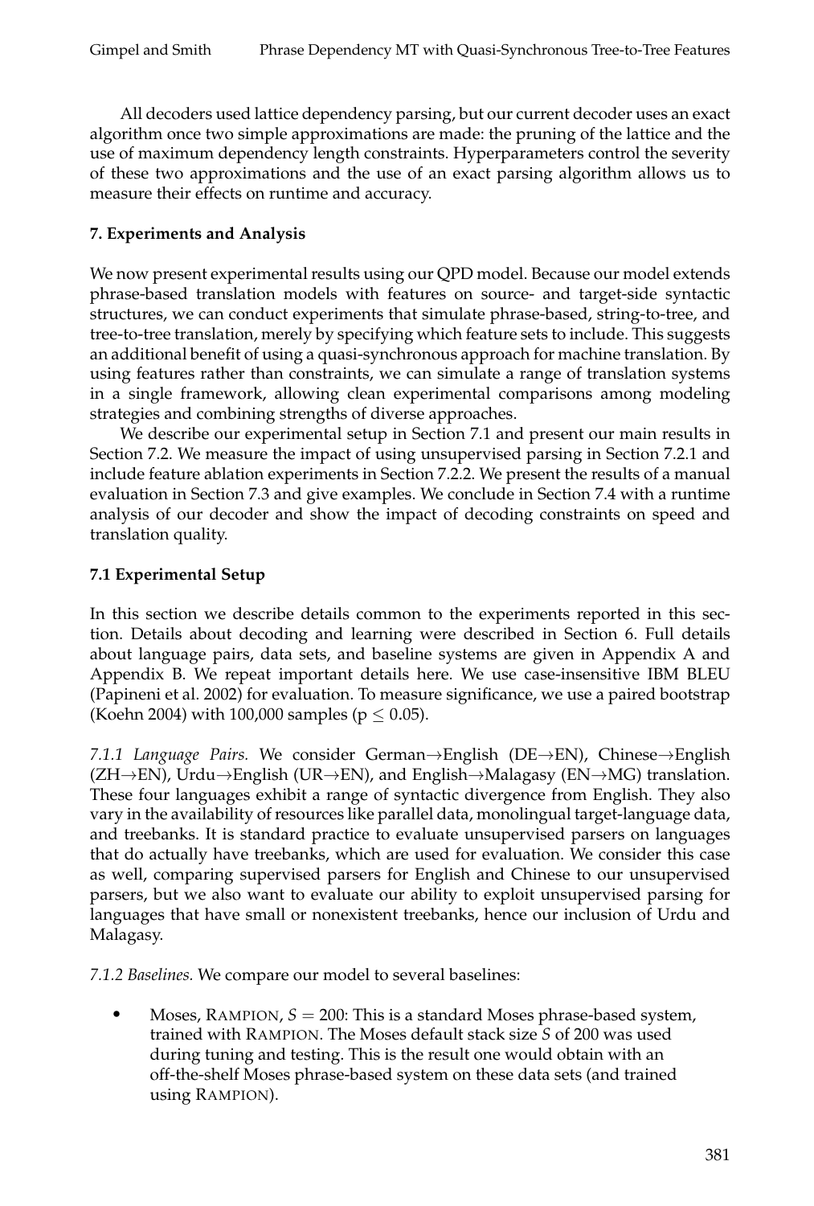All decoders used lattice dependency parsing, but our current decoder uses an exact algorithm once two simple approximations are made: the pruning of the lattice and the use of maximum dependency length constraints. Hyperparameters control the severity of these two approximations and the use of an exact parsing algorithm allows us to measure their effects on runtime and accuracy.

## 7. Experiments and Analysis

We now present experimental results using our QPD model. Because our model extends phrase-based translation models with features on source- and target-side syntactic structures, we can conduct experiments that simulate phrase-based, string-to-tree, and tree-to-tree translation, merely by specifying which feature sets to include. This suggests an additional benefit of using a quasi-synchronous approach for machine translation. By using features rather than constraints, we can simulate a range of translation systems in a single framework, allowing clean experimental comparisons among modeling strategies and combining strengths of diverse approaches.

We describe our experimental setup in Section 7.1 and present our main results in Section 7.2. We measure the impact of using unsupervised parsing in Section 7.2.1 and include feature ablation experiments in Section 7.2.2. We present the results of a manual evaluation in Section 7.3 and give examples. We conclude in Section 7.4 with a runtime analysis of our decoder and show the impact of decoding constraints on speed and translation quality.

### 7.1 Experimental Setup

In this section we describe details common to the experiments reported in this section. Details about decoding and learning were described in Section 6. Full details about language pairs, data sets, and baseline systems are given in Appendix A and Appendix B. We repeat important details here. We use case-insensitive IBM BLEU (Papineni et al. 2002) for evaluation. To measure significance, we use a paired bootstrap (Koehn 2004) with 100,000 samples ($p \leq 0.05$).

*7.1.1 Language Pairs.* We consider German→English (DE→EN), Chinese→English (ZH→EN), Urdu→English (UR→EN), and English→Malagasy (EN→MG) translation. These four languages exhibit a range of syntactic divergence from English. They also vary in the availability of resources like parallel data, monolingual target-language data, and treebanks. It is standard practice to evaluate unsupervised parsers on languages that do actually have treebanks, which are used for evaluation. We consider this case as well, comparing supervised parsers for English and Chinese to our unsupervised parsers, but we also want to evaluate our ability to exploit unsupervised parsing for languages that have small or nonexistent treebanks, hence our inclusion of Urdu and Malagasy.

*7.1.2 Baselines.* We compare our model to several baselines:

- Moses, RAMPION, $S = 200$: This is a standard Moses phrase-based system, trained with RAMPION. The Moses default stack size $S$ of 200 was used during tuning and testing. This is the result one would obtain with an off-the-shelf Moses phrase-based system on these data sets (and trained using RAMPION).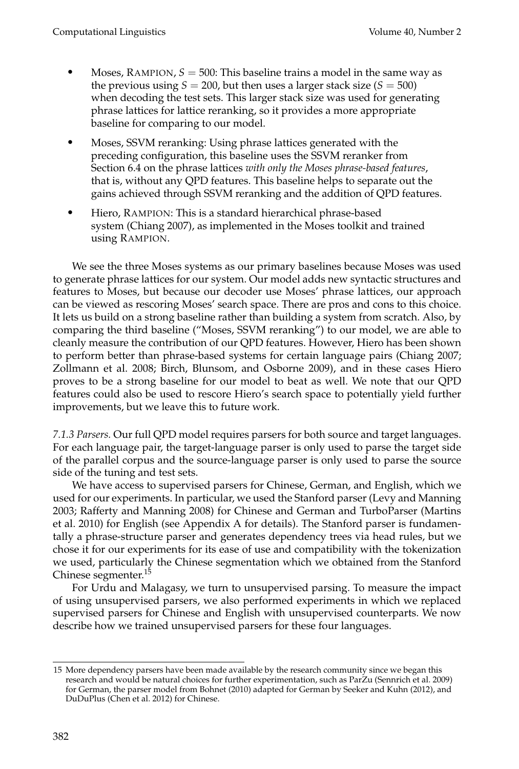- Moses, RAMPION, $S = 500$: This baseline trains a model in the same way as the previous using $S = 200$, but then uses a larger stack size ($S = 500$) when decoding the test sets. This larger stack size was used for generating phrase lattices for lattice reranking, so it provides a more appropriate baseline for comparing to our model.
- Moses, SSVM reranking: Using phrase lattices generated with the preceding configuration, this baseline uses the SSVM reranker from Section 6.4 on the phrase lattices *with only the Moses phrase-based features*, that is, without any QPD features. This baseline helps to separate out the gains achieved through SSVM reranking and the addition of QPD features.
- Hiero, RAMPION: This is a standard hierarchical phrase-based system (Chiang 2007), as implemented in the Moses toolkit and trained using RAMPION.

We see the three Moses systems as our primary baselines because Moses was used to generate phrase lattices for our system. Our model adds new syntactic structures and features to Moses, but because our decoder use Moses' phrase lattices, our approach can be viewed as rescoring Moses' search space. There are pros and cons to this choice. It lets us build on a strong baseline rather than building a system from scratch. Also, by comparing the third baseline ("Moses, SSVM reranking") to our model, we are able to cleanly measure the contribution of our QPD features. However, Hiero has been shown to perform better than phrase-based systems for certain language pairs (Chiang 2007; Zollmann et al. 2008; Birch, Blunsom, and Osborne 2009), and in these cases Hiero proves to be a strong baseline for our model to beat as well. We note that our QPD features could also be used to rescore Hiero's search space to potentially yield further improvements, but we leave this to future work.

*7.1.3 Parsers.* Our full QPD model requires parsers for both source and target languages. For each language pair, the target-language parser is only used to parse the target side of the parallel corpus and the source-language parser is only used to parse the source side of the tuning and test sets.

We have access to supervised parsers for Chinese, German, and English, which we used for our experiments. In particular, we used the Stanford parser (Levy and Manning 2003; Rafferty and Manning 2008) for Chinese and German and TurboParser (Martins et al. 2010) for English (see Appendix A for details). The Stanford parser is fundamentally a phrase-structure parser and generates dependency trees via head rules, but we chose it for our experiments for its ease of use and compatibility with the tokenization we used, particularly the Chinese segmentation which we obtained from the Stanford Chinese segmenter.[15]

For Urdu and Malagasy, we turn to unsupervised parsing. To measure the impact of using unsupervised parsers, we also performed experiments in which we replaced supervised parsers for Chinese and English with unsupervised counterparts. We now describe how we trained unsupervised parsers for these four languages.

---

15 More dependency parsers have been made available by the research community since we began this research and would be natural choices for further experimentation, such as ParZu (Sennrich et al. 2009) for German, the parser model from Bohnet (2010) adapted for German by Seeker and Kuhn (2012), and DuDuPlus (Chen et al. 2012) for Chinese.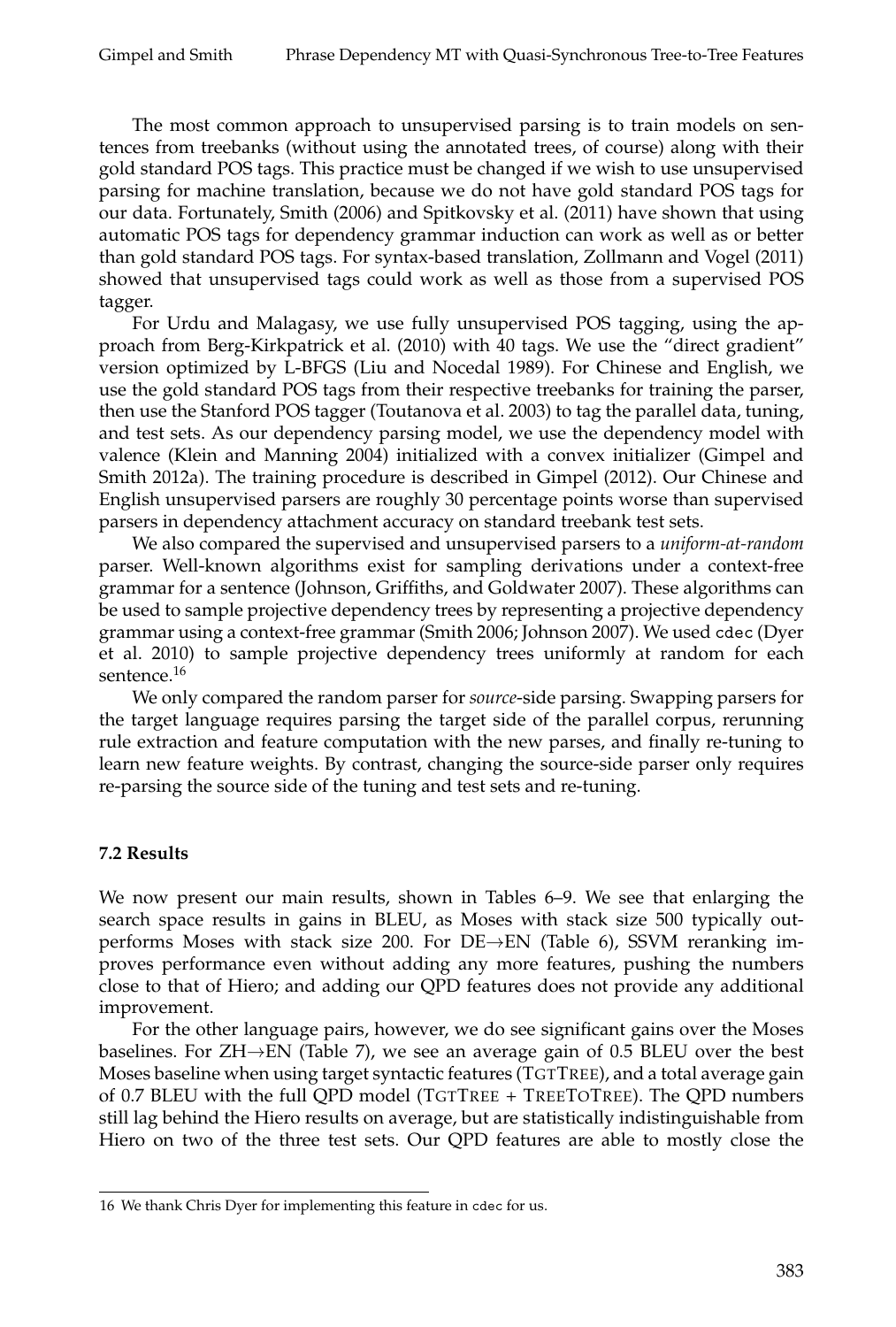The most common approach to unsupervised parsing is to train models on sentences from treebanks (without using the annotated trees, of course) along with their gold standard POS tags. This practice must be changed if we wish to use unsupervised parsing for machine translation, because we do not have gold standard POS tags for our data. Fortunately, Smith (2006) and Spitkovsky et al. (2011) have shown that using automatic POS tags for dependency grammar induction can work as well as or better than gold standard POS tags. For syntax-based translation, Zollmann and Vogel (2011) showed that unsupervised tags could work as well as those from a supervised POS tagger.

For Urdu and Malagasy, we use fully unsupervised POS tagging, using the approach from Berg-Kirkpatrick et al. (2010) with 40 tags. We use the "direct gradient" version optimized by L-BFGS (Liu and Nocedal 1989). For Chinese and English, we use the gold standard POS tags from their respective treebanks for training the parser, then use the Stanford POS tagger (Toutanova et al. 2003) to tag the parallel data, tuning, and test sets. As our dependency parsing model, we use the dependency model with valence (Klein and Manning 2004) initialized with a convex initializer (Gimpel and Smith 2012a). The training procedure is described in Gimpel (2012). Our Chinese and English unsupervised parsers are roughly 30 percentage points worse than supervised parsers in dependency attachment accuracy on standard treebank test sets.

We also compared the supervised and unsupervised parsers to a *uniform-at-random* parser. Well-known algorithms exist for sampling derivations under a context-free grammar for a sentence (Johnson, Griffiths, and Goldwater 2007). These algorithms can be used to sample projective dependency trees by representing a projective dependency grammar using a context-free grammar (Smith 2006; Johnson 2007). We used `cdec` (Dyer et al. 2010) to sample projective dependency trees uniformly at random for each sentence.[16]

We only compared the random parser for *source*-side parsing. Swapping parsers for the target language requires parsing the target side of the parallel corpus, rerunning rule extraction and feature computation with the new parses, and finally re-tuning to learn new feature weights. By contrast, changing the source-side parser only requires re-parsing the source side of the tuning and test sets and re-tuning.

### 7.2 Results

We now present our main results, shown in Tables 6–9. We see that enlarging the search space results in gains in BLEU, as Moses with stack size 500 typically outperforms Moses with stack size 200. For DE→EN (Table 6), SSVM reranking improves performance even without adding any more features, pushing the numbers close to that of Hiero; and adding our QPD features does not provide any additional improvement.

For the other language pairs, however, we do see significant gains over the Moses baselines. For ZH→EN (Table 7), we see an average gain of 0.5 BLEU over the best Moses baseline when using target syntactic features (TGTTREE), and a total average gain of 0.7 BLEU with the full QPD model (TGTTREE + TREETOTREE). The QPD numbers still lag behind the Hiero results on average, but are statistically indistinguishable from Hiero on two of the three test sets. Our QPD features are able to mostly close the

16 We thank Chris Dyer for implementing this feature in `cdec` for us.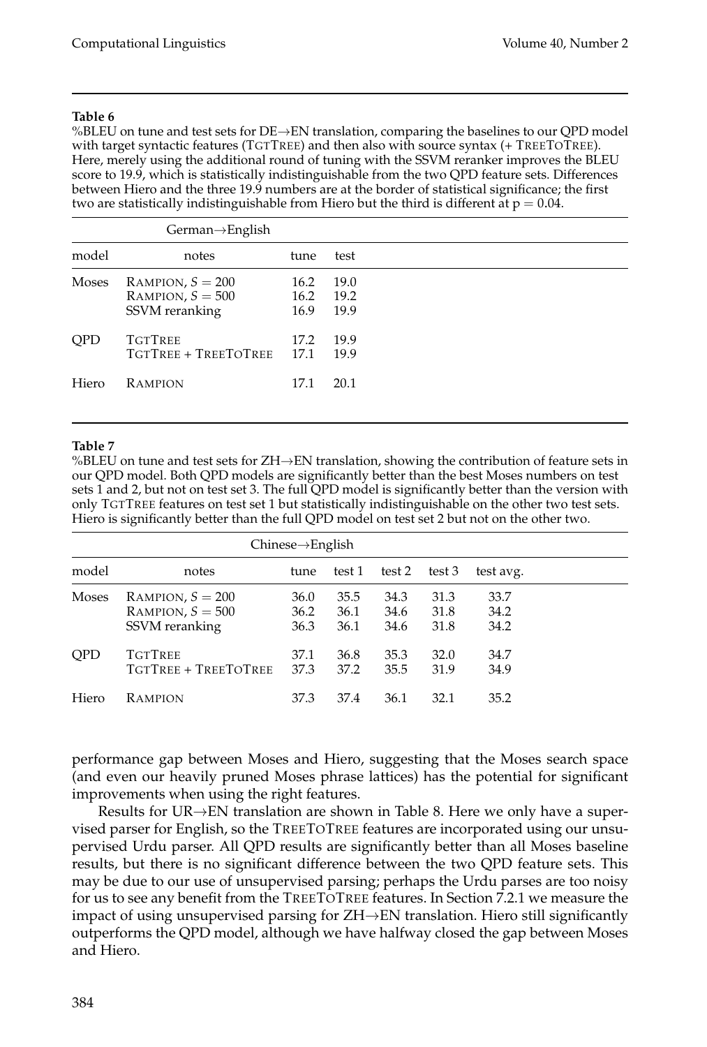**Table 6**

%BLEU on tune and test sets for DE→EN translation, comparing the baselines to our QPD model with target syntactic features (TgtTree) and then also with source syntax (+ TreeToTree). Here, merely using the additional round of tuning with the SSVM reranker improves the BLEU score to 19.9, which is statistically indistinguishable from the two QPD feature sets. Differences between Hiero and the three 19.9 numbers are at the border of statistical significance; the first two are statistically indistinguishable from Hiero but the third is different at p = 0.04.

| | German→English | | |
|---|---|---|---|
| model | notes | tune | test |
| Moses | Rampion, $S = 200$ | 16.2 | 19.0 |
| | Rampion, $S = 500$ | 16.2 | 19.2 |
| | SSVM reranking | 16.9 | 19.9 |
| QPD | TgtTree | 17.2 | 19.9 |
| | TgtTree + TreeToTree | 17.1 | 19.9 |
| Hiero | Rampion | 17.1 | 20.1 |

**Table 7**

%BLEU on tune and test sets for ZH→EN translation, showing the contribution of feature sets in our QPD model. Both QPD models are significantly better than the best Moses numbers on test sets 1 and 2, but not on test set 3. The full QPD model is significantly better than the version with only TgtTree features on test set 1 but statistically indistinguishable on the other two test sets. Hiero is significantly better than the full QPD model on test set 2 but not on the other two.

| | Chinese→English | | | | | |
|---|---|---|---|---|---|---|
| model | notes | tune | test 1 | test 2 | test 3 | test avg. |
| Moses | Rampion, $S = 200$ | 36.0 | 35.5 | 34.3 | 31.3 | 33.7 |
| | Rampion, $S = 500$ | 36.2 | 36.1 | 34.6 | 31.8 | 34.2 |
| | SSVM reranking | 36.3 | 36.1 | 34.6 | 31.8 | 34.2 |
| QPD | TgtTree | 37.1 | 36.8 | 35.3 | 32.0 | 34.7 |
| | TgtTree + TreeToTree | 37.3 | 37.2 | 35.5 | 31.9 | 34.9 |
| Hiero | Rampion | 37.3 | 37.4 | 36.1 | 32.1 | 35.2 |

performance gap between Moses and Hiero, suggesting that the Moses search space (and even our heavily pruned Moses phrase lattices) has the potential for significant improvements when using the right features.

Results for UR→EN translation are shown in Table 8. Here we only have a supervised parser for English, so the TreeToTree features are incorporated using our unsupervised Urdu parser. All QPD results are significantly better than all Moses baseline results, but there is no significant difference between the two QPD feature sets. This may be due to our use of unsupervised parsing; perhaps the Urdu parses are too noisy for us to see any benefit from the TreeToTree features. In Section 7.2.1 we measure the impact of using unsupervised parsing for ZH→EN translation. Hiero still significantly outperforms the QPD model, although we have halfway closed the gap between Moses and Hiero.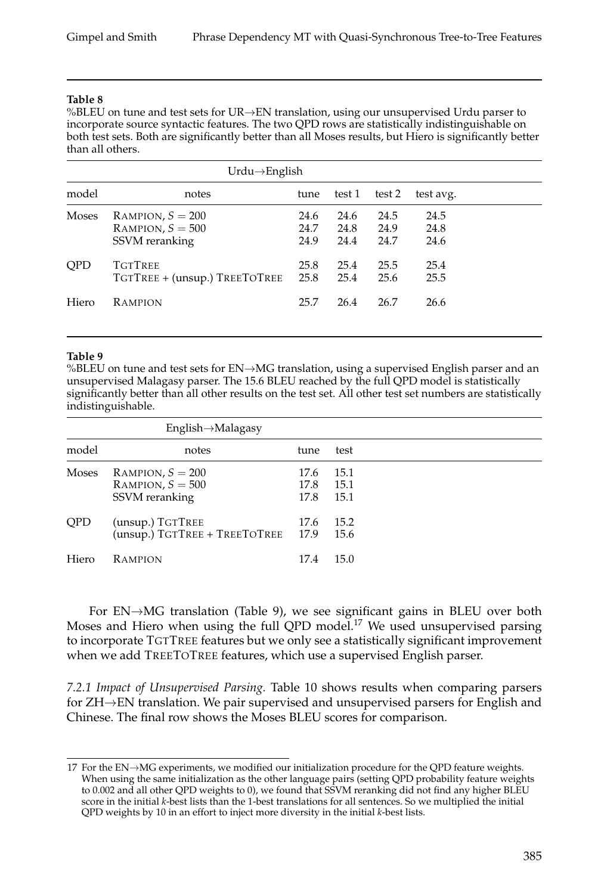**Table 8**

%BLEU on tune and test sets for UR→EN translation, using our unsupervised Urdu parser to incorporate source syntactic features. The two QPD rows are statistically indistinguishable on both test sets. Both are significantly better than all Moses results, but Hiero is significantly better than all others.

| Urdu→English | | | | | |
|---|---|---|---|---|---|
| model | notes | tune | test 1 | test 2 | test avg. |
| Moses | RAMPION, $S = 200$ | 24.6 | 24.6 | 24.5 | 24.5 |
| | RAMPION, $S = 500$ | 24.7 | 24.8 | 24.9 | 24.8 |
| | SSVM reranking | 24.9 | 24.4 | 24.7 | 24.6 |
| QPD | TGTTREE | 25.8 | 25.4 | 25.5 | 25.4 |
| | TGTTREE + (unsup.) TREETOTREE | 25.8 | 25.4 | 25.6 | 25.5 |
| Hiero | RAMPION | 25.7 | 26.4 | 26.7 | 26.6 |

**Table 9**

%BLEU on tune and test sets for EN→MG translation, using a supervised English parser and an unsupervised Malagasy parser. The 15.6 BLEU reached by the full QPD model is statistically significantly better than all other results on the test set. All other test set numbers are statistically indistinguishable.

| English→Malagasy | | | |
|---|---|---|---|
| model | notes | tune | test |
| Moses | RAMPION, $S = 200$ | 17.6 | 15.1 |
| | RAMPION, $S = 500$ | 17.8 | 15.1 |
| | SSVM reranking | 17.8 | 15.1 |
| QPD | (unsup.) TGTTREE | 17.6 | 15.2 |
| | (unsup.) TGTTREE + TREETOTREE | 17.9 | 15.6 |
| Hiero | RAMPION | 17.4 | 15.0 |

For EN→MG translation (Table 9), we see significant gains in BLEU over both Moses and Hiero when using the full QPD model.[17] We used unsupervised parsing to incorporate TGTTREE features but we only see a statistically significant improvement when we add TREETOTREE features, which use a supervised English parser.

*7.2.1 Impact of Unsupervised Parsing.* Table 10 shows results when comparing parsers for ZH→EN translation. We pair supervised and unsupervised parsers for English and Chinese. The final row shows the Moses BLEU scores for comparison.

---

17 For the EN→MG experiments, we modified our initialization procedure for the QPD feature weights. When using the same initialization as the other language pairs (setting QPD probability feature weights to 0.002 and all other QPD weights to 0), we found that SSVM reranking did not find any higher BLEU score in the initial *k*-best lists than the 1-best translations for all sentences. So we multiplied the initial QPD weights by 10 in an effort to inject more diversity in the initial *k*-best lists.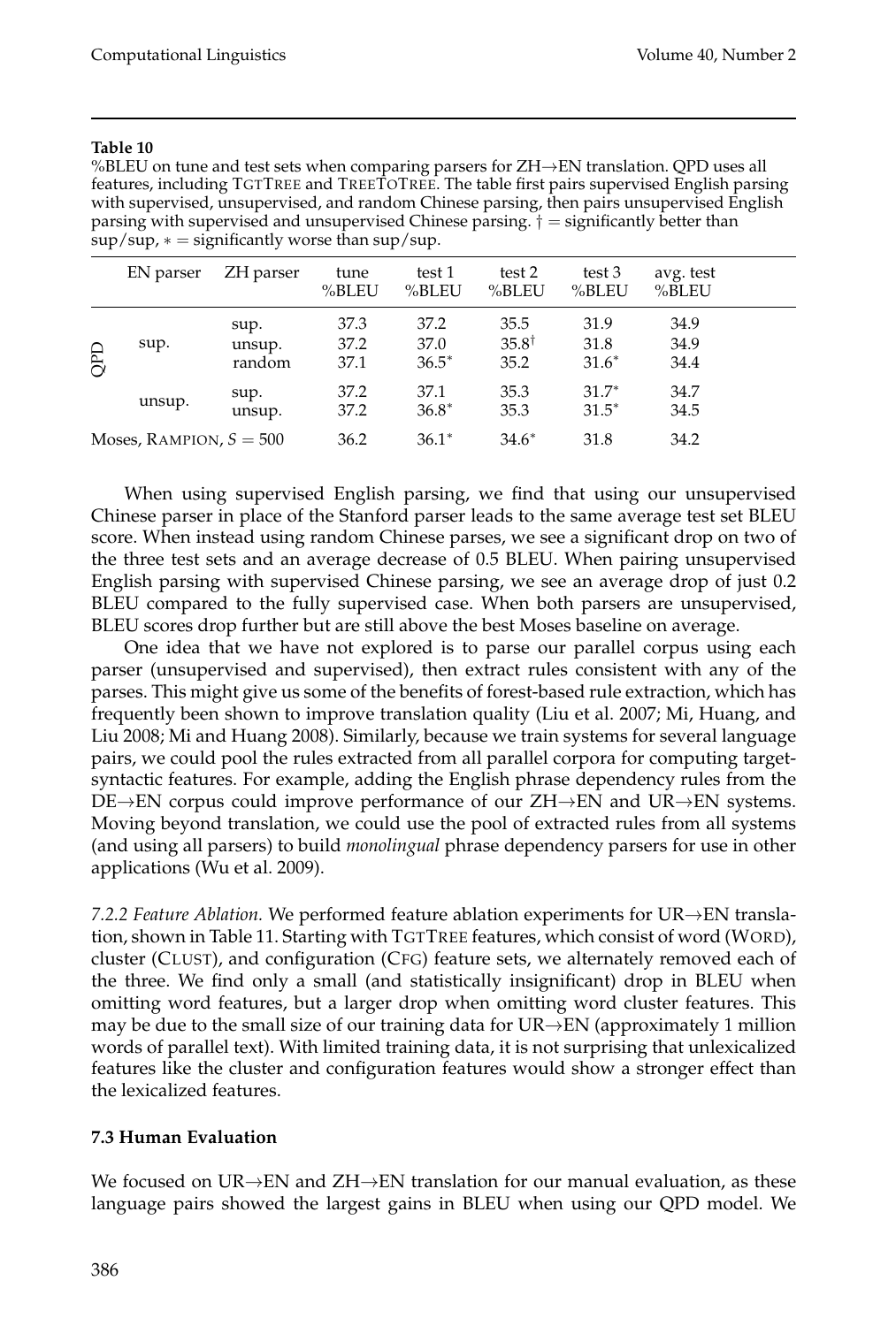**Table 10**

%BLEU on tune and test sets when comparing parsers for ZH→EN translation. QPD uses all features, including TGTTREE and TREETOTREE. The table first pairs supervised English parsing with supervised, unsupervised, and random Chinese parsing, then pairs unsupervised English parsing with supervised and unsupervised Chinese parsing. † = significantly better than sup/sup, ∗ = significantly worse than sup/sup.

| | EN parser | ZH parser | tune %BLEU | test 1 %BLEU | test 2 %BLEU | test 3 %BLEU | avg. test %BLEU |
|---|---|---|---|---|---|---|---|
| QPD | sup. | sup. | 37.3 | 37.2 | 35.5 | 31.9 | 34.9 |
| | | unsup. | 37.2 | 37.0 | 35.8[†] | 31.8 | 34.9 |
| | | random | 37.1 | 36.5[∗] | 35.2 | 31.6[∗] | 34.4 |
| | unsup. | sup. | 37.2 | 37.1 | 35.3 | 31.7[∗] | 34.7 |
| | | unsup. | 37.2 | 36.8[∗] | 35.3 | 31.5[∗] | 34.5 |
| Moses, RAMPION, $S = 500$ | | | 36.2 | 36.1[∗] | 34.6[∗] | 31.8 | 34.2 |

When using supervised English parsing, we find that using our unsupervised Chinese parser in place of the Stanford parser leads to the same average test set BLEU score. When instead using random Chinese parses, we see a significant drop on two of the three test sets and an average decrease of 0.5 BLEU. When pairing unsupervised English parsing with supervised Chinese parsing, we see an average drop of just 0.2 BLEU compared to the fully supervised case. When both parsers are unsupervised, BLEU scores drop further but are still above the best Moses baseline on average.

One idea that we have not explored is to parse our parallel corpus using each parser (unsupervised and supervised), then extract rules consistent with any of the parses. This might give us some of the benefits of forest-based rule extraction, which has frequently been shown to improve translation quality (Liu et al. 2007; Mi, Huang, and Liu 2008; Mi and Huang 2008). Similarly, because we train systems for several language pairs, we could pool the rules extracted from all parallel corpora for computing target-syntactic features. For example, adding the English phrase dependency rules from the DE→EN corpus could improve performance of our ZH→EN and UR→EN systems. Moving beyond translation, we could use the pool of extracted rules from all systems (and using all parsers) to build *monolingual* phrase dependency parsers for use in other applications (Wu et al. 2009).

*7.2.2 Feature Ablation.* We performed feature ablation experiments for UR→EN translation, shown in Table 11. Starting with TGTTREE features, which consist of word (WORD), cluster (CLUST), and configuration (CFG) feature sets, we alternately removed each of the three. We find only a small (and statistically insignificant) drop in BLEU when omitting word features, but a larger drop when omitting word cluster features. This may be due to the small size of our training data for UR→EN (approximately 1 million words of parallel text). With limited training data, it is not surprising that unlexicalized features like the cluster and configuration features would show a stronger effect than the lexicalized features.

### 7.3 Human Evaluation

We focused on UR→EN and ZH→EN translation for our manual evaluation, as these language pairs showed the largest gains in BLEU when using our QPD model. We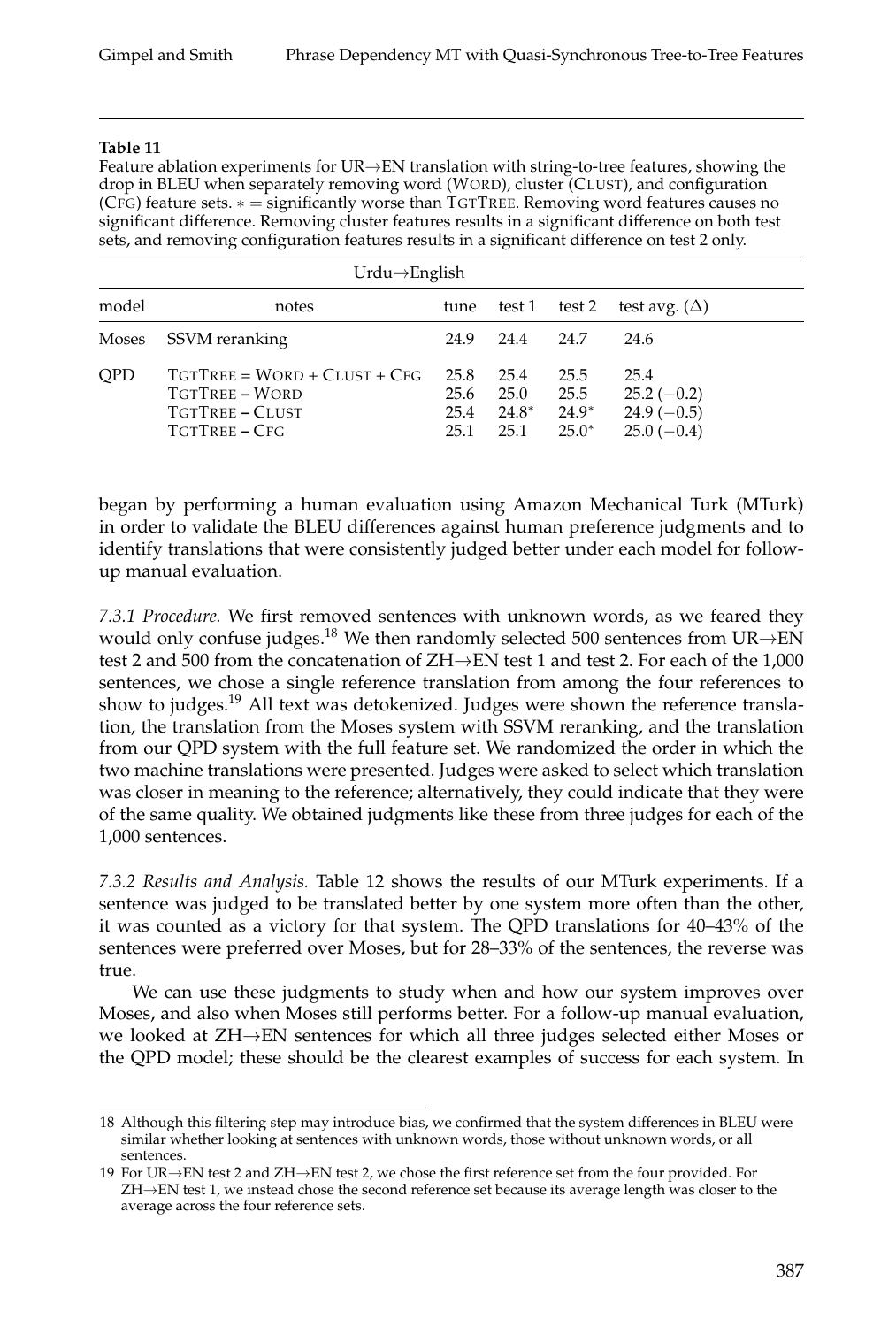**Table 11**

Feature ablation experiments for UR→EN translation with string-to-tree features, showing the drop in BLEU when separately removing word (WORD), cluster (CLUST), and configuration (CFG) feature sets. ∗ = significantly worse than TGTTREE. Removing word features causes no significant difference. Removing cluster features results in a significant difference on both test sets, and removing configuration features results in a significant difference on test 2 only.

| Urdu→English | | | | | |
|---|---|---|---|---|---|
| model | notes | tune | test 1 | test 2 | test avg. (Δ) |
| Moses | SSVM reranking | 24.9 | 24.4 | 24.7 | 24.6 |
| QPD | TGTTREE = WORD + CLUST + CFG | 25.8 | 25.4 | 25.5 | 25.4 |
| | TGTTREE – WORD | 25.6 | 25.0 | 25.5 | 25.2 (−0.2) |
| | TGTTREE – CLUST | 25.4 | 24.8* | 24.9* | 24.9 (−0.5) |
| | TGTTREE – CFG | 25.1 | 25.1 | 25.0* | 25.0 (−0.4) |

began by performing a human evaluation using Amazon Mechanical Turk (MTurk) in order to validate the BLEU differences against human preference judgments and to identify translations that were consistently judged better under each model for follow-up manual evaluation.

*7.3.1 Procedure.* We first removed sentences with unknown words, as we feared they would only confuse judges.[18] We then randomly selected 500 sentences from UR→EN test 2 and 500 from the concatenation of ZH→EN test 1 and test 2. For each of the 1,000 sentences, we chose a single reference translation from among the four references to show to judges.[19] All text was detokenized. Judges were shown the reference translation, the translation from the Moses system with SSVM reranking, and the translation from our QPD system with the full feature set. We randomized the order in which the two machine translations were presented. Judges were asked to select which translation was closer in meaning to the reference; alternatively, they could indicate that they were of the same quality. We obtained judgments like these from three judges for each of the 1,000 sentences.

*7.3.2 Results and Analysis.* Table 12 shows the results of our MTurk experiments. If a sentence was judged to be translated better by one system more often than the other, it was counted as a victory for that system. The QPD translations for 40–43% of the sentences were preferred over Moses, but for 28–33% of the sentences, the reverse was true.

We can use these judgments to study when and how our system improves over Moses, and also when Moses still performs better. For a follow-up manual evaluation, we looked at ZH→EN sentences for which all three judges selected either Moses or the QPD model; these should be the clearest examples of success for each system. In

18 Although this filtering step may introduce bias, we confirmed that the system differences in BLEU were similar whether looking at sentences with unknown words, those without unknown words, or all sentences.

19 For UR→EN test 2 and ZH→EN test 2, we chose the first reference set from the four provided. For ZH→EN test 1, we instead chose the second reference set because its average length was closer to the average across the four reference sets.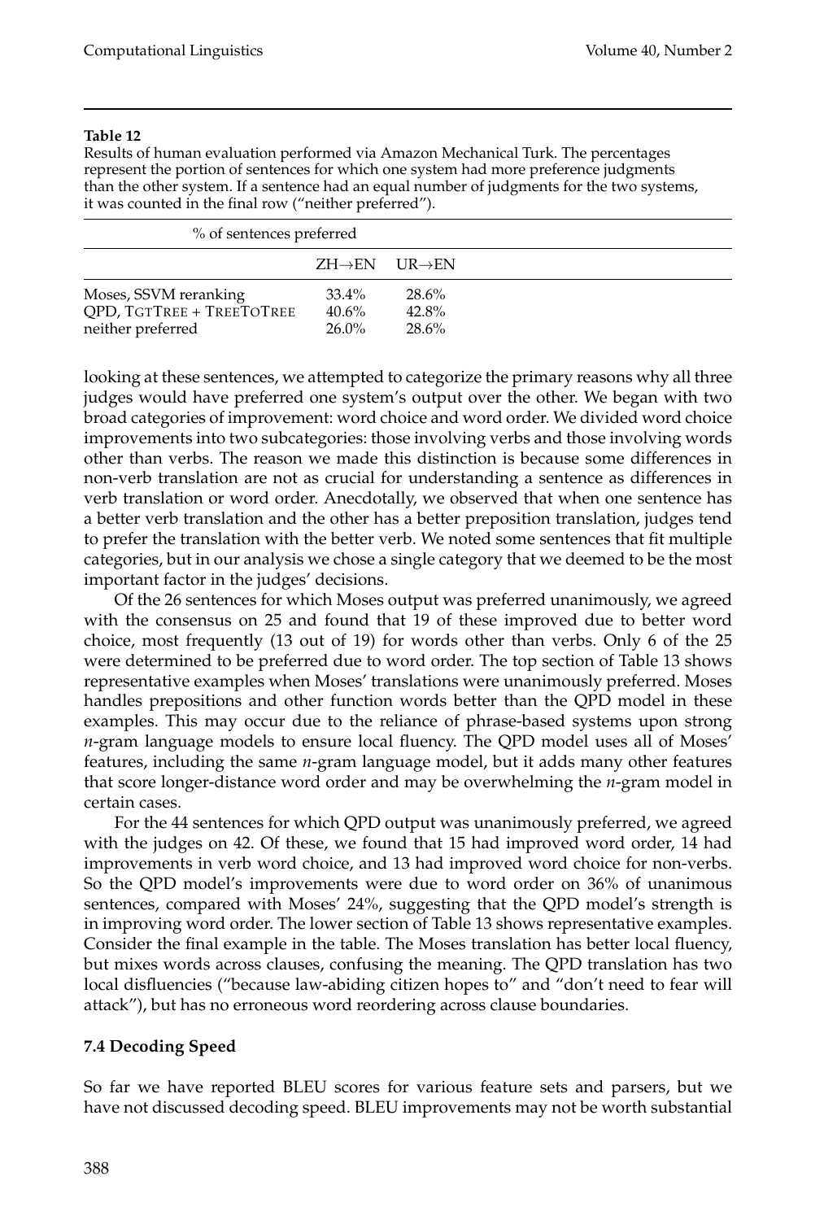**Table 12**

Results of human evaluation performed via Amazon Mechanical Turk. The percentages represent the portion of sentences for which one system had more preference judgments than the other system. If a sentence had an equal number of judgments for the two systems, it was counted in the final row ("neither preferred").

| % of sentences preferred | | |
|---|---|---|
| | ZH→EN | UR→EN |
| Moses, SSVM reranking | 33.4% | 28.6% |
| QPD, TGTTREE + TREETOTREE | 40.6% | 42.8% |
| neither preferred | 26.0% | 28.6% |

looking at these sentences, we attempted to categorize the primary reasons why all three judges would have preferred one system's output over the other. We began with two broad categories of improvement: word choice and word order. We divided word choice improvements into two subcategories: those involving verbs and those involving words other than verbs. The reason we made this distinction is because some differences in non-verb translation are not as crucial for understanding a sentence as differences in verb translation or word order. Anecdotally, we observed that when one sentence has a better verb translation and the other has a better preposition translation, judges tend to prefer the translation with the better verb. We noted some sentences that fit multiple categories, but in our analysis we chose a single category that we deemed to be the most important factor in the judges' decisions.

Of the 26 sentences for which Moses output was preferred unanimously, we agreed with the consensus on 25 and found that 19 of these improved due to better word choice, most frequently (13 out of 19) for words other than verbs. Only 6 of the 25 were determined to be preferred due to word order. The top section of Table 13 shows representative examples when Moses' translations were unanimously preferred. Moses handles prepositions and other function words better than the QPD model in these examples. This may occur due to the reliance of phrase-based systems upon strong $n$-gram language models to ensure local fluency. The QPD model uses all of Moses' features, including the same $n$-gram language model, but it adds many other features that score longer-distance word order and may be overwhelming the $n$-gram model in certain cases.

For the 44 sentences for which QPD output was unanimously preferred, we agreed with the judges on 42. Of these, we found that 15 had improved word order, 14 had improvements in verb word choice, and 13 had improved word choice for non-verbs. So the QPD model's improvements were due to word order on 36% of unanimous sentences, compared with Moses' 24%, suggesting that the QPD model's strength is in improving word order. The lower section of Table 13 shows representative examples. Consider the final example in the table. The Moses translation has better local fluency, but mixes words across clauses, confusing the meaning. The QPD translation has two local disfluencies ("because law-abiding citizen hopes to" and "don't need to fear will attack"), but has no erroneous word reordering across clause boundaries.

### 7.4 Decoding Speed

So far we have reported BLEU scores for various feature sets and parsers, but we have not discussed decoding speed. BLEU improvements may not be worth substantial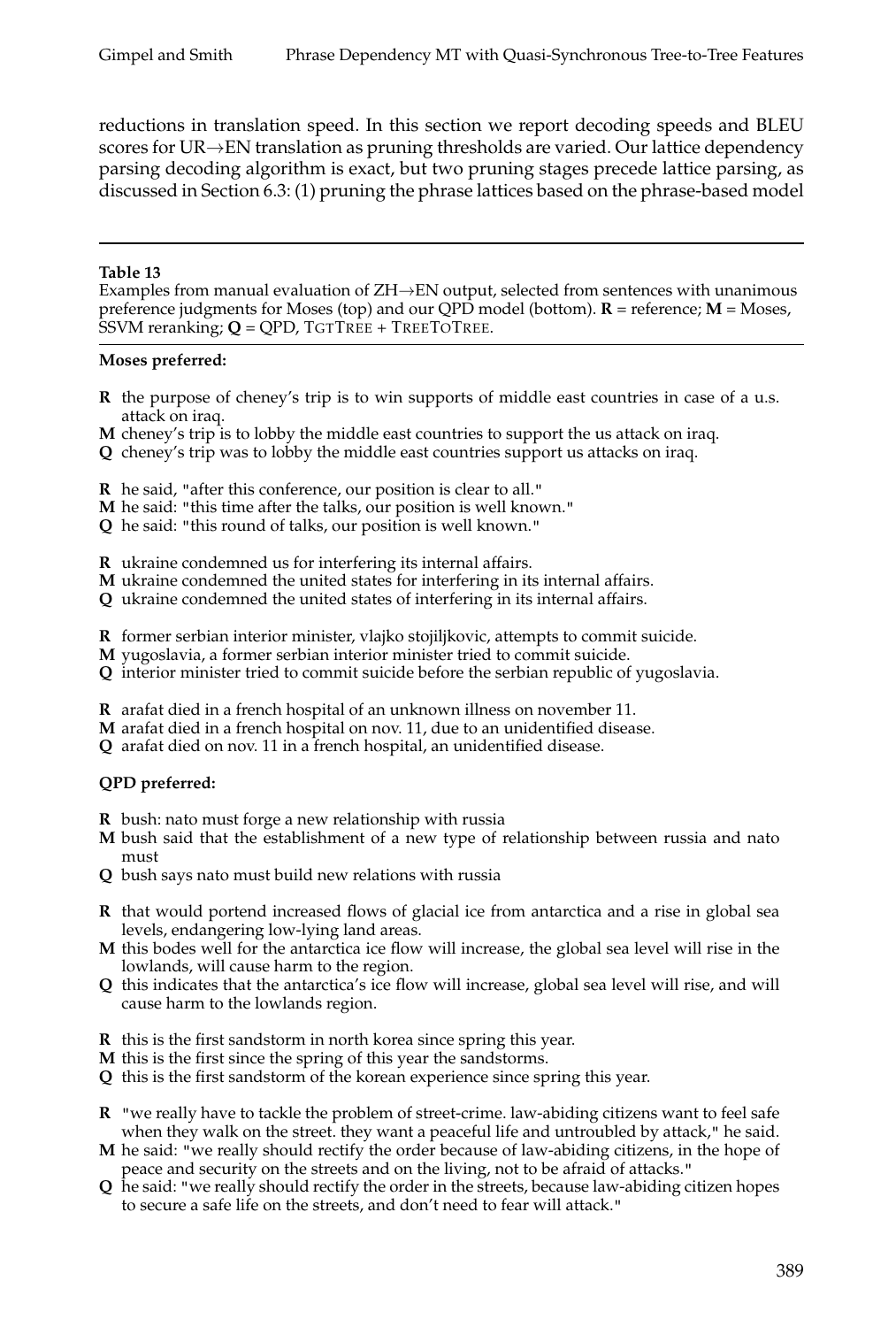reductions in translation speed. In this section we report decoding speeds and BLEU scores for UR→EN translation as pruning thresholds are varied. Our lattice dependency parsing decoding algorithm is exact, but two pruning stages precede lattice parsing, as discussed in Section 6.3: (1) pruning the phrase lattices based on the phrase-based model

**Table 13**

Examples from manual evaluation of ZH→EN output, selected from sentences with unanimous preference judgments for Moses (top) and our QPD model (bottom). **R** = reference; **M** = Moses, SSVM reranking; **Q** = QPD, TGTTREE + TREETOTREE.

**Moses preferred:**

**R** the purpose of cheney's trip is to win supports of middle east countries in case of a u.s. attack on iraq.
**M** cheney's trip is to lobby the middle east countries to support the us attack on iraq.
**Q** cheney's trip was to lobby the middle east countries support us attacks on iraq.

**R** he said, "after this conference, our position is clear to all."
**M** he said: "this time after the talks, our position is well known."
**Q** he said: "this round of talks, our position is well known."

**R** ukraine condemned us for interfering its internal affairs.
**M** ukraine condemned the united states for interfering in its internal affairs.
**Q** ukraine condemned the united states of interfering in its internal affairs.

**R** former serbian interior minister, vlajko stojiljkovic, attempts to commit suicide.
**M** yugoslavia, a former serbian interior minister tried to commit suicide.
**Q** interior minister tried to commit suicide before the serbian republic of yugoslavia.

**R** arafat died in a french hospital of an unknown illness on november 11.
**M** arafat died in a french hospital on nov. 11, due to an unidentified disease.
**Q** arafat died on nov. 11 in a french hospital, an unidentified disease.

**QPD preferred:**

**R** bush: nato must forge a new relationship with russia
**M** bush said that the establishment of a new type of relationship between russia and nato must
**Q** bush says nato must build new relations with russia

**R** that would portend increased flows of glacial ice from antarctica and a rise in global sea levels, endangering low-lying land areas.
**M** this bodes well for the antarctica ice flow will increase, the global sea level will rise in the lowlands, will cause harm to the region.
**Q** this indicates that the antarctica's ice flow will increase, global sea level will rise, and will cause harm to the lowlands region.

**R** this is the first sandstorm in north korea since spring this year.
**M** this is the first since the spring of this year the sandstorms.
**Q** this is the first sandstorm of the korean experience since spring this year.

**R** "we really have to tackle the problem of street-crime. law-abiding citizens want to feel safe when they walk on the street. they want a peaceful life and untroubled by attack," he said.
**M** he said: "we really should rectify the order because of law-abiding citizens, in the hope of peace and security on the streets and on the living, not to be afraid of attacks."
**Q** he said: "we really should rectify the order in the streets, because law-abiding citizen hopes to secure a safe life on the streets, and don't need to fear will attack."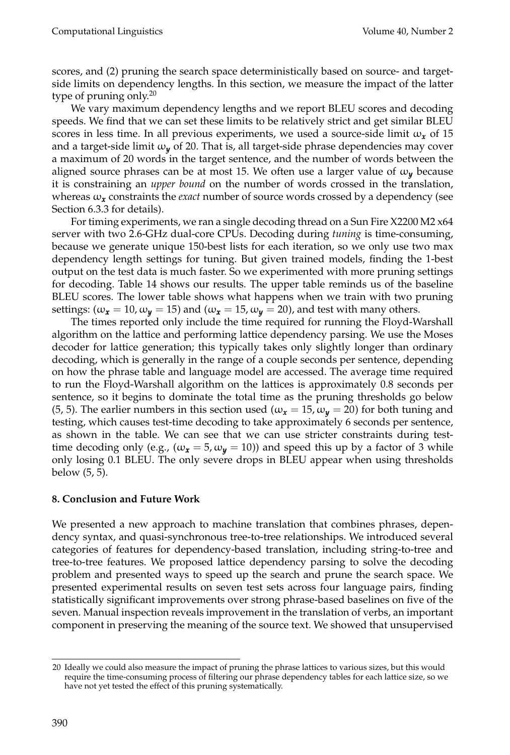scores, and (2) pruning the search space deterministically based on source- and target-side limits on dependency lengths. In this section, we measure the impact of the latter type of pruning only.[20]

We vary maximum dependency lengths and we report BLEU scores and decoding speeds. We find that we can set these limits to be relatively strict and get similar BLEU scores in less time. In all previous experiments, we used a source-side limit $\omega_{\boldsymbol{x}}$ of 15 and a target-side limit $\omega_{\boldsymbol{y}}$ of 20. That is, all target-side phrase dependencies may cover a maximum of 20 words in the target sentence, and the number of words between the aligned source phrases can be at most 15. We often use a larger value of $\omega_{\boldsymbol{y}}$ because it is constraining an *upper bound* on the number of words crossed in the translation, whereas $\omega_{\boldsymbol{x}}$ constraints the *exact* number of source words crossed by a dependency (see Section 6.3.3 for details).

For timing experiments, we ran a single decoding thread on a Sun Fire X2200 M2 x64 server with two 2.6-GHz dual-core CPUs. Decoding during *tuning* is time-consuming, because we generate unique 150-best lists for each iteration, so we only use two max dependency length settings for tuning. But given trained models, finding the 1-best output on the test data is much faster. So we experimented with more pruning settings for decoding. Table 14 shows our results. The upper table reminds us of the baseline BLEU scores. The lower table shows what happens when we train with two pruning settings: ($\omega_{\boldsymbol{x}} = 10, \omega_{\boldsymbol{y}} = 15$) and ($\omega_{\boldsymbol{x}} = 15, \omega_{\boldsymbol{y}} = 20$), and test with many others.

The times reported only include the time required for running the Floyd-Warshall algorithm on the lattice and performing lattice dependency parsing. We use the Moses decoder for lattice generation; this typically takes only slightly longer than ordinary decoding, which is generally in the range of a couple seconds per sentence, depending on how the phrase table and language model are accessed. The average time required to run the Floyd-Warshall algorithm on the lattices is approximately 0.8 seconds per sentence, so it begins to dominate the total time as the pruning thresholds go below (5, 5). The earlier numbers in this section used ($\omega_{\boldsymbol{x}} = 15, \omega_{\boldsymbol{y}} = 20$) for both tuning and testing, which causes test-time decoding to take approximately 6 seconds per sentence, as shown in the table. We can see that we can use stricter constraints during test-time decoding only (e.g., ($\omega_{\boldsymbol{x}} = 5, \omega_{\boldsymbol{y}} = 10$)) and speed this up by a factor of 3 while only losing 0.1 BLEU. The only severe drops in BLEU appear when using thresholds below (5, 5).

## 8. Conclusion and Future Work

We presented a new approach to machine translation that combines phrases, dependency syntax, and quasi-synchronous tree-to-tree relationships. We introduced several categories of features for dependency-based translation, including string-to-tree and tree-to-tree features. We proposed lattice dependency parsing to solve the decoding problem and presented ways to speed up the search and prune the search space. We presented experimental results on seven test sets across four language pairs, finding statistically significant improvements over strong phrase-based baselines on five of the seven. Manual inspection reveals improvement in the translation of verbs, an important component in preserving the meaning of the source text. We showed that unsupervised

[20] Ideally we could also measure the impact of pruning the phrase lattices to various sizes, but this would require the time-consuming process of filtering our phrase dependency tables for each lattice size, so we have not yet tested the effect of this pruning systematically.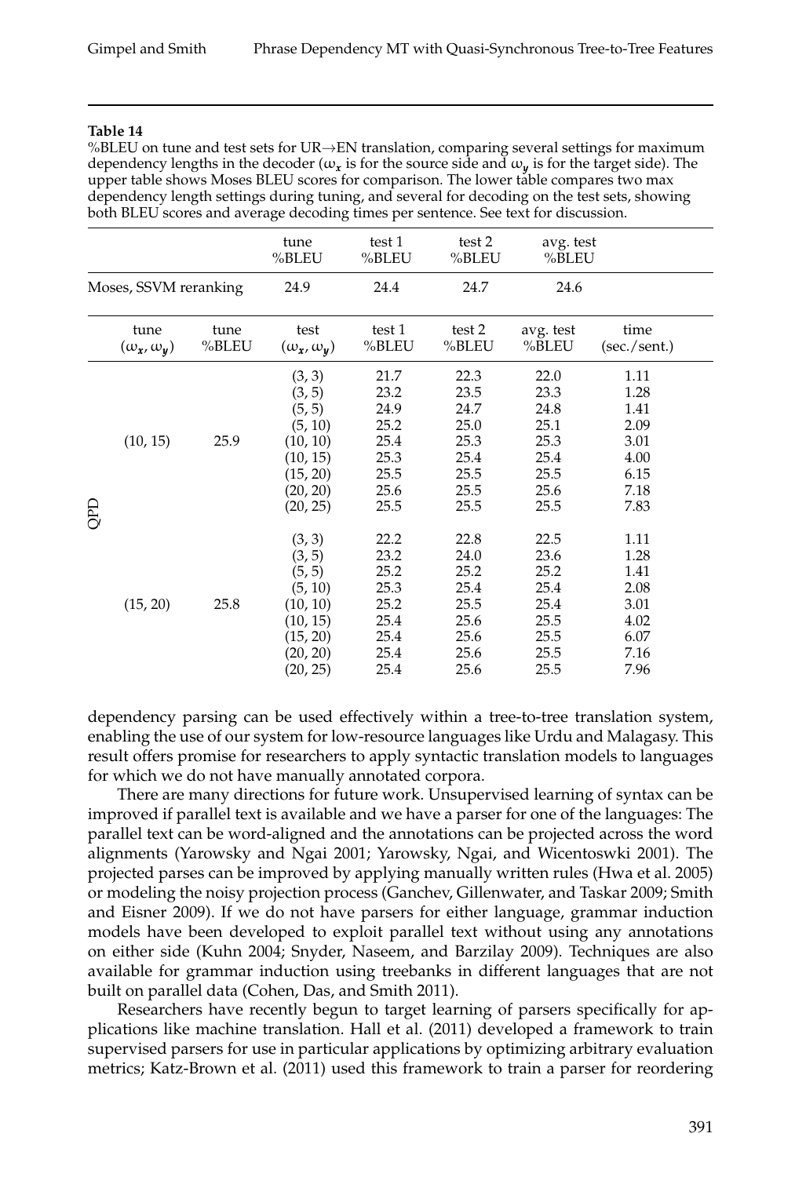**Table 14**

%BLEU on tune and test sets for UR→EN translation, comparing several settings for maximum dependency lengths in the decoder ($\omega_x$ is for the source side and $\omega_y$ is for the target side). The upper table shows Moses BLEU scores for comparison. The lower table compares two max dependency length settings during tuning, and several for decoding on the test sets, showing both BLEU scores and average decoding times per sentence. See text for discussion.

| | tune %BLEU | test 1 %BLEU | test 2 %BLEU | avg. test %BLEU |
|---|---|---|---|---|
| Moses, SSVM reranking | 24.9 | 24.4 | 24.7 | 24.6 |

| | tune $(\omega_x, \omega_y)$ | tune %BLEU | test $(\omega_x, \omega_y)$ | test 1 %BLEU | test 2 %BLEU | avg. test %BLEU | time (sec./sent.) |
|---|---|---|---|---|---|---|---|
| QPD | (10, 15) | 25.9 | (3, 3) | 21.7 | 22.3 | 22.0 | 1.11 |
| | | | (3, 5) | 23.2 | 23.5 | 23.3 | 1.28 |
| | | | (5, 5) | 24.9 | 24.7 | 24.8 | 1.41 |
| | | | (5, 10) | 25.2 | 25.0 | 25.1 | 2.09 |
| | | | (10, 10) | 25.4 | 25.3 | 25.3 | 3.01 |
| | | | (10, 15) | 25.3 | 25.4 | 25.4 | 4.00 |
| | | | (15, 20) | 25.5 | 25.5 | 25.5 | 6.15 |
| | | | (20, 20) | 25.6 | 25.5 | 25.6 | 7.18 |
| | | | (20, 25) | 25.5 | 25.5 | 25.5 | 7.83 |
| | (15, 20) | 25.8 | (3, 3) | 22.2 | 22.8 | 22.5 | 1.11 |
| | | | (3, 5) | 23.2 | 24.0 | 23.6 | 1.28 |
| | | | (5, 5) | 25.2 | 25.2 | 25.2 | 1.41 |
| | | | (5, 10) | 25.3 | 25.4 | 25.4 | 2.08 |
| | | | (10, 10) | 25.2 | 25.5 | 25.4 | 3.01 |
| | | | (10, 15) | 25.4 | 25.6 | 25.5 | 4.02 |
| | | | (15, 20) | 25.4 | 25.6 | 25.5 | 6.07 |
| | | | (20, 20) | 25.4 | 25.6 | 25.5 | 7.16 |
| | | | (20, 25) | 25.4 | 25.6 | 25.5 | 7.96 |

dependency parsing can be used effectively within a tree-to-tree translation system, enabling the use of our system for low-resource languages like Urdu and Malagasy. This result offers promise for researchers to apply syntactic translation models to languages for which we do not have manually annotated corpora.

There are many directions for future work. Unsupervised learning of syntax can be improved if parallel text is available and we have a parser for one of the languages: The parallel text can be word-aligned and the annotations can be projected across the word alignments (Yarowsky and Ngai 2001; Yarowsky, Ngai, and Wicentoswki 2001). The projected parses can be improved by applying manually written rules (Hwa et al. 2005) or modeling the noisy projection process (Ganchev, Gillenwater, and Taskar 2009; Smith and Eisner 2009). If we do not have parsers for either language, grammar induction models have been developed to exploit parallel text without using any annotations on either side (Kuhn 2004; Snyder, Naseem, and Barzilay 2009). Techniques are also available for grammar induction using treebanks in different languages that are not built on parallel data (Cohen, Das, and Smith 2011).

Researchers have recently begun to target learning of parsers specifically for applications like machine translation. Hall et al. (2011) developed a framework to train supervised parsers for use in particular applications by optimizing arbitrary evaluation metrics; Katz-Brown et al. (2011) used this framework to train a parser for reordering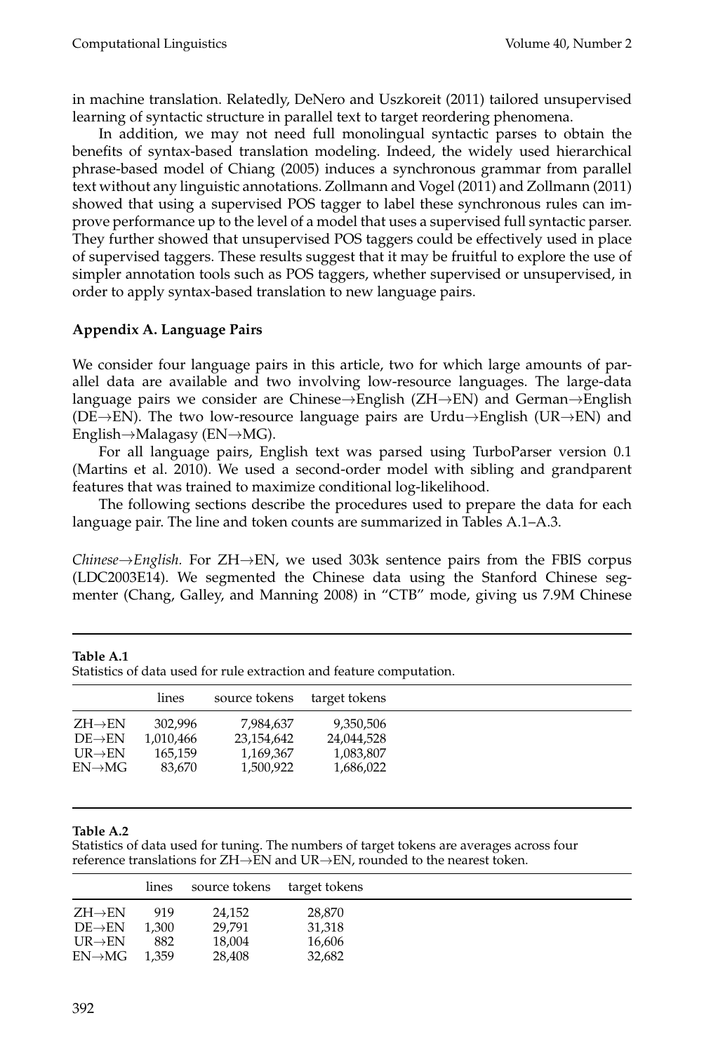in machine translation. Relatedly, DeNero and Uszkoreit (2011) tailored unsupervised learning of syntactic structure in parallel text to target reordering phenomena.

In addition, we may not need full monolingual syntactic parses to obtain the benefits of syntax-based translation modeling. Indeed, the widely used hierarchical phrase-based model of Chiang (2005) induces a synchronous grammar from parallel text without any linguistic annotations. Zollmann and Vogel (2011) and Zollmann (2011) showed that using a supervised POS tagger to label these synchronous rules can improve performance up to the level of a model that uses a supervised full syntactic parser. They further showed that unsupervised POS taggers could be effectively used in place of supervised taggers. These results suggest that it may be fruitful to explore the use of simpler annotation tools such as POS taggers, whether supervised or unsupervised, in order to apply syntax-based translation to new language pairs.

**Appendix A. Language Pairs**

We consider four language pairs in this article, two for which large amounts of parallel data are available and two involving low-resource languages. The large-data language pairs we consider are Chinese→English (ZH→EN) and German→English (DE→EN). The two low-resource language pairs are Urdu→English (UR→EN) and English→Malagasy (EN→MG).

For all language pairs, English text was parsed using TurboParser version 0.1 (Martins et al. 2010). We used a second-order model with sibling and grandparent features that was trained to maximize conditional log-likelihood.

The following sections describe the procedures used to prepare the data for each language pair. The line and token counts are summarized in Tables A.1–A.3.

*Chinese→English.* For ZH→EN, we used 303k sentence pairs from the FBIS corpus (LDC2003E14). We segmented the Chinese data using the Stanford Chinese segmenter (Chang, Galley, and Manning 2008) in "CTB" mode, giving us 7.9M Chinese

**Table A.1**
Statistics of data used for rule extraction and feature computation.

| | lines | source tokens | target tokens |
|---|---|---|---|
| ZH→EN | 302,996 | 7,984,637 | 9,350,506 |
| DE→EN | 1,010,466 | 23,154,642 | 24,044,528 |
| UR→EN | 165,159 | 1,169,367 | 1,083,807 |
| EN→MG | 83,670 | 1,500,922 | 1,686,022 |

**Table A.2**
Statistics of data used for tuning. The numbers of target tokens are averages across four reference translations for ZH→EN and UR→EN, rounded to the nearest token.

| | lines | source tokens | target tokens |
|---|---|---|---|
| ZH→EN | 919 | 24,152 | 28,870 |
| DE→EN | 1,300 | 29,791 | 31,318 |
| UR→EN | 882 | 18,004 | 16,606 |
| EN→MG | 1,359 | 28,408 | 32,682 |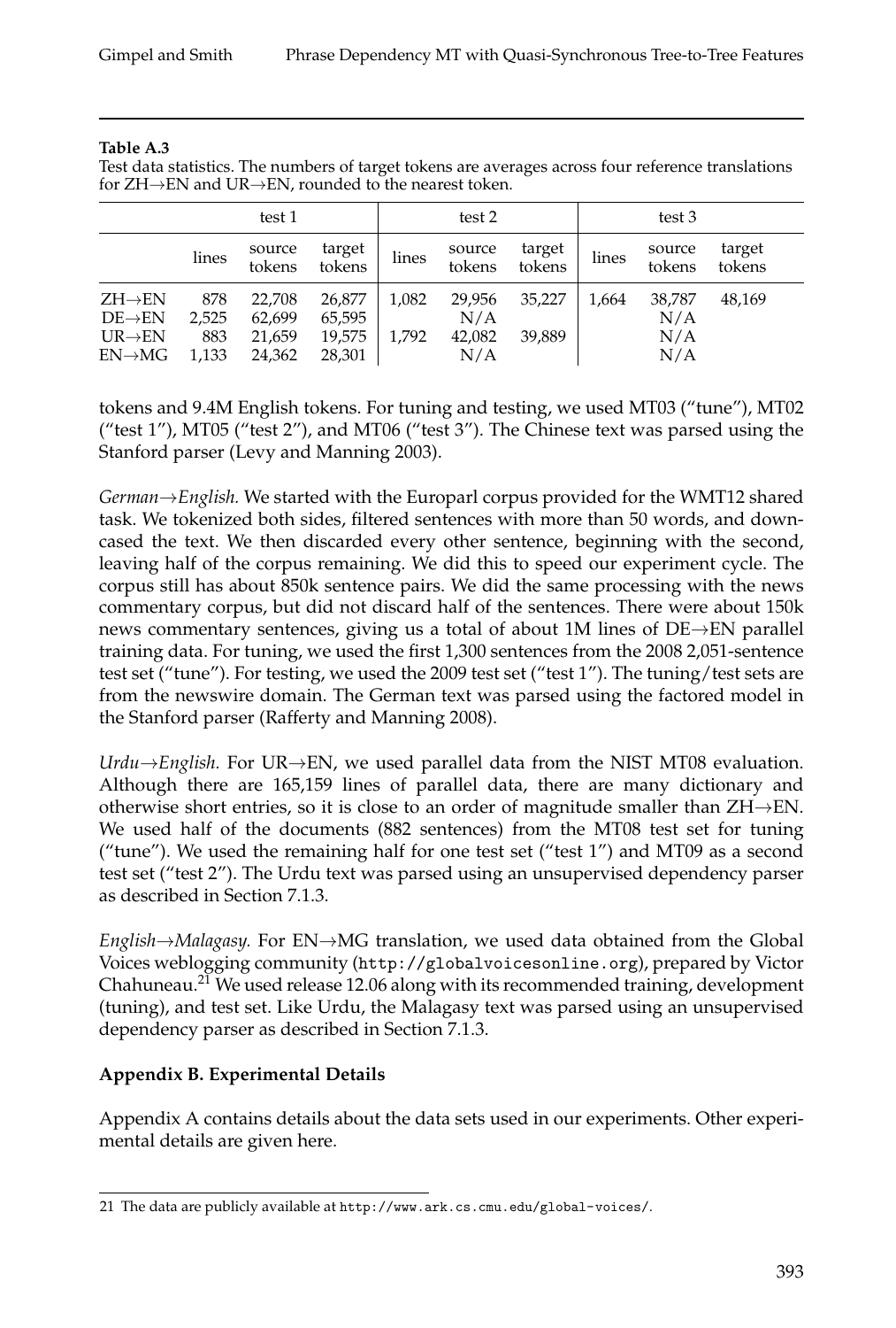**Table A.3**
Test data statistics. The numbers of target tokens are averages across four reference translations for ZH→EN and UR→EN, rounded to the nearest token.

| | test 1 | | | test 2 | | | test 3 | | |
|---|---|---|---|---|---|---|---|---|---|
| | lines | source tokens | target tokens | lines | source tokens | target tokens | lines | source tokens | target tokens |
| ZH→EN | 878 | 22,708 | 26,877 | 1,082 | 29,956 | 35,227 | 1,664 | 38,787 | 48,169 |
| DE→EN | 2,525 | 62,699 | 65,595 | | N/A | | | N/A | |
| UR→EN | 883 | 21,659 | 19,575 | 1,792 | 42,082 | 39,889 | | N/A | |
| EN→MG | 1,133 | 24,362 | 28,301 | | N/A | | | N/A | |

tokens and 9.4M English tokens. For tuning and testing, we used MT03 ("tune"), MT02 ("test 1"), MT05 ("test 2"), and MT06 ("test 3"). The Chinese text was parsed using the Stanford parser (Levy and Manning 2003).

*German→English.* We started with the Europarl corpus provided for the WMT12 shared task. We tokenized both sides, filtered sentences with more than 50 words, and downcased the text. We then discarded every other sentence, beginning with the second, leaving half of the corpus remaining. We did this to speed our experiment cycle. The corpus still has about 850k sentence pairs. We did the same processing with the news commentary corpus, but did not discard half of the sentences. There were about 150k news commentary sentences, giving us a total of about 1M lines of DE→EN parallel training data. For tuning, we used the first 1,300 sentences from the 2008 2,051-sentence test set ("tune"). For testing, we used the 2009 test set ("test 1"). The tuning/test sets are from the newswire domain. The German text was parsed using the factored model in the Stanford parser (Rafferty and Manning 2008).

*Urdu→English.* For UR→EN, we used parallel data from the NIST MT08 evaluation. Although there are 165,159 lines of parallel data, there are many dictionary and otherwise short entries, so it is close to an order of magnitude smaller than ZH→EN. We used half of the documents (882 sentences) from the MT08 test set for tuning ("tune"). We used the remaining half for one test set ("test 1") and MT09 as a second test set ("test 2"). The Urdu text was parsed using an unsupervised dependency parser as described in Section 7.1.3.

*English→Malagasy.* For EN→MG translation, we used data obtained from the Global Voices weblogging community (http://globalvoicesonline.org), prepared by Victor Chahuneau.[21] We used release 12.06 along with its recommended training, development (tuning), and test set. Like Urdu, the Malagasy text was parsed using an unsupervised dependency parser as described in Section 7.1.3.

## Appendix B. Experimental Details

Appendix A contains details about the data sets used in our experiments. Other experimental details are given here.

---

21 The data are publicly available at http://www.ark.cs.cmu.edu/global-voices/.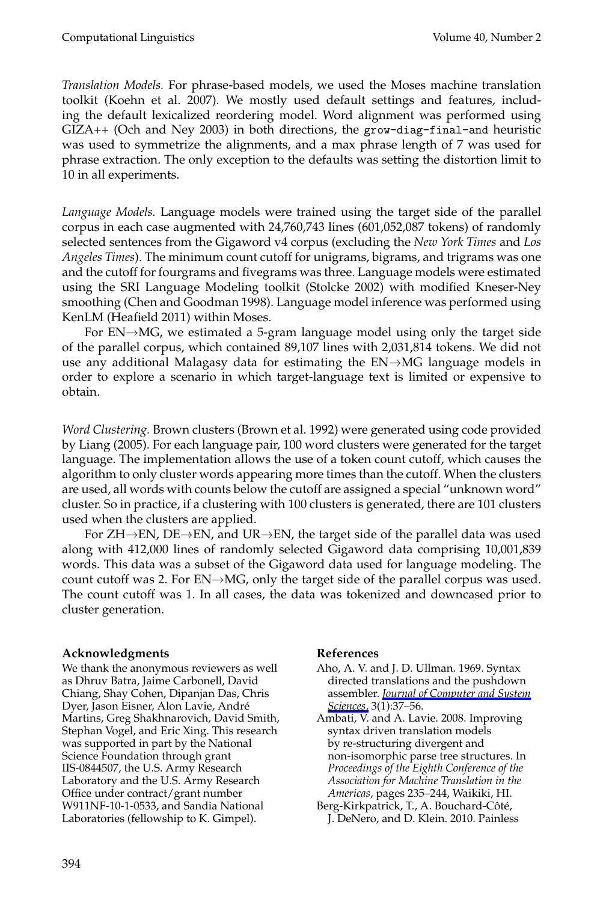*Translation Models.* For phrase-based models, we used the Moses machine translation toolkit (Koehn et al. 2007). We mostly used default settings and features, including the default lexicalized reordering model. Word alignment was performed using GIZA++ (Och and Ney 2003) in both directions, the `grow-diag-final-and` heuristic was used to symmetrize the alignments, and a max phrase length of 7 was used for phrase extraction. The only exception to the defaults was setting the distortion limit to 10 in all experiments.

*Language Models.* Language models were trained using the target side of the parallel corpus in each case augmented with 24,760,743 lines (601,052,087 tokens) of randomly selected sentences from the Gigaword v4 corpus (excluding the *New York Times* and *Los Angeles Times*). The minimum count cutoff for unigrams, bigrams, and trigrams was one and the cutoff for fourgrams and fivegrams was three. Language models were estimated using the SRI Language Modeling toolkit (Stolcke 2002) with modified Kneser-Ney smoothing (Chen and Goodman 1998). Language model inference was performed using KenLM (Heafield 2011) within Moses.

For EN→MG, we estimated a 5-gram language model using only the target side of the parallel corpus, which contained 89,107 lines with 2,031,814 tokens. We did not use any additional Malagasy data for estimating the EN→MG language models in order to explore a scenario in which target-language text is limited or expensive to obtain.

*Word Clustering.* Brown clusters (Brown et al. 1992) were generated using code provided by Liang (2005). For each language pair, 100 word clusters were generated for the target language. The implementation allows the use of a token count cutoff, which causes the algorithm to only cluster words appearing more times than the cutoff. When the clusters are used, all words with counts below the cutoff are assigned a special "unknown word" cluster. So in practice, if a clustering with 100 clusters is generated, there are 101 clusters used when the clusters are applied.

For ZH→EN, DE→EN, and UR→EN, the target side of the parallel data was used along with 412,000 lines of randomly selected Gigaword data comprising 10,001,839 words. This data was a subset of the Gigaword data used for language modeling. The count cutoff was 2. For EN→MG, only the target side of the parallel corpus was used. The count cutoff was 1. In all cases, the data was tokenized and downcased prior to cluster generation.

### Acknowledgments

We thank the anonymous reviewers as well as Dhruv Batra, Jaime Carbonell, David Chiang, Shay Cohen, Dipanjan Das, Chris Dyer, Jason Eisner, Alon Lavie, André Martins, Greg Shakhnarovich, David Smith, Stephan Vogel, and Eric Xing. This research was supported in part by the National Science Foundation through grant IIS-0844507, the U.S. Army Research Laboratory and the U.S. Army Research Office under contract/grant number W911NF-10-1-0533, and Sandia National Laboratories (fellowship to K. Gimpel).

### References

Aho, A. V. and J. D. Ullman. 1969. Syntax directed translations and the pushdown assembler. *Journal of Computer and System Sciences*, 3(1):37–56.

Ambati, V. and A. Lavie. 2008. Improving syntax driven translation models by re-structuring divergent and non-isomorphic parse tree structures. In *Proceedings of the Eighth Conference of the Association for Machine Translation in the Americas*, pages 235–244, Waikiki, HI.

Berg-Kirkpatrick, T., A. Bouchard-Côté, J. DeNero, and D. Klein. 2010. Painless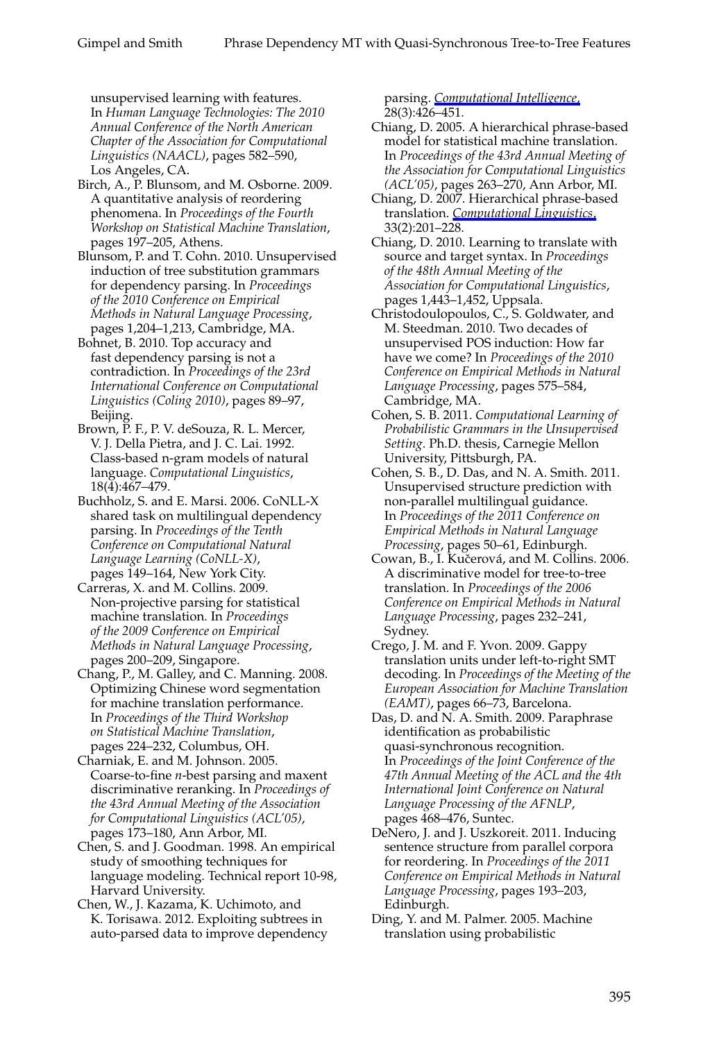unsupervised learning with features. In *Human Language Technologies: The 2010 Annual Conference of the North American Chapter of the Association for Computational Linguistics (NAACL)*, pages 582–590, Los Angeles, CA.

Birch, A., P. Blunsom, and M. Osborne. 2009. A quantitative analysis of reordering phenomena. In *Proceedings of the Fourth Workshop on Statistical Machine Translation*, pages 197–205, Athens.

Blunsom, P. and T. Cohn. 2010. Unsupervised induction of tree substitution grammars for dependency parsing. In *Proceedings of the 2010 Conference on Empirical Methods in Natural Language Processing*, pages 1,204–1,213, Cambridge, MA.

Bohnet, B. 2010. Top accuracy and fast dependency parsing is not a contradiction. In *Proceedings of the 23rd International Conference on Computational Linguistics (Coling 2010)*, pages 89–97, Beijing.

Brown, P. F., P. V. deSouza, R. L. Mercer, V. J. Della Pietra, and J. C. Lai. 1992. Class-based n-gram models of natural language. *Computational Linguistics*, 18(4):467–479.

Buchholz, S. and E. Marsi. 2006. CoNLL-X shared task on multilingual dependency parsing. In *Proceedings of the Tenth Conference on Computational Natural Language Learning (CoNLL-X)*, pages 149–164, New York City.

Carreras, X. and M. Collins. 2009. Non-projective parsing for statistical machine translation. In *Proceedings of the 2009 Conference on Empirical Methods in Natural Language Processing*, pages 200–209, Singapore.

Chang, P., M. Galley, and C. Manning. 2008. Optimizing Chinese word segmentation for machine translation performance. In *Proceedings of the Third Workshop on Statistical Machine Translation*, pages 224–232, Columbus, OH.

Charniak, E. and M. Johnson. 2005. Coarse-to-fine *n*-best parsing and maxent discriminative reranking. In *Proceedings of the 43rd Annual Meeting of the Association for Computational Linguistics (ACL'05)*, pages 173–180, Ann Arbor, MI.

Chen, S. and J. Goodman. 1998. An empirical study of smoothing techniques for language modeling. Technical report 10-98, Harvard University.

Chen, W., J. Kazama, K. Uchimoto, and K. Torisawa. 2012. Exploiting subtrees in auto-parsed data to improve dependency parsing. *Computational Intelligence*, 28(3):426–451.

Chiang, D. 2005. A hierarchical phrase-based model for statistical machine translation. In *Proceedings of the 43rd Annual Meeting of the Association for Computational Linguistics (ACL'05)*, pages 263–270, Ann Arbor, MI.

Chiang, D. 2007. Hierarchical phrase-based translation. *Computational Linguistics*, 33(2):201–228.

Chiang, D. 2010. Learning to translate with source and target syntax. In *Proceedings of the 48th Annual Meeting of the Association for Computational Linguistics*, pages 1,443–1,452, Uppsala.

Christodoulopoulos, C., S. Goldwater, and M. Steedman. 2010. Two decades of unsupervised POS induction: How far have we come? In *Proceedings of the 2010 Conference on Empirical Methods in Natural Language Processing*, pages 575–584, Cambridge, MA.

Cohen, S. B. 2011. *Computational Learning of Probabilistic Grammars in the Unsupervised Setting*. Ph.D. thesis, Carnegie Mellon University, Pittsburgh, PA.

Cohen, S. B., D. Das, and N. A. Smith. 2011. Unsupervised structure prediction with non-parallel multilingual guidance. In *Proceedings of the 2011 Conference on Empirical Methods in Natural Language Processing*, pages 50–61, Edinburgh.

Cowan, B., I. Kučerová, and M. Collins. 2006. A discriminative model for tree-to-tree translation. In *Proceedings of the 2006 Conference on Empirical Methods in Natural Language Processing*, pages 232–241, Sydney.

Crego, J. M. and F. Yvon. 2009. Gappy translation units under left-to-right SMT decoding. In *Proceedings of the Meeting of the European Association for Machine Translation (EAMT)*, pages 66–73, Barcelona.

Das, D. and N. A. Smith. 2009. Paraphrase identification as probabilistic quasi-synchronous recognition. In *Proceedings of the Joint Conference of the 47th Annual Meeting of the ACL and the 4th International Joint Conference on Natural Language Processing of the AFNLP*, pages 468–476, Suntec.

DeNero, J. and J. Uszkoreit. 2011. Inducing sentence structure from parallel corpora for reordering. In *Proceedings of the 2011 Conference on Empirical Methods in Natural Language Processing*, pages 193–203, Edinburgh.

Ding, Y. and M. Palmer. 2005. Machine translation using probabilistic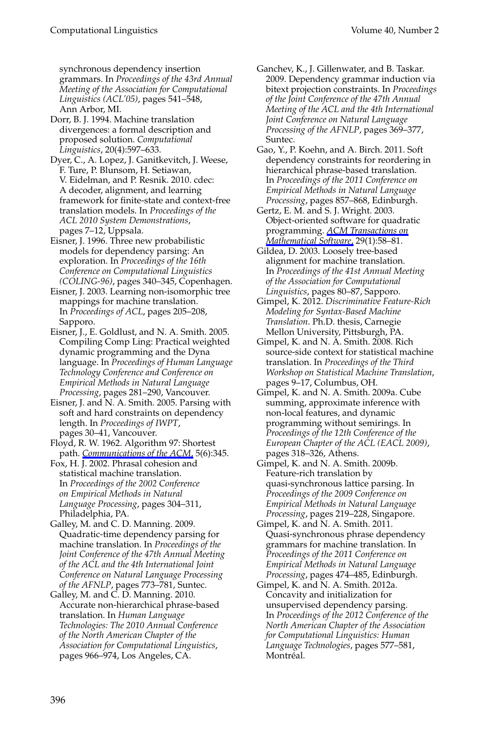synchronous dependency insertion grammars. In *Proceedings of the 43rd Annual Meeting of the Association for Computational Linguistics (ACL'05)*, pages 541–548, Ann Arbor, MI.

Dorr, B. J. 1994. Machine translation divergences: a formal description and proposed solution. *Computational Linguistics*, 20(4):597–633.

Dyer, C., A. Lopez, J. Ganitkevitch, J. Weese, F. Ture, P. Blunsom, H. Setiawan, V. Eidelman, and P. Resnik. 2010. cdec: A decoder, alignment, and learning framework for finite-state and context-free translation models. In *Proceedings of the ACL 2010 System Demonstrations*, pages 7–12, Uppsala.

Eisner, J. 1996. Three new probabilistic models for dependency parsing: An exploration. In *Proceedings of the 16th Conference on Computational Linguistics (COLING-96)*, pages 340–345, Copenhagen.

Eisner, J. 2003. Learning non-isomorphic tree mappings for machine translation. In *Proceedings of ACL*, pages 205–208, Sapporo.

Eisner, J., E. Goldlust, and N. A. Smith. 2005. Compiling Comp Ling: Practical weighted dynamic programming and the Dyna language. In *Proceedings of Human Language Technology Conference and Conference on Empirical Methods in Natural Language Processing*, pages 281–290, Vancouver.

Eisner, J. and N. A. Smith. 2005. Parsing with soft and hard constraints on dependency length. In *Proceedings of IWPT*, pages 30–41, Vancouver.

Floyd, R. W. 1962. Algorithm 97: Shortest path. *Communications of the ACM*, 5(6):345.

Fox, H. J. 2002. Phrasal cohesion and statistical machine translation. In *Proceedings of the 2002 Conference on Empirical Methods in Natural Language Processing*, pages 304–311, Philadelphia, PA.

Galley, M. and C. D. Manning. 2009. Quadratic-time dependency parsing for machine translation. In *Proceedings of the Joint Conference of the 47th Annual Meeting of the ACL and the 4th International Joint Conference on Natural Language Processing of the AFNLP*, pages 773–781, Suntec.

Galley, M. and C. D. Manning. 2010. Accurate non-hierarchical phrase-based translation. In *Human Language Technologies: The 2010 Annual Conference of the North American Chapter of the Association for Computational Linguistics*, pages 966–974, Los Angeles, CA.

Ganchev, K., J. Gillenwater, and B. Taskar. 2009. Dependency grammar induction via bitext projection constraints. In *Proceedings of the Joint Conference of the 47th Annual Meeting of the ACL and the 4th International Joint Conference on Natural Language Processing of the AFNLP*, pages 369–377, Suntec.

Gao, Y., P. Koehn, and A. Birch. 2011. Soft dependency constraints for reordering in hierarchical phrase-based translation. In *Proceedings of the 2011 Conference on Empirical Methods in Natural Language Processing*, pages 857–868, Edinburgh.

Gertz, E. M. and S. J. Wright. 2003. Object-oriented software for quadratic programming. *ACM Transactions on Mathematical Software*, 29(1):58–81.

Gildea, D. 2003. Loosely tree-based alignment for machine translation. In *Proceedings of the 41st Annual Meeting of the Association for Computational Linguistics*, pages 80–87, Sapporo.

Gimpel, K. 2012. *Discriminative Feature-Rich Modeling for Syntax-Based Machine Translation*. Ph.D. thesis, Carnegie Mellon University, Pittsburgh, PA.

Gimpel, K. and N. A. Smith. 2008. Rich source-side context for statistical machine translation. In *Proceedings of the Third Workshop on Statistical Machine Translation*, pages 9–17, Columbus, OH.

Gimpel, K. and N. A. Smith. 2009a. Cube summing, approximate inference with non-local features, and dynamic programming without semirings. In *Proceedings of the 12th Conference of the European Chapter of the ACL (EACL 2009)*, pages 318–326, Athens.

Gimpel, K. and N. A. Smith. 2009b. Feature-rich translation by quasi-synchronous lattice parsing. In *Proceedings of the 2009 Conference on Empirical Methods in Natural Language Processing*, pages 219–228, Singapore.

Gimpel, K. and N. A. Smith. 2011. Quasi-synchronous phrase dependency grammars for machine translation. In *Proceedings of the 2011 Conference on Empirical Methods in Natural Language Processing*, pages 474–485, Edinburgh.

Gimpel, K. and N. A. Smith. 2012a. Concavity and initialization for unsupervised dependency parsing. In *Proceedings of the 2012 Conference of the North American Chapter of the Association for Computational Linguistics: Human Language Technologies*, pages 577–581, Montréal.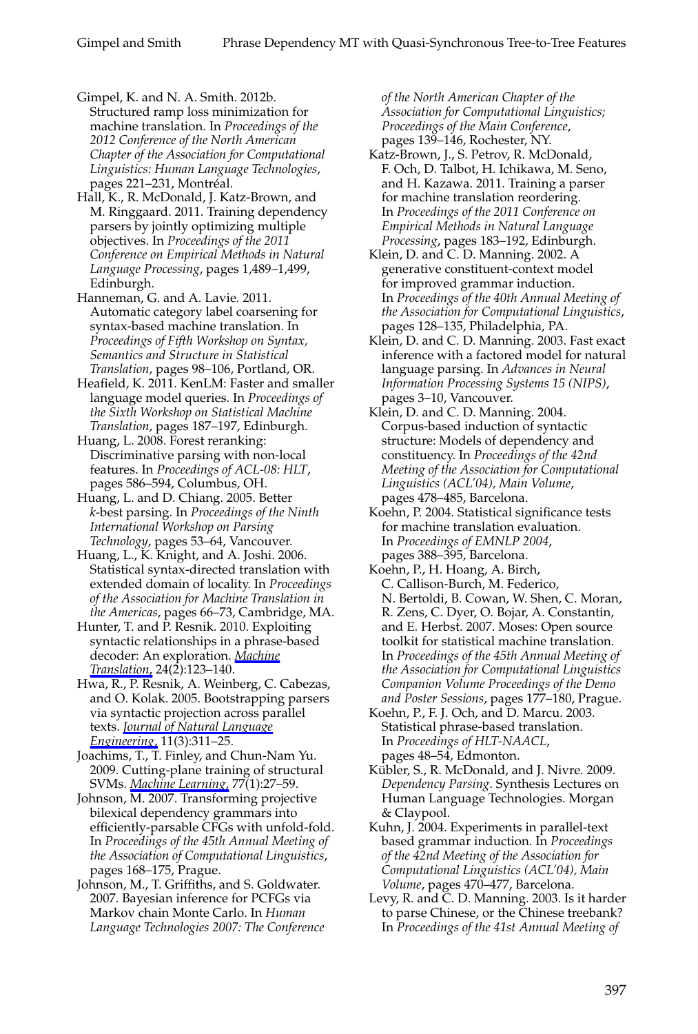Gimpel, K. and N. A. Smith. 2012b. Structured ramp loss minimization for machine translation. In *Proceedings of the 2012 Conference of the North American Chapter of the Association for Computational Linguistics: Human Language Technologies*, pages 221–231, Montréal.

Hall, K., R. McDonald, J. Katz-Brown, and M. Ringgaard. 2011. Training dependency parsers by jointly optimizing multiple objectives. In *Proceedings of the 2011 Conference on Empirical Methods in Natural Language Processing*, pages 1,489–1,499, Edinburgh.

Hanneman, G. and A. Lavie. 2011. Automatic category label coarsening for syntax-based machine translation. In *Proceedings of Fifth Workshop on Syntax, Semantics and Structure in Statistical Translation*, pages 98–106, Portland, OR.

Heafield, K. 2011. KenLM: Faster and smaller language model queries. In *Proceedings of the Sixth Workshop on Statistical Machine Translation*, pages 187–197, Edinburgh.

Huang, L. 2008. Forest reranking: Discriminative parsing with non-local features. In *Proceedings of ACL-08: HLT*, pages 586–594, Columbus, OH.

Huang, L. and D. Chiang. 2005. Better *k*-best parsing. In *Proceedings of the Ninth International Workshop on Parsing Technology*, pages 53–64, Vancouver.

Huang, L., K. Knight, and A. Joshi. 2006. Statistical syntax-directed translation with extended domain of locality. In *Proceedings of the Association for Machine Translation in the Americas*, pages 66–73, Cambridge, MA.

Hunter, T. and P. Resnik. 2010. Exploiting syntactic relationships in a phrase-based decoder: An exploration. *Machine Translation*, 24(2):123–140.

Hwa, R., P. Resnik, A. Weinberg, C. Cabezas, and O. Kolak. 2005. Bootstrapping parsers via syntactic projection across parallel texts. *Journal of Natural Language Engineering*, 11(3):311–25.

Joachims, T., T. Finley, and Chun-Nam Yu. 2009. Cutting-plane training of structural SVMs. *Machine Learning*, 77(1):27–59.

Johnson, M. 2007. Transforming projective bilexical dependency grammars into efficiently-parsable CFGs with unfold-fold. In *Proceedings of the 45th Annual Meeting of the Association of Computational Linguistics*, pages 168–175, Prague.

Johnson, M., T. Griffiths, and S. Goldwater. 2007. Bayesian inference for PCFGs via Markov chain Monte Carlo. In *Human Language Technologies 2007: The Conference of the North American Chapter of the Association for Computational Linguistics; Proceedings of the Main Conference*, pages 139–146, Rochester, NY.

Katz-Brown, J., S. Petrov, R. McDonald, F. Och, D. Talbot, H. Ichikawa, M. Seno, and H. Kazawa. 2011. Training a parser for machine translation reordering. In *Proceedings of the 2011 Conference on Empirical Methods in Natural Language Processing*, pages 183–192, Edinburgh.

Klein, D. and C. D. Manning. 2002. A generative constituent-context model for improved grammar induction. In *Proceedings of the 40th Annual Meeting of the Association for Computational Linguistics*, pages 128–135, Philadelphia, PA.

Klein, D. and C. D. Manning. 2003. Fast exact inference with a factored model for natural language parsing. In *Advances in Neural Information Processing Systems 15 (NIPS)*, pages 3–10, Vancouver.

Klein, D. and C. D. Manning. 2004. Corpus-based induction of syntactic structure: Models of dependency and constituency. In *Proceedings of the 42nd Meeting of the Association for Computational Linguistics (ACL'04), Main Volume*, pages 478–485, Barcelona.

Koehn, P. 2004. Statistical significance tests for machine translation evaluation. In *Proceedings of EMNLP 2004*, pages 388–395, Barcelona.

Koehn, P., H. Hoang, A. Birch, C. Callison-Burch, M. Federico, N. Bertoldi, B. Cowan, W. Shen, C. Moran, R. Zens, C. Dyer, O. Bojar, A. Constantin, and E. Herbst. 2007. Moses: Open source toolkit for statistical machine translation. In *Proceedings of the 45th Annual Meeting of the Association for Computational Linguistics Companion Volume Proceedings of the Demo and Poster Sessions*, pages 177–180, Prague.

Koehn, P., F. J. Och, and D. Marcu. 2003. Statistical phrase-based translation. In *Proceedings of HLT-NAACL*, pages 48–54, Edmonton.

Kübler, S., R. McDonald, and J. Nivre. 2009. *Dependency Parsing*. Synthesis Lectures on Human Language Technologies. Morgan & Claypool.

Kuhn, J. 2004. Experiments in parallel-text based grammar induction. In *Proceedings of the 42nd Meeting of the Association for Computational Linguistics (ACL'04), Main Volume*, pages 470–477, Barcelona.

Levy, R. and C. D. Manning. 2003. Is it harder to parse Chinese, or the Chinese treebank? In *Proceedings of the 41st Annual Meeting of*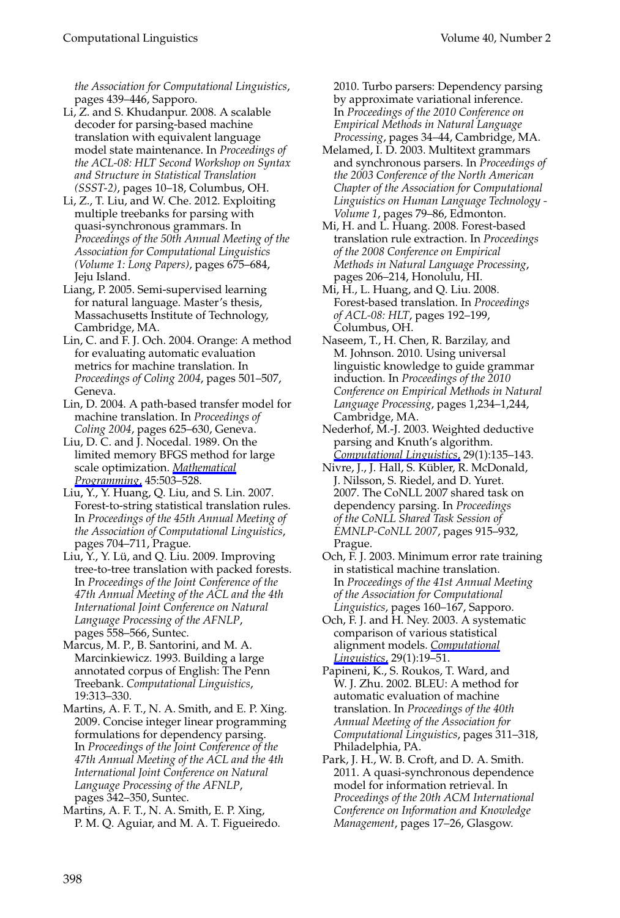*the Association for Computational Linguistics*, pages 439–446, Sapporo.

Li, Z. and S. Khudanpur. 2008. A scalable decoder for parsing-based machine translation with equivalent language model state maintenance. In *Proceedings of the ACL-08: HLT Second Workshop on Syntax and Structure in Statistical Translation (SSST-2)*, pages 10–18, Columbus, OH.

Li, Z., T. Liu, and W. Che. 2012. Exploiting multiple treebanks for parsing with quasi-synchronous grammars. In *Proceedings of the 50th Annual Meeting of the Association for Computational Linguistics (Volume 1: Long Papers)*, pages 675–684, Jeju Island.

Liang, P. 2005. Semi-supervised learning for natural language. Master's thesis, Massachusetts Institute of Technology, Cambridge, MA.

Lin, C. and F. J. Och. 2004. Orange: A method for evaluating automatic evaluation metrics for machine translation. In *Proceedings of Coling 2004*, pages 501–507, Geneva.

Lin, D. 2004. A path-based transfer model for machine translation. In *Proceedings of Coling 2004*, pages 625–630, Geneva.

Liu, D. C. and J. Nocedal. 1989. On the limited memory BFGS method for large scale optimization. *Mathematical Programming*, 45:503–528.

Liu, Y., Y. Huang, Q. Liu, and S. Lin. 2007. Forest-to-string statistical translation rules. In *Proceedings of the 45th Annual Meeting of the Association of Computational Linguistics*, pages 704–711, Prague.

Liu, Y., Y. Lü, and Q. Liu. 2009. Improving tree-to-tree translation with packed forests. In *Proceedings of the Joint Conference of the 47th Annual Meeting of the ACL and the 4th International Joint Conference on Natural Language Processing of the AFNLP*, pages 558–566, Suntec.

Marcus, M. P., B. Santorini, and M. A. Marcinkiewicz. 1993. Building a large annotated corpus of English: The Penn Treebank. *Computational Linguistics*, 19:313–330.

Martins, A. F. T., N. A. Smith, and E. P. Xing. 2009. Concise integer linear programming formulations for dependency parsing. In *Proceedings of the Joint Conference of the 47th Annual Meeting of the ACL and the 4th International Joint Conference on Natural Language Processing of the AFNLP*, pages 342–350, Suntec.

Martins, A. F. T., N. A. Smith, E. P. Xing, P. M. Q. Aguiar, and M. A. T. Figueiredo. 2010. Turbo parsers: Dependency parsing by approximate variational inference. In *Proceedings of the 2010 Conference on Empirical Methods in Natural Language Processing*, pages 34–44, Cambridge, MA.

Melamed, I. D. 2003. Multitext grammars and synchronous parsers. In *Proceedings of the 2003 Conference of the North American Chapter of the Association for Computational Linguistics on Human Language Technology - Volume 1*, pages 79–86, Edmonton.

Mi, H. and L. Huang. 2008. Forest-based translation rule extraction. In *Proceedings of the 2008 Conference on Empirical Methods in Natural Language Processing*, pages 206–214, Honolulu, HI.

Mi, H., L. Huang, and Q. Liu. 2008. Forest-based translation. In *Proceedings of ACL-08: HLT*, pages 192–199, Columbus, OH.

Naseem, T., H. Chen, R. Barzilay, and M. Johnson. 2010. Using universal linguistic knowledge to guide grammar induction. In *Proceedings of the 2010 Conference on Empirical Methods in Natural Language Processing*, pages 1,234–1,244, Cambridge, MA.

Nederhof, M.-J. 2003. Weighted deductive parsing and Knuth's algorithm. *Computational Linguistics*, 29(1):135–143.

Nivre, J., J. Hall, S. Kübler, R. McDonald, J. Nilsson, S. Riedel, and D. Yuret. 2007. The CoNLL 2007 shared task on dependency parsing. In *Proceedings of the CoNLL Shared Task Session of EMNLP-CoNLL 2007*, pages 915–932, Prague.

Och, F. J. 2003. Minimum error rate training in statistical machine translation. In *Proceedings of the 41st Annual Meeting of the Association for Computational Linguistics*, pages 160–167, Sapporo.

Och, F. J. and H. Ney. 2003. A systematic comparison of various statistical alignment models. *Computational Linguistics*, 29(1):19–51.

Papineni, K., S. Roukos, T. Ward, and W. J. Zhu. 2002. BLEU: A method for automatic evaluation of machine translation. In *Proceedings of the 40th Annual Meeting of the Association for Computational Linguistics*, pages 311–318, Philadelphia, PA.

Park, J. H., W. B. Croft, and D. A. Smith. 2011. A quasi-synchronous dependence model for information retrieval. In *Proceedings of the 20th ACM International Conference on Information and Knowledge Management*, pages 17–26, Glasgow.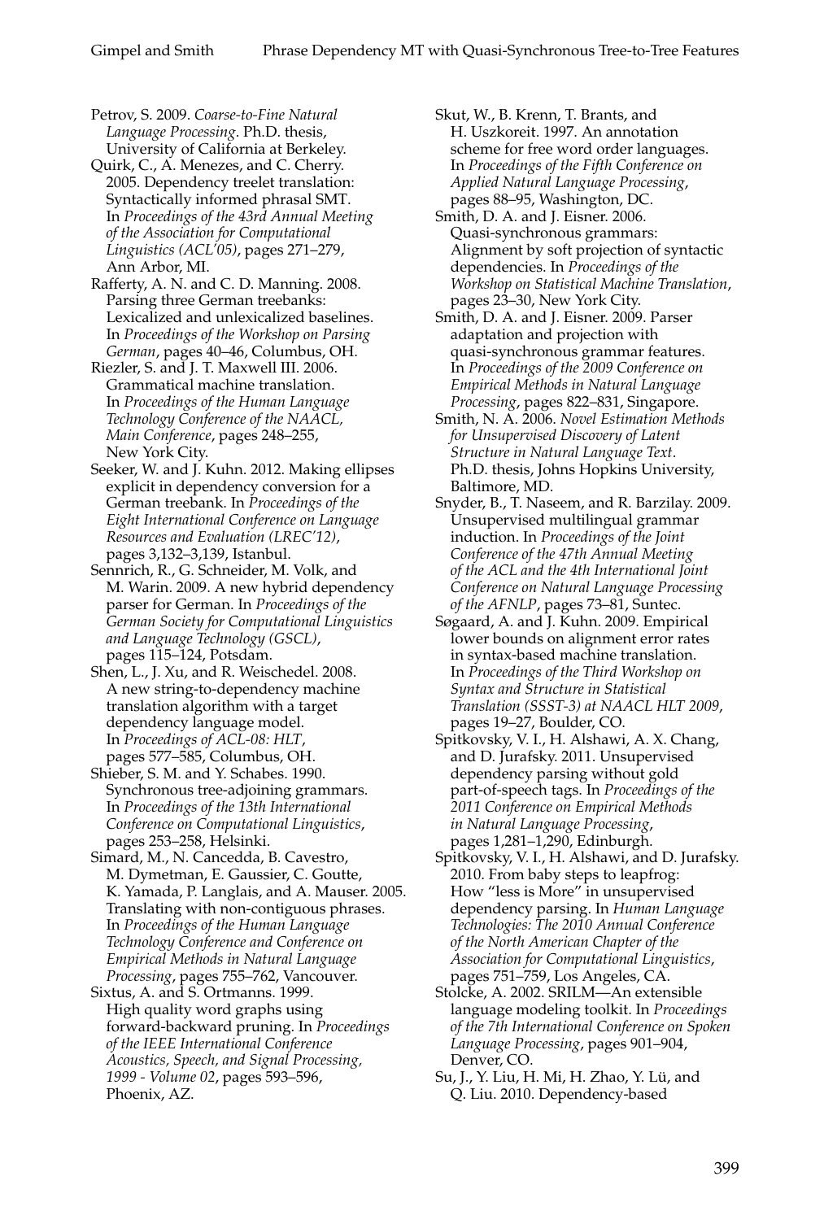Petrov, S. 2009. *Coarse-to-Fine Natural Language Processing*. Ph.D. thesis, University of California at Berkeley.

Quirk, C., A. Menezes, and C. Cherry. 2005. Dependency treelet translation: Syntactically informed phrasal SMT. In *Proceedings of the 43rd Annual Meeting of the Association for Computational Linguistics (ACL'05)*, pages 271–279, Ann Arbor, MI.

Rafferty, A. N. and C. D. Manning. 2008. Parsing three German treebanks: Lexicalized and unlexicalized baselines. In *Proceedings of the Workshop on Parsing German*, pages 40–46, Columbus, OH.

Riezler, S. and J. T. Maxwell III. 2006. Grammatical machine translation. In *Proceedings of the Human Language Technology Conference of the NAACL, Main Conference*, pages 248–255, New York City.

Seeker, W. and J. Kuhn. 2012. Making ellipses explicit in dependency conversion for a German treebank. In *Proceedings of the Eight International Conference on Language Resources and Evaluation (LREC'12)*, pages 3,132–3,139, Istanbul.

Sennrich, R., G. Schneider, M. Volk, and M. Warin. 2009. A new hybrid dependency parser for German. In *Proceedings of the German Society for Computational Linguistics and Language Technology (GSCL)*, pages 115–124, Potsdam.

Shen, L., J. Xu, and R. Weischedel. 2008. A new string-to-dependency machine translation algorithm with a target dependency language model. In *Proceedings of ACL-08: HLT*, pages 577–585, Columbus, OH.

Shieber, S. M. and Y. Schabes. 1990. Synchronous tree-adjoining grammars. In *Proceedings of the 13th International Conference on Computational Linguistics*, pages 253–258, Helsinki.

Simard, M., N. Cancedda, B. Cavestro, M. Dymetman, E. Gaussier, C. Goutte, K. Yamada, P. Langlais, and A. Mauser. 2005. Translating with non-contiguous phrases. In *Proceedings of the Human Language Technology Conference and Conference on Empirical Methods in Natural Language Processing*, pages 755–762, Vancouver.

Sixtus, A. and S. Ortmanns. 1999. High quality word graphs using forward-backward pruning. In *Proceedings of the IEEE International Conference Acoustics, Speech, and Signal Processing, 1999 - Volume 02*, pages 593–596, Phoenix, AZ.

Skut, W., B. Krenn, T. Brants, and H. Uszkoreit. 1997. An annotation scheme for free word order languages. In *Proceedings of the Fifth Conference on Applied Natural Language Processing*, pages 88–95, Washington, DC.

Smith, D. A. and J. Eisner. 2006. Quasi-synchronous grammars: Alignment by soft projection of syntactic dependencies. In *Proceedings of the Workshop on Statistical Machine Translation*, pages 23–30, New York City.

Smith, D. A. and J. Eisner. 2009. Parser adaptation and projection with quasi-synchronous grammar features. In *Proceedings of the 2009 Conference on Empirical Methods in Natural Language Processing*, pages 822–831, Singapore.

Smith, N. A. 2006. *Novel Estimation Methods for Unsupervised Discovery of Latent Structure in Natural Language Text*. Ph.D. thesis, Johns Hopkins University, Baltimore, MD.

Snyder, B., T. Naseem, and R. Barzilay. 2009. Unsupervised multilingual grammar induction. In *Proceedings of the Joint Conference of the 47th Annual Meeting of the ACL and the 4th International Joint Conference on Natural Language Processing of the AFNLP*, pages 73–81, Suntec.

Søgaard, A. and J. Kuhn. 2009. Empirical lower bounds on alignment error rates in syntax-based machine translation. In *Proceedings of the Third Workshop on Syntax and Structure in Statistical Translation (SSST-3) at NAACL HLT 2009*, pages 19–27, Boulder, CO.

Spitkovsky, V. I., H. Alshawi, A. X. Chang, and D. Jurafsky. 2011. Unsupervised dependency parsing without gold part-of-speech tags. In *Proceedings of the 2011 Conference on Empirical Methods in Natural Language Processing*, pages 1,281–1,290, Edinburgh.

Spitkovsky, V. I., H. Alshawi, and D. Jurafsky. 2010. From baby steps to leapfrog: How "less is More" in unsupervised dependency parsing. In *Human Language Technologies: The 2010 Annual Conference of the North American Chapter of the Association for Computational Linguistics*, pages 751–759, Los Angeles, CA.

Stolcke, A. 2002. SRILM—An extensible language modeling toolkit. In *Proceedings of the 7th International Conference on Spoken Language Processing*, pages 901–904, Denver, CO.

Su, J., Y. Liu, H. Mi, H. Zhao, Y. Lü, and Q. Liu. 2010. Dependency-based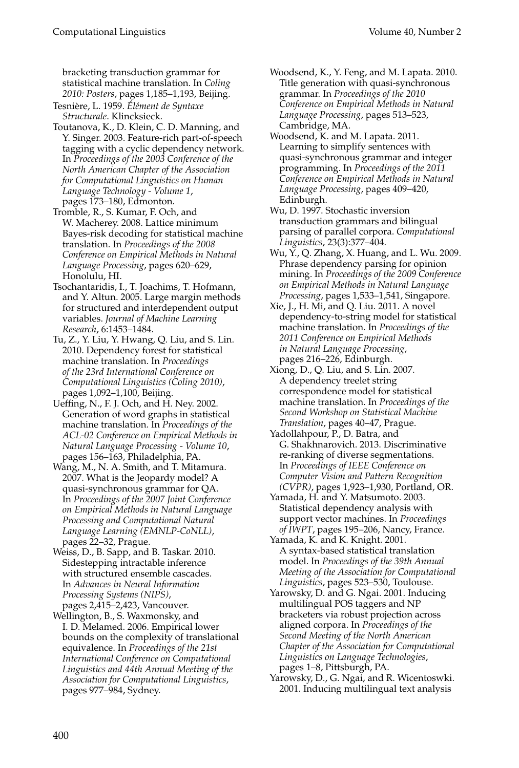bracketing transduction grammar for statistical machine translation. In *Coling 2010: Posters*, pages 1,185–1,193, Beijing.

Tesnière, L. 1959. *Élément de Syntaxe Structurale*. Klincksieck.

Toutanova, K., D. Klein, C. D. Manning, and Y. Singer. 2003. Feature-rich part-of-speech tagging with a cyclic dependency network. In *Proceedings of the 2003 Conference of the North American Chapter of the Association for Computational Linguistics on Human Language Technology - Volume 1*, pages 173–180, Edmonton.

Tromble, R., S. Kumar, F. Och, and W. Macherey. 2008. Lattice minimum Bayes-risk decoding for statistical machine translation. In *Proceedings of the 2008 Conference on Empirical Methods in Natural Language Processing*, pages 620–629, Honolulu, HI.

Tsochantaridis, I., T. Joachims, T. Hofmann, and Y. Altun. 2005. Large margin methods for structured and interdependent output variables. *Journal of Machine Learning Research*, 6:1453–1484.

Tu, Z., Y. Liu, Y. Hwang, Q. Liu, and S. Lin. 2010. Dependency forest for statistical machine translation. In *Proceedings of the 23rd International Conference on Computational Linguistics (Coling 2010)*, pages 1,092–1,100, Beijing.

Ueffing, N., F. J. Och, and H. Ney. 2002. Generation of word graphs in statistical machine translation. In *Proceedings of the ACL-02 Conference on Empirical Methods in Natural Language Processing - Volume 10*, pages 156–163, Philadelphia, PA.

Wang, M., N. A. Smith, and T. Mitamura. 2007. What is the Jeopardy model? A quasi-synchronous grammar for QA. In *Proceedings of the 2007 Joint Conference on Empirical Methods in Natural Language Processing and Computational Natural Language Learning (EMNLP-CoNLL)*, pages 22–32, Prague.

Weiss, D., B. Sapp, and B. Taskar. 2010. Sidestepping intractable inference with structured ensemble cascades. In *Advances in Neural Information Processing Systems (NIPS)*, pages 2,415–2,423, Vancouver.

Wellington, B., S. Waxmonsky, and I. D. Melamed. 2006. Empirical lower bounds on the complexity of translational equivalence. In *Proceedings of the 21st International Conference on Computational Linguistics and 44th Annual Meeting of the Association for Computational Linguistics*, pages 977–984, Sydney.

Woodsend, K., Y. Feng, and M. Lapata. 2010. Title generation with quasi-synchronous grammar. In *Proceedings of the 2010 Conference on Empirical Methods in Natural Language Processing*, pages 513–523, Cambridge, MA.

Woodsend, K. and M. Lapata. 2011. Learning to simplify sentences with quasi-synchronous grammar and integer programming. In *Proceedings of the 2011 Conference on Empirical Methods in Natural Language Processing*, pages 409–420, Edinburgh.

Wu, D. 1997. Stochastic inversion transduction grammars and bilingual parsing of parallel corpora. *Computational Linguistics*, 23(3):377–404.

Wu, Y., Q. Zhang, X. Huang, and L. Wu. 2009. Phrase dependency parsing for opinion mining. In *Proceedings of the 2009 Conference on Empirical Methods in Natural Language Processing*, pages 1,533–1,541, Singapore.

Xie, J., H. Mi, and Q. Liu. 2011. A novel dependency-to-string model for statistical machine translation. In *Proceedings of the 2011 Conference on Empirical Methods in Natural Language Processing*, pages 216–226, Edinburgh.

Xiong, D., Q. Liu, and S. Lin. 2007. A dependency treelet string correspondence model for statistical machine translation. In *Proceedings of the Second Workshop on Statistical Machine Translation*, pages 40–47, Prague.

Yadollahpour, P., D. Batra, and G. Shakhnarovich. 2013. Discriminative re-ranking of diverse segmentations. In *Proceedings of IEEE Conference on Computer Vision and Pattern Recognition (CVPR)*, pages 1,923–1,930, Portland, OR.

Yamada, H. and Y. Matsumoto. 2003. Statistical dependency analysis with support vector machines. In *Proceedings of IWPT*, pages 195–206, Nancy, France.

Yamada, K. and K. Knight. 2001. A syntax-based statistical translation model. In *Proceedings of the 39th Annual Meeting of the Association for Computational Linguistics*, pages 523–530, Toulouse.

Yarowsky, D. and G. Ngai. 2001. Inducing multilingual POS taggers and NP bracketers via robust projection across aligned corpora. In *Proceedings of the Second Meeting of the North American Chapter of the Association for Computational Linguistics on Language Technologies*, pages 1–8, Pittsburgh, PA.

Yarowsky, D., G. Ngai, and R. Wicentoswki. 2001. Inducing multilingual text analysis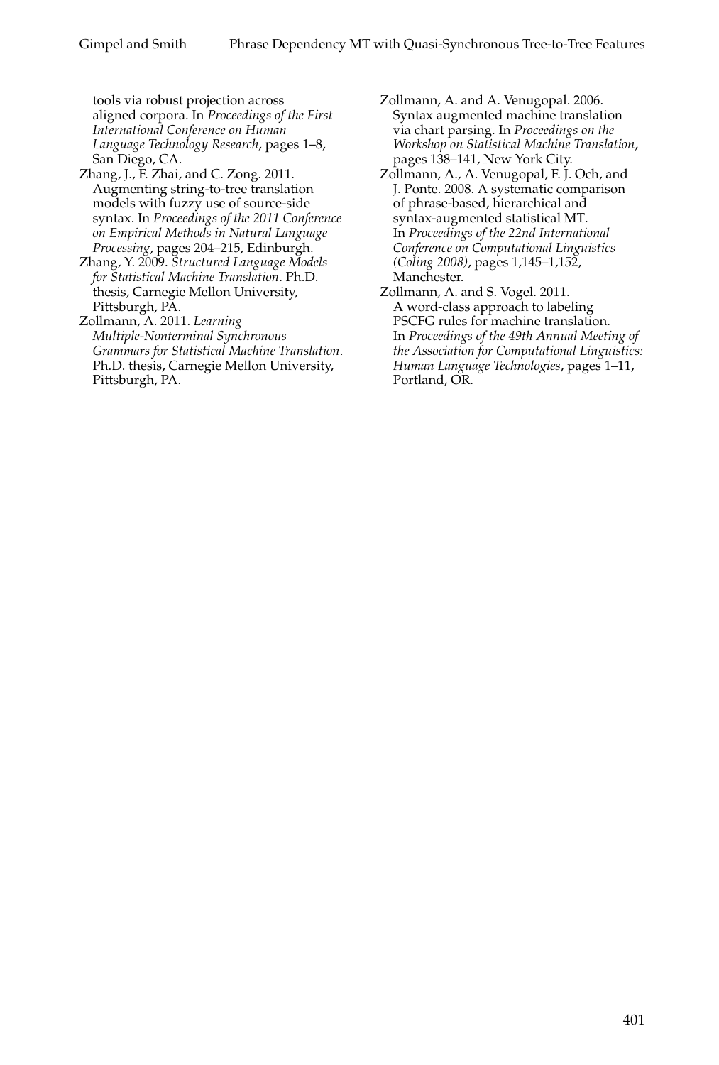tools via robust projection across aligned corpora. In *Proceedings of the First International Conference on Human Language Technology Research*, pages 1–8, San Diego, CA.

Zhang, J., F. Zhai, and C. Zong. 2011. Augmenting string-to-tree translation models with fuzzy use of source-side syntax. In *Proceedings of the 2011 Conference on Empirical Methods in Natural Language Processing*, pages 204–215, Edinburgh.

Zhang, Y. 2009. *Structured Language Models for Statistical Machine Translation*. Ph.D. thesis, Carnegie Mellon University, Pittsburgh, PA.

Zollmann, A. 2011. *Learning Multiple-Nonterminal Synchronous Grammars for Statistical Machine Translation*. Ph.D. thesis, Carnegie Mellon University, Pittsburgh, PA.

Zollmann, A. and A. Venugopal. 2006. Syntax augmented machine translation via chart parsing. In *Proceedings on the Workshop on Statistical Machine Translation*, pages 138–141, New York City.

Zollmann, A., A. Venugopal, F. J. Och, and J. Ponte. 2008. A systematic comparison of phrase-based, hierarchical and syntax-augmented statistical MT. In *Proceedings of the 22nd International Conference on Computational Linguistics (Coling 2008)*, pages 1,145–1,152, Manchester.

Zollmann, A. and S. Vogel. 2011. A word-class approach to labeling PSCFG rules for machine translation. In *Proceedings of the 49th Annual Meeting of the Association for Computational Linguistics: Human Language Technologies*, pages 1–11, Portland, OR.